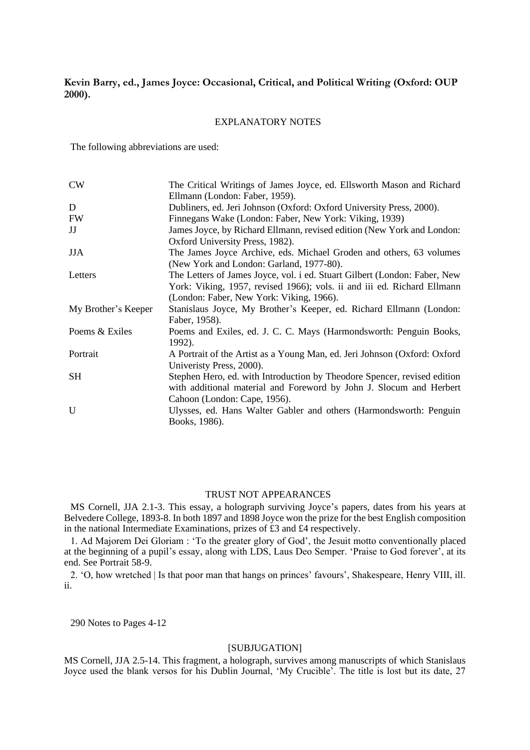**Kevin Barry, ed., James Joyce: Occasional, Critical, and Political Writing (Oxford: OUP 2000).**

EXPLANATORY NOTES

The following abbreviations are used:

| | |
|---|---|
| CW | The Critical Writings of James Joyce, ed. Ellsworth Mason and Richard Ellmann (London: Faber, 1959). |
| D | Dubliners, ed. Jeri Johnson (Oxford: Oxford University Press, 2000). |
| FW | Finnegans Wake (London: Faber, New York: Viking, 1939) |
| JJ | James Joyce, by Richard Ellmann, revised edition (New York and London: Oxford University Press, 1982). |
| JJA | The James Joyce Archive, eds. Michael Groden and others, 63 volumes (New York and London: Garland, 1977-80). |
| Letters | The Letters of James Joyce, vol. i ed. Stuart Gilbert (London: Faber, New York: Viking, 1957, revised 1966); vols. ii and iii ed. Richard Ellmann (London: Faber, New York: Viking, 1966). |
| My Brother's Keeper | Stanislaus Joyce, My Brother's Keeper, ed. Richard Ellmann (London: Faber, 1958). |
| Poems & Exiles | Poems and Exiles, ed. J. C. C. Mays (Harmondsworth: Penguin Books, 1992). |
| Portrait | A Portrait of the Artist as a Young Man, ed. Jeri Johnson (Oxford: Oxford Univeristy Press, 2000). |
| SH | Stephen Hero, ed. with Introduction by Theodore Spencer, revised edition with additional material and Foreword by John J. Slocum and Herbert Cahoon (London: Cape, 1956). |
| U | Ulysses, ed. Hans Walter Gabler and others (Harmondsworth: Penguin Books, 1986). |

## TRUST NOT APPEARANCES

MS Cornell, JJA 2.1-3. This essay, a holograph surviving Joyce's papers, dates from his years at Belvedere College, 1893-8. In both 1897 and 1898 Joyce won the prize for the best English composition in the national Intermediate Examinations, prizes of £3 and £4 respectively.

1. Ad Majorem Dei Gloriam : 'To the greater glory of God', the Jesuit motto conventionally placed at the beginning of a pupil's essay, along with LDS, Laus Deo Semper. 'Praise to God forever', at its end. See Portrait 58-9.

2. 'O, how wretched | Is that poor man that hangs on princes' favours', Shakespeare, Henry VIII, ill. ii.

290 Notes to Pages 4-12

## [SUBJUGATION]

MS Cornell, JJA 2.5-14. This fragment, a holograph, survives among manuscripts of which Stanislaus Joyce used the blank versos for his Dublin Journal, 'My Crucible'. The title is lost but its date, 27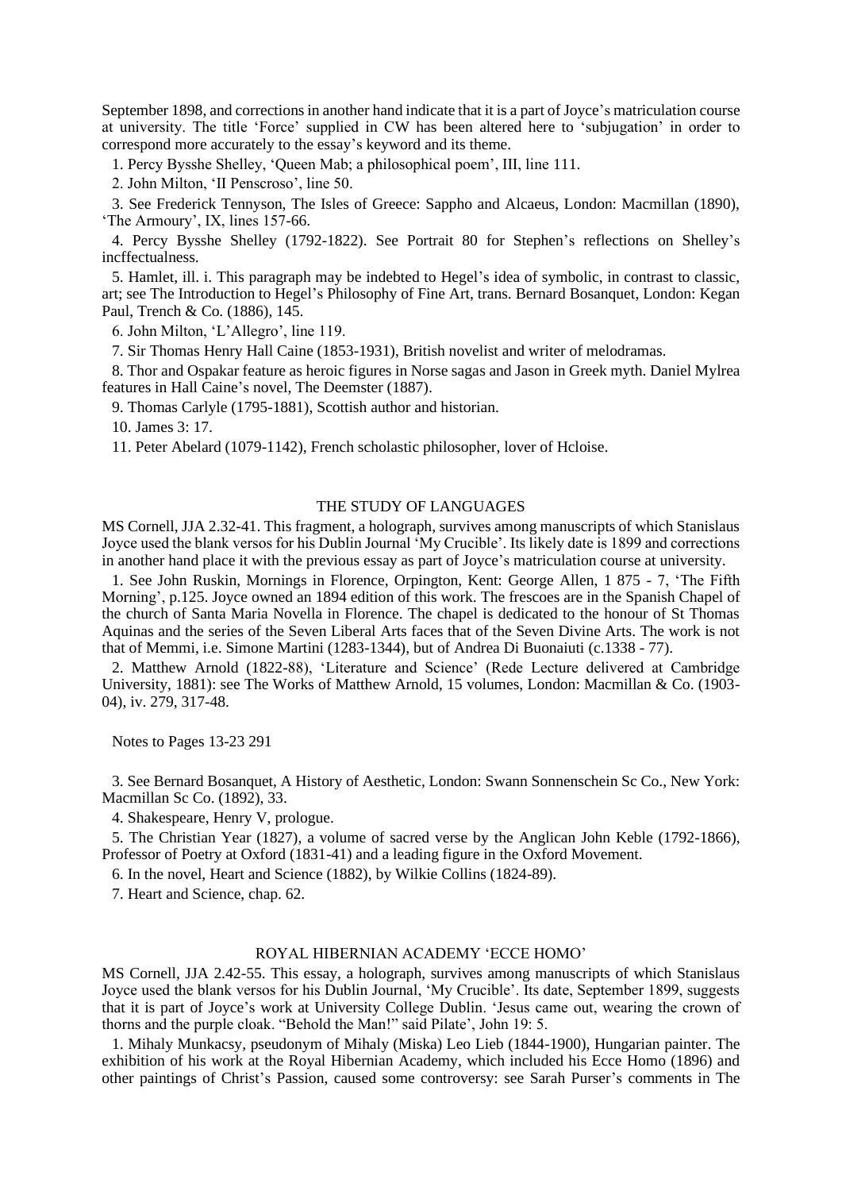September 1898, and corrections in another hand indicate that it is a part of Joyce's matriculation course at university. The title 'Force' supplied in CW has been altered here to 'subjugation' in order to correspond more accurately to the essay's keyword and its theme.

1. Percy Bysshe Shelley, 'Queen Mab; a philosophical poem', III, line 111.

2. John Milton, 'II Penscroso', line 50.

3. See Frederick Tennyson, The Isles of Greece: Sappho and Alcaeus, London: Macmillan (1890), 'The Armoury', IX, lines 157-66.

4. Percy Bysshe Shelley (1792-1822). See Portrait 80 for Stephen's reflections on Shelley's incffectualness.

5. Hamlet, ill. i. This paragraph may be indebted to Hegel's idea of symbolic, in contrast to classic, art; see The Introduction to Hegel's Philosophy of Fine Art, trans. Bernard Bosanquet, London: Kegan Paul, Trench & Co. (1886), 145.

6. John Milton, 'L'Allegro', line 119.

7. Sir Thomas Henry Hall Caine (1853-1931), British novelist and writer of melodramas.

8. Thor and Ospakar feature as heroic figures in Norse sagas and Jason in Greek myth. Daniel Mylrea features in Hall Caine's novel, The Deemster (1887).

9. Thomas Carlyle (1795-1881), Scottish author and historian.

10. James 3: 17.

11. Peter Abelard (1079-1142), French scholastic philosopher, lover of Hcloise.

## THE STUDY OF LANGUAGES

MS Cornell, JJA 2.32-41. This fragment, a holograph, survives among manuscripts of which Stanislaus Joyce used the blank versos for his Dublin Journal 'My Crucible'. Its likely date is 1899 and corrections in another hand place it with the previous essay as part of Joyce's matriculation course at university.

1. See John Ruskin, Mornings in Florence, Orpington, Kent: George Allen, 1 875 - 7, 'The Fifth Morning', p.125. Joyce owned an 1894 edition of this work. The frescoes are in the Spanish Chapel of the church of Santa Maria Novella in Florence. The chapel is dedicated to the honour of St Thomas Aquinas and the series of the Seven Liberal Arts faces that of the Seven Divine Arts. The work is not that of Memmi, i.e. Simone Martini (1283-1344), but of Andrea Di Buonaiuti (c.1338 - 77).

2. Matthew Arnold (1822-88), 'Literature and Science' (Rede Lecture delivered at Cambridge University, 1881): see The Works of Matthew Arnold, 15 volumes, London: Macmillan & Co. (1903-04), iv. 279, 317-48.

3. See Bernard Bosanquet, A History of Aesthetic, London: Swann Sonnenschein Sc Co., New York: Macmillan Sc Co. (1892), 33.

4. Shakespeare, Henry V, prologue.

5. The Christian Year (1827), a volume of sacred verse by the Anglican John Keble (1792-1866), Professor of Poetry at Oxford (1831-41) and a leading figure in the Oxford Movement.

6. In the novel, Heart and Science (1882), by Wilkie Collins (1824-89).

7. Heart and Science, chap. 62.

## ROYAL HIBERNIAN ACADEMY 'ECCE HOMO'

MS Cornell, JJA 2.42-55. This essay, a holograph, survives among manuscripts of which Stanislaus Joyce used the blank versos for his Dublin Journal, 'My Crucible'. Its date, September 1899, suggests that it is part of Joyce's work at University College Dublin. 'Jesus came out, wearing the crown of thorns and the purple cloak. "Behold the Man!" said Pilate', John 19: 5.

1. Mihaly Munkacsy, pseudonym of Mihaly (Miska) Leo Lieb (1844-1900), Hungarian painter. The exhibition of his work at the Royal Hibernian Academy, which included his Ecce Homo (1896) and other paintings of Christ's Passion, caused some controversy: see Sarah Purser's comments in The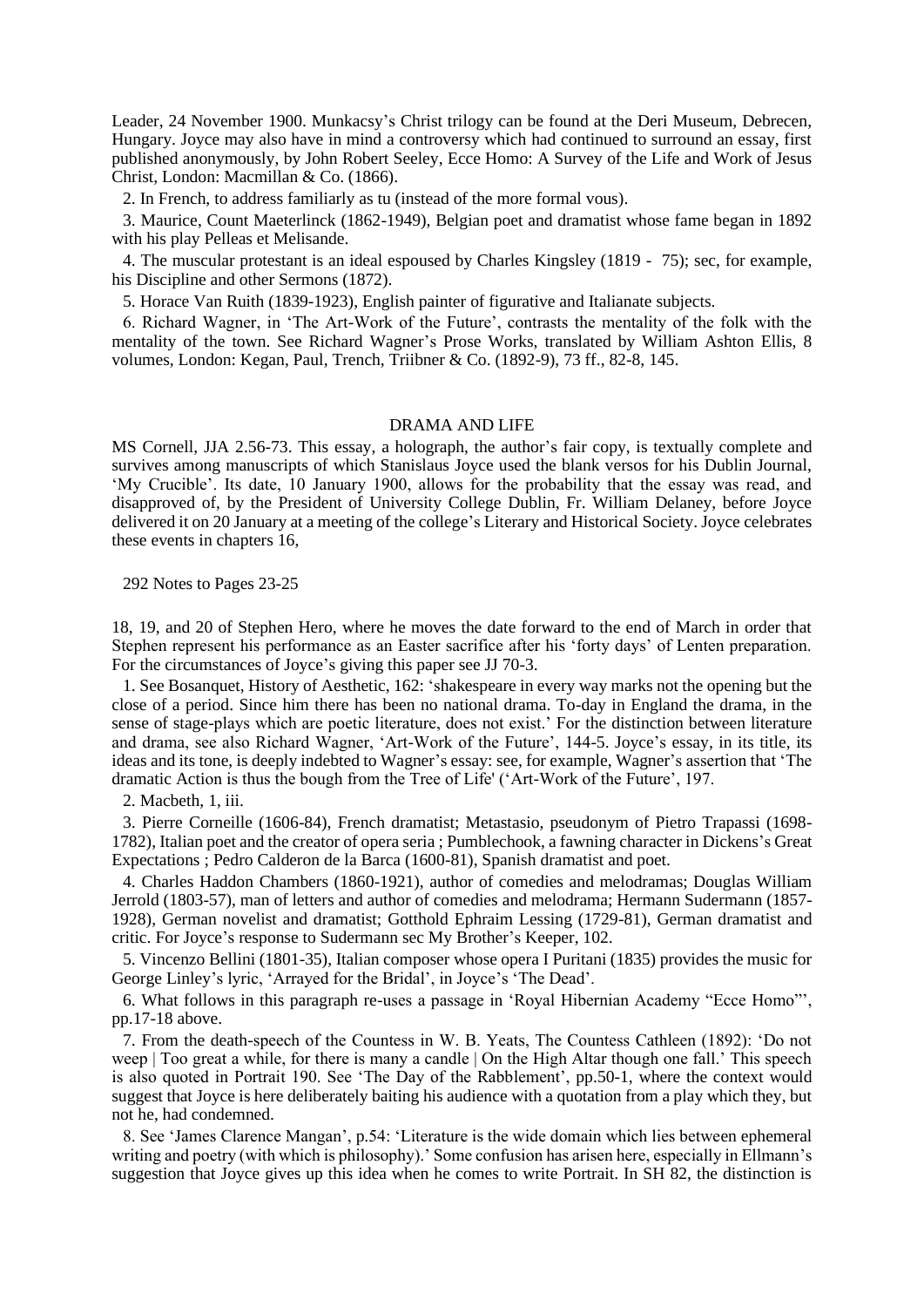Leader, 24 November 1900. Munkacsy's Christ trilogy can be found at the Deri Museum, Debrecen, Hungary. Joyce may also have in mind a controversy which had continued to surround an essay, first published anonymously, by John Robert Seeley, Ecce Homo: A Survey of the Life and Work of Jesus Christ, London: Macmillan & Co. (1866).

2. In French, to address familiarly as tu (instead of the more formal vous).

3. Maurice, Count Maeterlinck (1862-1949), Belgian poet and dramatist whose fame began in 1892 with his play Pelleas et Melisande.

4. The muscular protestant is an ideal espoused by Charles Kingsley (1819 - 75); sec, for example, his Discipline and other Sermons (1872).

5. Horace Van Ruith (1839-1923), English painter of figurative and Italianate subjects.

6. Richard Wagner, in 'The Art-Work of the Future', contrasts the mentality of the folk with the mentality of the town. See Richard Wagner's Prose Works, translated by William Ashton Ellis, 8 volumes, London: Kegan, Paul, Trench, Triibner & Co. (1892-9), 73 ff., 82-8, 145.

## DRAMA AND LIFE

MS Cornell, JJA 2.56-73. This essay, a holograph, the author's fair copy, is textually complete and survives among manuscripts of which Stanislaus Joyce used the blank versos for his Dublin Journal, 'My Crucible'. Its date, 10 January 1900, allows for the probability that the essay was read, and disapproved of, by the President of University College Dublin, Fr. William Delaney, before Joyce delivered it on 20 January at a meeting of the college's Literary and Historical Society. Joyce celebrates these events in chapters 16, 18, 19, and 20 of Stephen Hero, where he moves the date forward to the end of March in order that Stephen represent his performance as an Easter sacrifice after his 'forty days' of Lenten preparation. For the circumstances of Joyce's giving this paper see JJ 70-3.

1. See Bosanquet, History of Aesthetic, 162: 'shakespeare in every way marks not the opening but the close of a period. Since him there has been no national drama. To-day in England the drama, in the sense of stage-plays which are poetic literature, does not exist.' For the distinction between literature and drama, see also Richard Wagner, 'Art-Work of the Future', 144-5. Joyce's essay, in its title, its ideas and its tone, is deeply indebted to Wagner's essay: see, for example, Wagner's assertion that 'The dramatic Action is thus the bough from the Tree of Life' ('Art-Work of the Future', 197.

2. Macbeth, 1, iii.

3. Pierre Corneille (1606-84), French dramatist; Metastasio, pseudonym of Pietro Trapassi (1698-1782), Italian poet and the creator of opera seria ; Pumblechook, a fawning character in Dickens's Great Expectations ; Pedro Calderon de la Barca (1600-81), Spanish dramatist and poet.

4. Charles Haddon Chambers (1860-1921), author of comedies and melodramas; Douglas William Jerrold (1803-57), man of letters and author of comedies and melodrama; Hermann Sudermann (1857-1928), German novelist and dramatist; Gotthold Ephraim Lessing (1729-81), German dramatist and critic. For Joyce's response to Sudermann sec My Brother's Keeper, 102.

5. Vincenzo Bellini (1801-35), Italian composer whose opera I Puritani (1835) provides the music for George Linley's lyric, 'Arrayed for the Bridal', in Joyce's 'The Dead'.

6. What follows in this paragraph re-uses a passage in 'Royal Hibernian Academy "Ecce Homo"', pp.17-18 above.

7. From the death-speech of the Countess in W. B. Yeats, The Countess Cathleen (1892): 'Do not weep | Too great a while, for there is many a candle | On the High Altar though one fall.' This speech is also quoted in Portrait 190. See 'The Day of the Rabblement', pp.50-1, where the context would suggest that Joyce is here deliberately baiting his audience with a quotation from a play which they, but not he, had condemned.

8. See 'James Clarence Mangan', p.54: 'Literature is the wide domain which lies between ephemeral writing and poetry (with which is philosophy).' Some confusion has arisen here, especially in Ellmann's suggestion that Joyce gives up this idea when he comes to write Portrait. In SH 82, the distinction is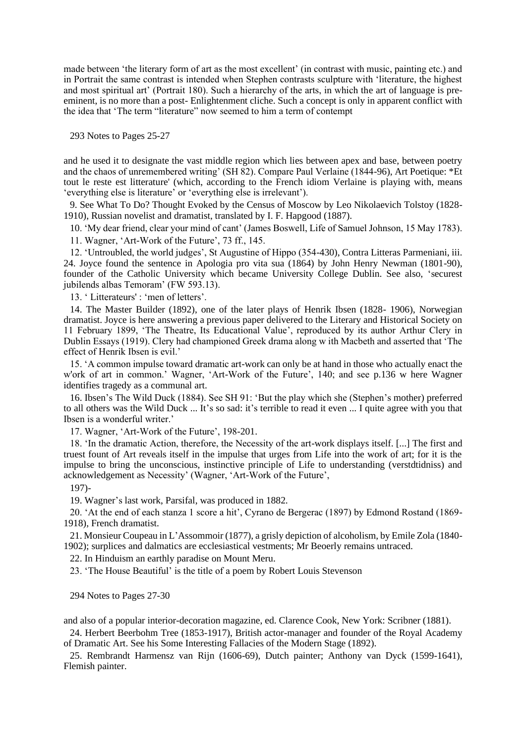made between 'the literary form of art as the most excellent' (in contrast with music, painting etc.) and in Portrait the same contrast is intended when Stephen contrasts sculpture with 'literature, the highest and most spiritual art' (Portrait 180). Such a hierarchy of the arts, in which the art of language is pre-eminent, is no more than a post- Enlightenment cliche. Such a concept is only in apparent conflict with the idea that 'The term "literature" now seemed to him a term of contempt

and he used it to designate the vast middle region which lies between apex and base, between poetry and the chaos of unremembered writing' (SH 82). Compare Paul Verlaine (1844-96), Art Poetique: *Et tout le reste est litterature' (which, according to the French idiom Verlaine is playing with, means 'everything else is literature' or 'everything else is irrelevant').

9. See What To Do? Thought Evoked by the Census of Moscow by Leo Nikolaevich Tolstoy (1828-1910), Russian novelist and dramatist, translated by I. F. Hapgood (1887).

10. 'My dear friend, clear your mind of cant' (James Boswell, Life of Samuel Johnson, 15 May 1783).

11. Wagner, 'Art-Work of the Future', 73 ff., 145.

12. 'Untroubled, the world judges', St Augustine of Hippo (354-430), Contra Litteras Parmeniani, iii. 24. Joyce found the sentence in Apologia pro vita sua (1864) by John Henry Newman (1801-90), founder of the Catholic University which became University College Dublin. See also, 'securest jubilends albas Temoram' (FW 593.13).

13. ' Litterateurs' : 'men of letters'.

14. The Master Builder (1892), one of the later plays of Henrik Ibsen (1828- 1906), Norwegian dramatist. Joyce is here answering a previous paper delivered to the Literary and Historical Society on 11 February 1899, 'The Theatre, Its Educational Value', reproduced by its author Arthur Clery in Dublin Essays (1919). Clery had championed Greek drama along w ith Macbeth and asserted that 'The effect of Henrik Ibsen is evil.'

15. 'A common impulse toward dramatic art-work can only be at hand in those who actually enact the w'ork of art in common.' Wagner, 'Art-Work of the Future', 140; and see p.136 w here Wagner identifies tragedy as a communal art.

16. Ibsen's The Wild Duck (1884). See SH 91: 'But the play which she (Stephen's mother) preferred to all others was the Wild Duck ... It's so sad: it's terrible to read it even ... I quite agree with you that Ibsen is a wonderful writer.'

17. Wagner, 'Art-Work of the Future', 198-201.

18. 'In the dramatic Action, therefore, the Necessity of the art-work displays itself. [...] The first and truest fount of Art reveals itself in the impulse that urges from Life into the work of art; for it is the impulse to bring the unconscious, instinctive principle of Life to understanding (verstdtidniss) and acknowledgement as Necessity' (Wagner, 'Art-Work of the Future',

197)-

19. Wagner's last work, Parsifal, was produced in 1882.

20. 'At the end of each stanza 1 score a hit', Cyrano de Bergerac (1897) by Edmond Rostand (1869-1918), French dramatist.

21. Monsieur Coupeau in L'Assommoir (1877), a grisly depiction of alcoholism, by Emile Zola (1840-1902); surplices and dalmatics are ecclesiastical vestments; Mr Beoerly remains untraced.

22. In Hinduism an earthly paradise on Mount Meru.

23. 'The House Beautiful' is the title of a poem by Robert Louis Stevenson

and also of a popular interior-decoration magazine, ed. Clarence Cook, New York: Scribner (1881).

24. Herbert Beerbohm Tree (1853-1917), British actor-manager and founder of the Royal Academy of Dramatic Art. See his Some Interesting Fallacies of the Modern Stage (1892).

25. Rembrandt Harmensz van Rijn (1606-69), Dutch painter; Anthony van Dyck (1599-1641), Flemish painter.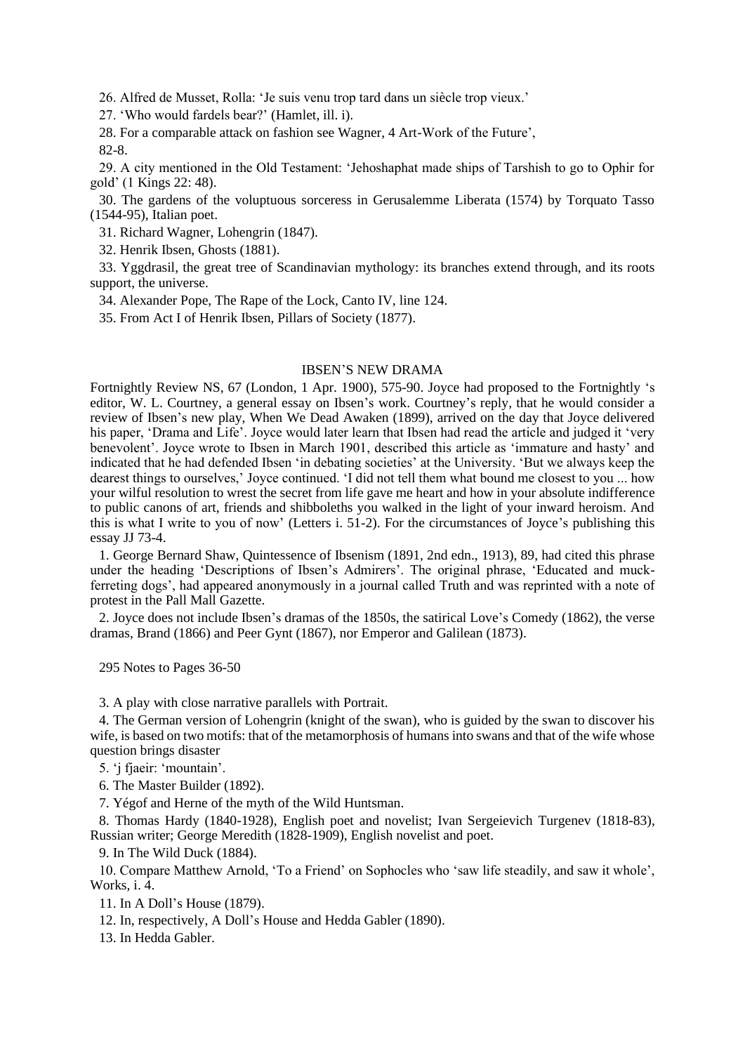26. Alfred de Musset, Rolla: 'Je suis venu trop tard dans un siècle trop vieux.'

27. 'Who would fardels bear?' (Hamlet, ill. i).

28. For a comparable attack on fashion see Wagner, 4 Art-Work of the Future', 82-8.

29. A city mentioned in the Old Testament: 'Jehoshaphat made ships of Tarshish to go to Ophir for gold' (1 Kings 22: 48).

30. The gardens of the voluptuous sorceress in Gerusalemme Liberata (1574) by Torquato Tasso (1544-95), Italian poet.

31. Richard Wagner, Lohengrin (1847).

32. Henrik Ibsen, Ghosts (1881).

33. Yggdrasil, the great tree of Scandinavian mythology: its branches extend through, and its roots support, the universe.

34. Alexander Pope, The Rape of the Lock, Canto IV, line 124.

35. From Act I of Henrik Ibsen, Pillars of Society (1877).

## IBSEN'S NEW DRAMA

Fortnightly Review NS, 67 (London, 1 Apr. 1900), 575-90. Joyce had proposed to the Fortnightly 's editor, W. L. Courtney, a general essay on Ibsen's work. Courtney's reply, that he would consider a review of Ibsen's new play, When We Dead Awaken (1899), arrived on the day that Joyce delivered his paper, 'Drama and Life'. Joyce would later learn that Ibsen had read the article and judged it 'very benevolent'. Joyce wrote to Ibsen in March 1901, described this article as 'immature and hasty' and indicated that he had defended Ibsen 'in debating societies' at the University. 'But we always keep the dearest things to ourselves,' Joyce continued. 'I did not tell them what bound me closest to you ... how your wilful resolution to wrest the secret from life gave me heart and how in your absolute indifference to public canons of art, friends and shibboleths you walked in the light of your inward heroism. And this is what I write to you of now' (Letters i. 51-2). For the circumstances of Joyce's publishing this essay JJ 73-4.

1. George Bernard Shaw, Quintessence of Ibsenism (1891, 2nd edn., 1913), 89, had cited this phrase under the heading 'Descriptions of Ibsen's Admirers'. The original phrase, 'Educated and muck-ferreting dogs', had appeared anonymously in a journal called Truth and was reprinted with a note of protest in the Pall Mall Gazette.

2. Joyce does not include Ibsen's dramas of the 1850s, the satirical Love's Comedy (1862), the verse dramas, Brand (1866) and Peer Gynt (1867), nor Emperor and Galilean (1873).

3. A play with close narrative parallels with Portrait.

4. The German version of Lohengrin (knight of the swan), who is guided by the swan to discover his wife, is based on two motifs: that of the metamorphosis of humans into swans and that of the wife whose question brings disaster

5. 'j fjaeir: 'mountain'.

6. The Master Builder (1892).

7. Yégof and Herne of the myth of the Wild Huntsman.

8. Thomas Hardy (1840-1928), English poet and novelist; Ivan Sergeievich Turgenev (1818-83), Russian writer; George Meredith (1828-1909), English novelist and poet.

9. In The Wild Duck (1884).

10. Compare Matthew Arnold, 'To a Friend' on Sophocles who 'saw life steadily, and saw it whole', Works, i. 4.

11. In A Doll's House (1879).

12. In, respectively, A Doll's House and Hedda Gabler (1890).

13. In Hedda Gabler.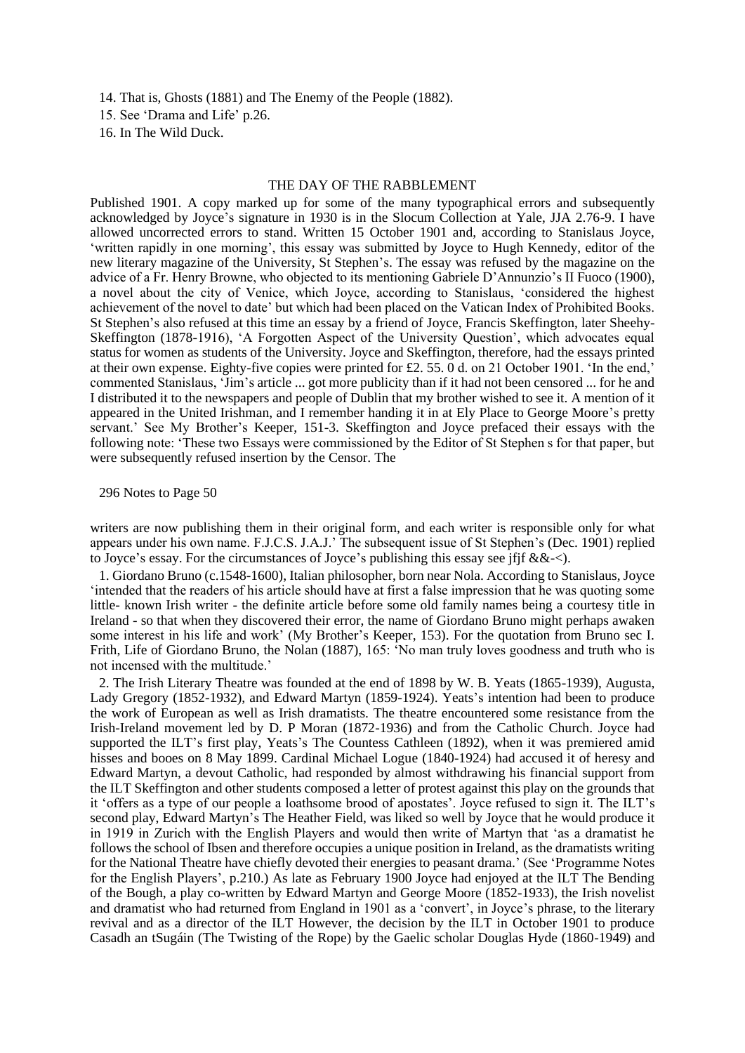14. That is, Ghosts (1881) and The Enemy of the People (1882).

15. See 'Drama and Life' p.26.

16. In The Wild Duck.

## THE DAY OF THE RABBLEMENT

Published 1901. A copy marked up for some of the many typographical errors and subsequently acknowledged by Joyce's signature in 1930 is in the Slocum Collection at Yale, JJA 2.76-9. I have allowed uncorrected errors to stand. Written 15 October 1901 and, according to Stanislaus Joyce, 'written rapidly in one morning', this essay was submitted by Joyce to Hugh Kennedy, editor of the new literary magazine of the University, St Stephen's. The essay was refused by the magazine on the advice of a Fr. Henry Browne, who objected to its mentioning Gabriele D'Annunzio's II Fuoco (1900), a novel about the city of Venice, which Joyce, according to Stanislaus, 'considered the highest achievement of the novel to date' but which had been placed on the Vatican Index of Prohibited Books. St Stephen's also refused at this time an essay by a friend of Joyce, Francis Skeffington, later Sheehy-Skeffington (1878-1916), 'A Forgotten Aspect of the University Question', which advocates equal status for women as students of the University. Joyce and Skeffington, therefore, had the essays printed at their own expense. Eighty-five copies were printed for £2. 55. 0 d. on 21 October 1901. 'In the end,' commented Stanislaus, 'Jim's article ... got more publicity than if it had not been censored ... for he and I distributed it to the newspapers and people of Dublin that my brother wished to see it. A mention of it appeared in the United Irishman, and I remember handing it in at Ely Place to George Moore's pretty servant.' See My Brother's Keeper, 151-3. Skeffington and Joyce prefaced their essays with the following note: 'These two Essays were commissioned by the Editor of St Stephen s for that paper, but were subsequently refused insertion by the Censor. The writers are now publishing them in their original form, and each writer is responsible only for what appears under his own name. F.J.C.S. J.A.J.' The subsequent issue of St Stephen's (Dec. 1901) replied to Joyce's essay. For the circumstances of Joyce's publishing this essay see jfjf &&-<).

1. Giordano Bruno (c.1548-1600), Italian philosopher, born near Nola. According to Stanislaus, Joyce 'intended that the readers of his article should have at first a false impression that he was quoting some little- known Irish writer - the definite article before some old family names being a courtesy title in Ireland - so that when they discovered their error, the name of Giordano Bruno might perhaps awaken some interest in his life and work' (My Brother's Keeper, 153). For the quotation from Bruno sec I. Frith, Life of Giordano Bruno, the Nolan (1887), 165: 'No man truly loves goodness and truth who is not incensed with the multitude.'

2. The Irish Literary Theatre was founded at the end of 1898 by W. B. Yeats (1865-1939), Augusta, Lady Gregory (1852-1932), and Edward Martyn (1859-1924). Yeats's intention had been to produce the work of European as well as Irish dramatists. The theatre encountered some resistance from the Irish-Ireland movement led by D. P Moran (1872-1936) and from the Catholic Church. Joyce had supported the ILT's first play, Yeats's The Countess Cathleen (1892), when it was premiered amid hisses and booes on 8 May 1899. Cardinal Michael Logue (1840-1924) had accused it of heresy and Edward Martyn, a devout Catholic, had responded by almost withdrawing his financial support from the ILT Skeffington and other students composed a letter of protest against this play on the grounds that it 'offers as a type of our people a loathsome brood of apostates'. Joyce refused to sign it. The ILT's second play, Edward Martyn's The Heather Field, was liked so well by Joyce that he would produce it in 1919 in Zurich with the English Players and would then write of Martyn that 'as a dramatist he follows the school of Ibsen and therefore occupies a unique position in Ireland, as the dramatists writing for the National Theatre have chiefly devoted their energies to peasant drama.' (See 'Programme Notes for the English Players', p.210.) As late as February 1900 Joyce had enjoyed at the ILT The Bending of the Bough, a play co-written by Edward Martyn and George Moore (1852-1933), the Irish novelist and dramatist who had returned from England in 1901 as a 'convert', in Joyce's phrase, to the literary revival and as a director of the ILT However, the decision by the ILT in October 1901 to produce Casadh an tSugáin (The Twisting of the Rope) by the Gaelic scholar Douglas Hyde (1860-1949) and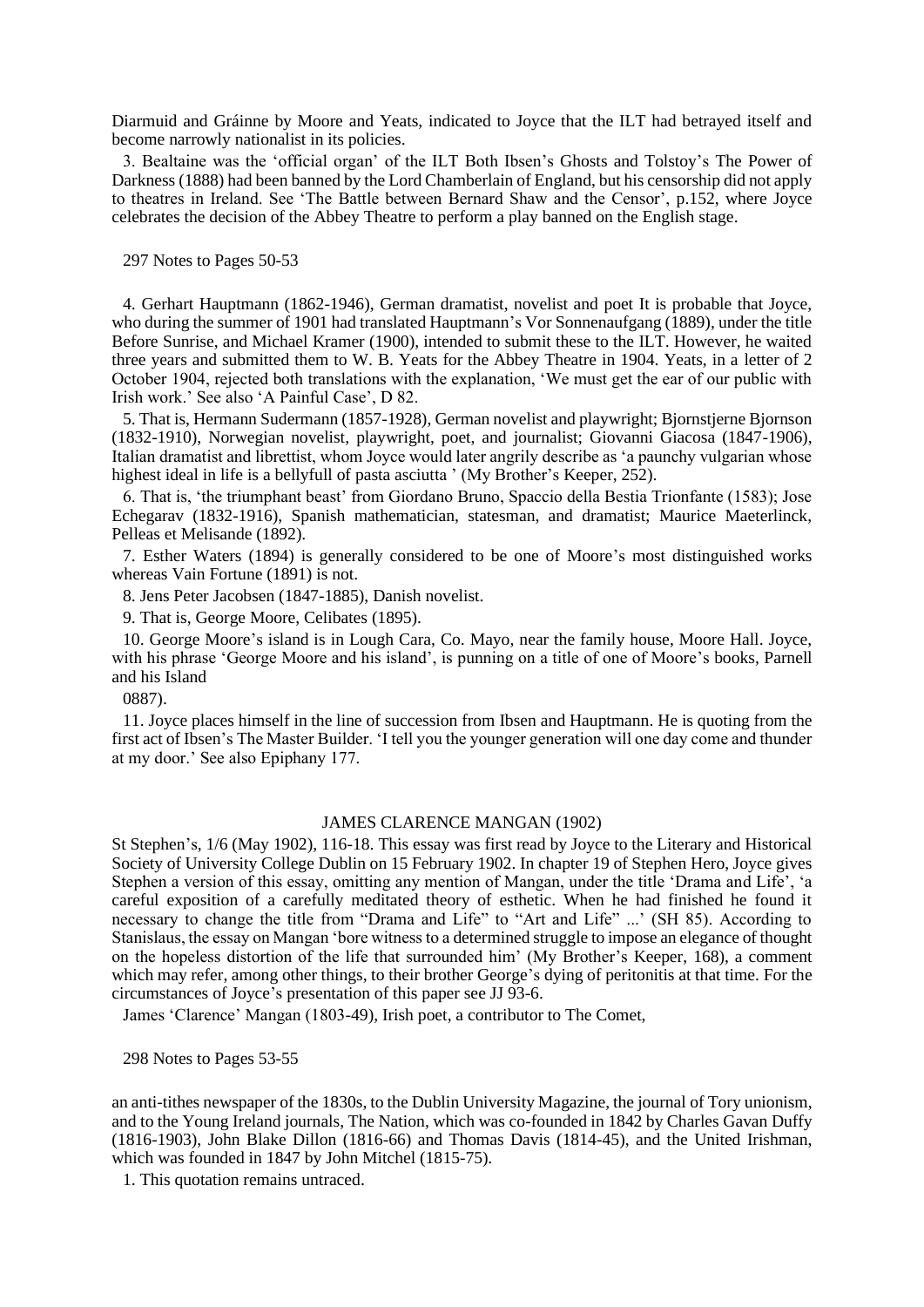Diarmuid and Gráinne by Moore and Yeats, indicated to Joyce that the ILT had betrayed itself and become narrowly nationalist in its policies.

3. Bealtaine was the 'official organ' of the ILT Both Ibsen's Ghosts and Tolstoy's The Power of Darkness (1888) had been banned by the Lord Chamberlain of England, but his censorship did not apply to theatres in Ireland. See 'The Battle between Bernard Shaw and the Censor', p.152, where Joyce celebrates the decision of the Abbey Theatre to perform a play banned on the English stage.

4. Gerhart Hauptmann (1862-1946), German dramatist, novelist and poet It is probable that Joyce, who during the summer of 1901 had translated Hauptmann's Vor Sonnenaufgang (1889), under the title Before Sunrise, and Michael Kramer (1900), intended to submit these to the ILT. However, he waited three years and submitted them to W. B. Yeats for the Abbey Theatre in 1904. Yeats, in a letter of 2 October 1904, rejected both translations with the explanation, 'We must get the ear of our public with Irish work.' See also 'A Painful Case', D 82.

5. That is, Hermann Sudermann (1857-1928), German novelist and playwright; Bjornstjerne Bjornson (1832-1910), Norwegian novelist, playwright, poet, and journalist; Giovanni Giacosa (1847-1906), Italian dramatist and librettist, whom Joyce would later angrily describe as 'a paunchy vulgarian whose highest ideal in life is a bellyfull of pasta asciutta ' (My Brother's Keeper, 252).

6. That is, 'the triumphant beast' from Giordano Bruno, Spaccio della Bestia Trionfante (1583); Jose Echegarav (1832-1916), Spanish mathematician, statesman, and dramatist; Maurice Maeterlinck, Pelleas et Melisande (1892).

7. Esther Waters (1894) is generally considered to be one of Moore's most distinguished works whereas Vain Fortune (1891) is not.

8. Jens Peter Jacobsen (1847-1885), Danish novelist.

9. That is, George Moore, Celibates (1895).

10. George Moore's island is in Lough Cara, Co. Mayo, near the family house, Moore Hall. Joyce, with his phrase 'George Moore and his island', is punning on a title of one of Moore's books, Parnell and his Island 0887).

11. Joyce places himself in the line of succession from Ibsen and Hauptmann. He is quoting from the first act of Ibsen's The Master Builder. 'I tell you the younger generation will one day come and thunder at my door.' See also Epiphany 177.

## JAMES CLARENCE MANGAN (1902)

St Stephen's, 1/6 (May 1902), 116-18. This essay was first read by Joyce to the Literary and Historical Society of University College Dublin on 15 February 1902. In chapter 19 of Stephen Hero, Joyce gives Stephen a version of this essay, omitting any mention of Mangan, under the title 'Drama and Life', 'a careful exposition of a carefully meditated theory of esthetic. When he had finished he found it necessary to change the title from "Drama and Life" to "Art and Life" ...' (SH 85). According to Stanislaus, the essay on Mangan 'bore witness to a determined struggle to impose an elegance of thought on the hopeless distortion of the life that surrounded him' (My Brother's Keeper, 168), a comment which may refer, among other things, to their brother George's dying of peritonitis at that time. For the circumstances of Joyce's presentation of this paper see JJ 93-6.

James 'Clarence' Mangan (1803-49), Irish poet, a contributor to The Comet, an anti-tithes newspaper of the 1830s, to the Dublin University Magazine, the journal of Tory unionism, and to the Young Ireland journals, The Nation, which was co-founded in 1842 by Charles Gavan Duffy (1816-1903), John Blake Dillon (1816-66) and Thomas Davis (1814-45), and the United Irishman, which was founded in 1847 by John Mitchel (1815-75).

1. This quotation remains untraced.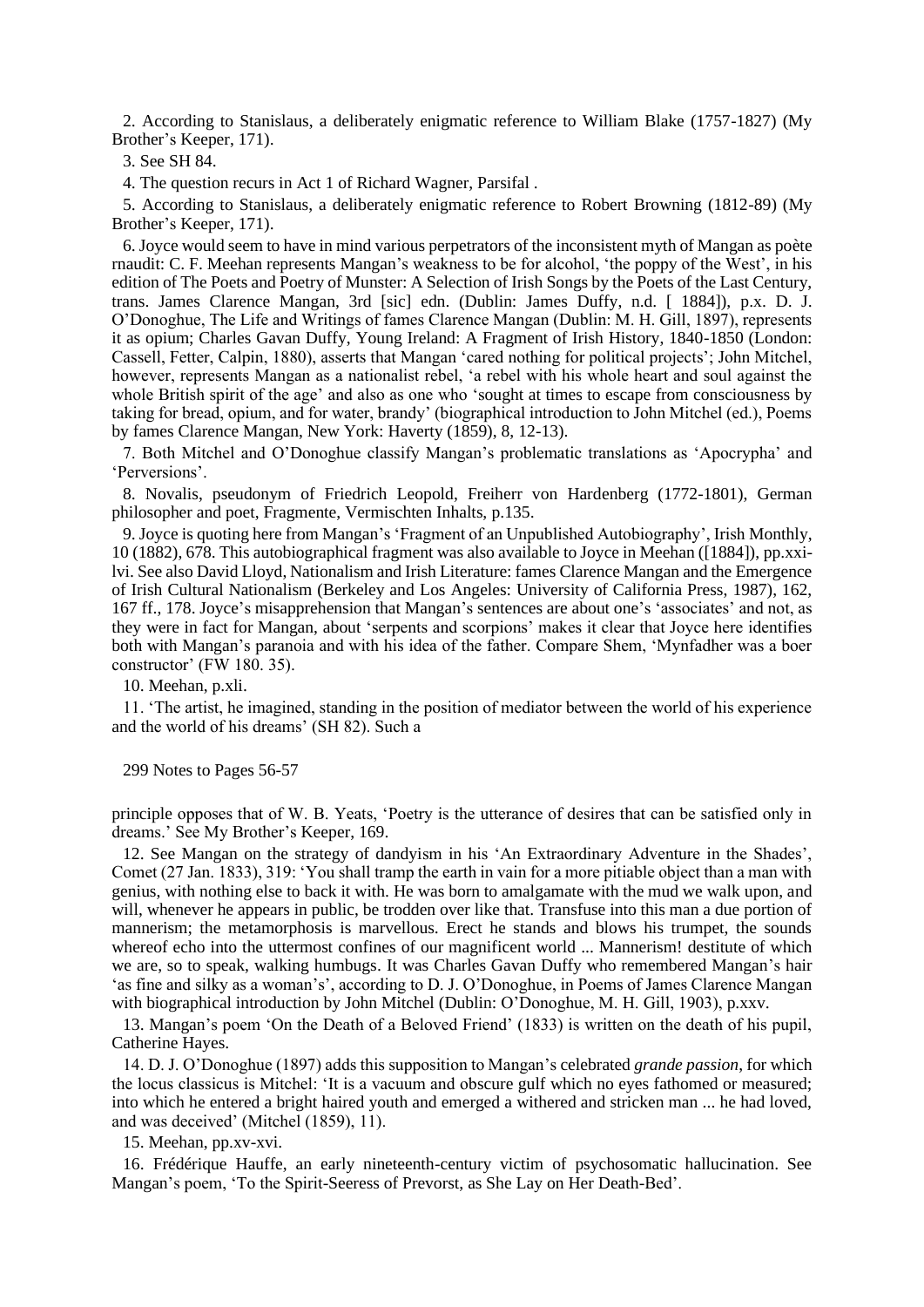2. According to Stanislaus, a deliberately enigmatic reference to William Blake (1757-1827) (My Brother's Keeper, 171).

3. See SH 84.

4. The question recurs in Act 1 of Richard Wagner, Parsifal .

5. According to Stanislaus, a deliberately enigmatic reference to Robert Browning (1812-89) (My Brother's Keeper, 171).

6. Joyce would seem to have in mind various perpetrators of the inconsistent myth of Mangan as poète rnaudit: C. F. Meehan represents Mangan's weakness to be for alcohol, 'the poppy of the West', in his edition of The Poets and Poetry of Munster: A Selection of Irish Songs by the Poets of the Last Century, trans. James Clarence Mangan, 3rd [sic] edn. (Dublin: James Duffy, n.d. [ 1884]), p.x. D. J. O'Donoghue, The Life and Writings of fames Clarence Mangan (Dublin: M. H. Gill, 1897), represents it as opium; Charles Gavan Duffy, Young Ireland: A Fragment of Irish History, 1840-1850 (London: Cassell, Fetter, Calpin, 1880), asserts that Mangan 'cared nothing for political projects'; John Mitchel, however, represents Mangan as a nationalist rebel, 'a rebel with his whole heart and soul against the whole British spirit of the age' and also as one who 'sought at times to escape from consciousness by taking for bread, opium, and for water, brandy' (biographical introduction to John Mitchel (ed.), Poems by fames Clarence Mangan, New York: Haverty (1859), 8, 12-13).

7. Both Mitchel and O'Donoghue classify Mangan's problematic translations as 'Apocrypha' and 'Perversions'.

8. Novalis, pseudonym of Friedrich Leopold, Freiherr von Hardenberg (1772-1801), German philosopher and poet, Fragmente, Vermischten Inhalts, p.135.

9. Joyce is quoting here from Mangan's 'Fragment of an Unpublished Autobiography', Irish Monthly, 10 (1882), 678. This autobiographical fragment was also available to Joyce in Meehan ([1884]), pp.xxi-lvi. See also David Lloyd, Nationalism and Irish Literature: fames Clarence Mangan and the Emergence of Irish Cultural Nationalism (Berkeley and Los Angeles: University of California Press, 1987), 162, 167 ff., 178. Joyce's misapprehension that Mangan's sentences are about one's 'associates' and not, as they were in fact for Mangan, about 'serpents and scorpions' makes it clear that Joyce here identifies both with Mangan's paranoia and with his idea of the father. Compare Shem, 'Mynfadher was a boer constructor' (FW 180. 35).

10. Meehan, p.xli.

11. 'The artist, he imagined, standing in the position of mediator between the world of his experience and the world of his dreams' (SH 82). Such a principle opposes that of W. B. Yeats, 'Poetry is the utterance of desires that can be satisfied only in dreams.' See My Brother's Keeper, 169.

12. See Mangan on the strategy of dandyism in his 'An Extraordinary Adventure in the Shades', Comet (27 Jan. 1833), 319: 'You shall tramp the earth in vain for a more pitiable object than a man with genius, with nothing else to back it with. He was born to amalgamate with the mud we walk upon, and will, whenever he appears in public, be trodden over like that. Transfuse into this man a due portion of mannerism; the metamorphosis is marvellous. Erect he stands and blows his trumpet, the sounds whereof echo into the uttermost confines of our magnificent world ... Mannerism! destitute of which we are, so to speak, walking humbugs. It was Charles Gavan Duffy who remembered Mangan's hair 'as fine and silky as a woman's', according to D. J. O'Donoghue, in Poems of James Clarence Mangan with biographical introduction by John Mitchel (Dublin: O'Donoghue, M. H. Gill, 1903), p.xxv.

13. Mangan's poem 'On the Death of a Beloved Friend' (1833) is written on the death of his pupil, Catherine Hayes.

14. D. J. O'Donoghue (1897) adds this supposition to Mangan's celebrated *grande passion*, for which the locus classicus is Mitchel: 'It is a vacuum and obscure gulf which no eyes fathomed or measured; into which he entered a bright haired youth and emerged a withered and stricken man ... he had loved, and was deceived' (Mitchel (1859), 11).

15. Meehan, pp.xv-xvi.

16. Frédérique Hauffe, an early nineteenth-century victim of psychosomatic hallucination. See Mangan's poem, 'To the Spirit-Seeress of Prevorst, as She Lay on Her Death-Bed'.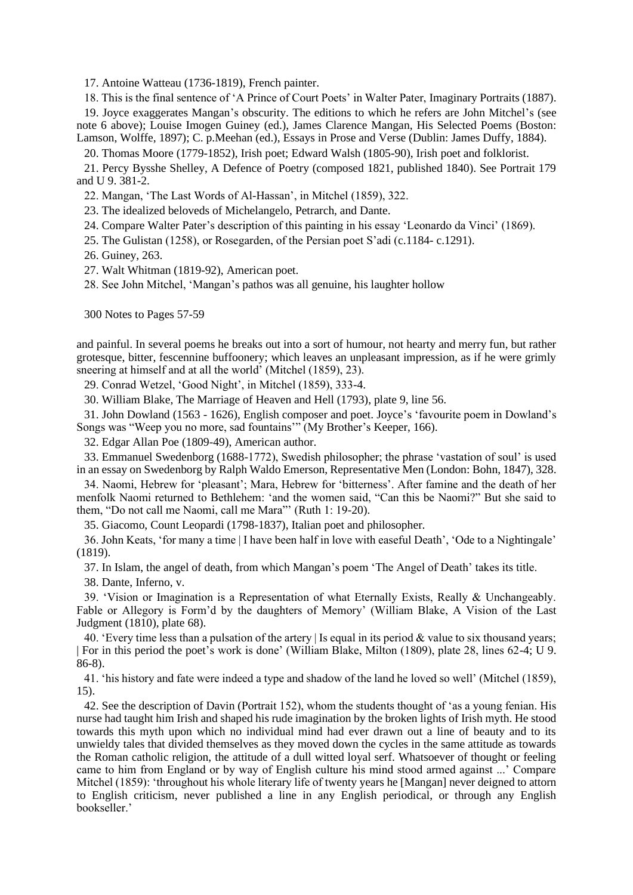17. Antoine Watteau (1736-1819), French painter.

18. This is the final sentence of 'A Prince of Court Poets' in Walter Pater, Imaginary Portraits (1887).

19. Joyce exaggerates Mangan's obscurity. The editions to which he refers are John Mitchel's (see note 6 above); Louise Imogen Guiney (ed.), James Clarence Mangan, His Selected Poems (Boston: Lamson, Wolffe, 1897); C. p.Meehan (ed.), Essays in Prose and Verse (Dublin: James Duffy, 1884).

20. Thomas Moore (1779-1852), Irish poet; Edward Walsh (1805-90), Irish poet and folklorist.

21. Percy Bysshe Shelley, A Defence of Poetry (composed 1821, published 1840). See Portrait 179 and U 9. 381-2.

22. Mangan, 'The Last Words of Al-Hassan', in Mitchel (1859), 322.

23. The idealized beloveds of Michelangelo, Petrarch, and Dante.

24. Compare Walter Pater's description of this painting in his essay 'Leonardo da Vinci' (1869).

25. The Gulistan (1258), or Rosegarden, of the Persian poet S'adi (c.1184- c.1291).

26. Guiney, 263.

27. Walt Whitman (1819-92), American poet.

28. See John Mitchel, 'Mangan's pathos was all genuine, his laughter hollow and painful. In several poems he breaks out into a sort of humour, not hearty and merry fun, but rather grotesque, bitter, fescennine buffoonery; which leaves an unpleasant impression, as if he were grimly sneering at himself and at all the world' (Mitchel (1859), 23).

29. Conrad Wetzel, 'Good Night', in Mitchel (1859), 333-4.

30. William Blake, The Marriage of Heaven and Hell (1793), plate 9, line 56.

31. John Dowland (1563 - 1626), English composer and poet. Joyce's 'favourite poem in Dowland's Songs was "Weep you no more, sad fountains"' (My Brother's Keeper, 166).

32. Edgar Allan Poe (1809-49), American author.

33. Emmanuel Swedenborg (1688-1772), Swedish philosopher; the phrase 'vastation of soul' is used in an essay on Swedenborg by Ralph Waldo Emerson, Representative Men (London: Bohn, 1847), 328.

34. Naomi, Hebrew for 'pleasant'; Mara, Hebrew for 'bitterness'. After famine and the death of her menfolk Naomi returned to Bethlehem: 'and the women said, "Can this be Naomi?" But she said to them, "Do not call me Naomi, call me Mara"' (Ruth 1: 19-20).

35. Giacomo, Count Leopardi (1798-1837), Italian poet and philosopher.

36. John Keats, 'for many a time | I have been half in love with easeful Death', 'Ode to a Nightingale' (1819).

37. In Islam, the angel of death, from which Mangan's poem 'The Angel of Death' takes its title.

38. Dante, Inferno, v.

39. 'Vision or Imagination is a Representation of what Eternally Exists, Really & Unchangeably. Fable or Allegory is Form'd by the daughters of Memory' (William Blake, A Vision of the Last Judgment (1810), plate 68).

40. 'Every time less than a pulsation of the artery | Is equal in its period & value to six thousand years; | For in this period the poet's work is done' (William Blake, Milton (1809), plate 28, lines 62-4; U 9. 86-8).

41. 'his history and fate were indeed a type and shadow of the land he loved so well' (Mitchel (1859), 15).

42. See the description of Davin (Portrait 152), whom the students thought of 'as a young fenian. His nurse had taught him Irish and shaped his rude imagination by the broken lights of Irish myth. He stood towards this myth upon which no individual mind had ever drawn out a line of beauty and to its unwieldy tales that divided themselves as they moved down the cycles in the same attitude as towards the Roman catholic religion, the attitude of a dull witted loyal serf. Whatsoever of thought or feeling came to him from England or by way of English culture his mind stood armed against ...' Compare Mitchel (1859): 'throughout his whole literary life of twenty years he [Mangan] never deigned to attorn to English criticism, never published a line in any English periodical, or through any English bookseller.'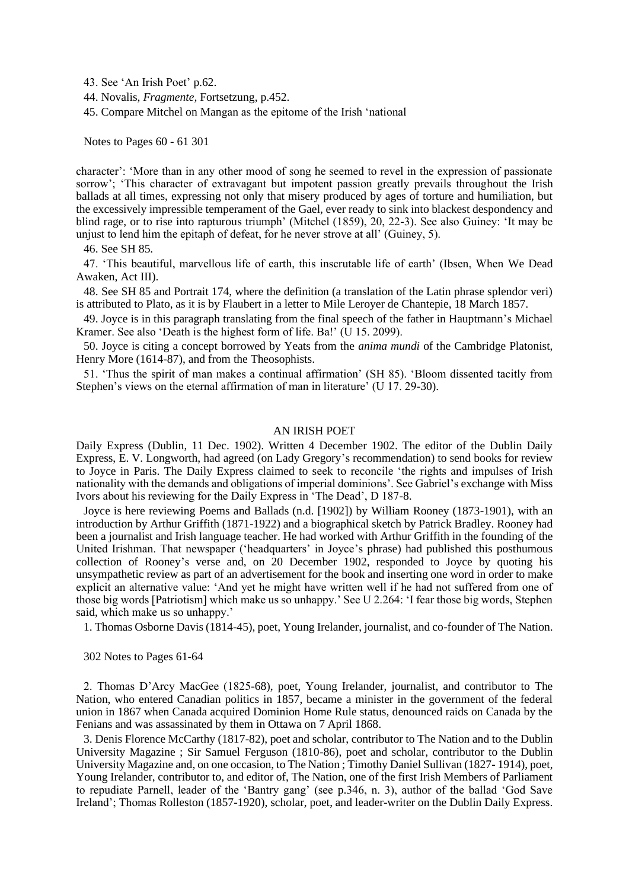43. See 'An Irish Poet' p.62.

44. Novalis, *Fragmente,* Fortsetzung, p.452.

45. Compare Mitchel on Mangan as the epitome of the Irish 'national character': 'More than in any other mood of song he seemed to revel in the expression of passionate sorrow'; 'This character of extravagant but impotent passion greatly prevails throughout the Irish ballads at all times, expressing not only that misery produced by ages of torture and humiliation, but the excessively impressible temperament of the Gael, ever ready to sink into blackest despondency and blind rage, or to rise into rapturous triumph' (Mitchel (1859), 20, 22-3). See also Guiney: 'It may be unjust to lend him the epitaph of defeat, for he never strove at all' (Guiney, 5).

46. See SH 85.

47. 'This beautiful, marvellous life of earth, this inscrutable life of earth' (Ibsen, When We Dead Awaken, Act III).

48. See SH 85 and Portrait 174, where the definition (a translation of the Latin phrase splendor veri) is attributed to Plato, as it is by Flaubert in a letter to Mile Leroyer de Chantepie, 18 March 1857.

49. Joyce is in this paragraph translating from the final speech of the father in Hauptmann's Michael Kramer. See also 'Death is the highest form of life. Ba!' (U 15. 2099).

50. Joyce is citing a concept borrowed by Yeats from the *anima mundi* of the Cambridge Platonist, Henry More (1614-87), and from the Theosophists.

51. 'Thus the spirit of man makes a continual affirmation' (SH 85). 'Bloom dissented tacitly from Stephen's views on the eternal affirmation of man in literature' (U 17. 29-30).

## AN IRISH POET

Daily Express (Dublin, 11 Dec. 1902). Written 4 December 1902. The editor of the Dublin Daily Express, E. V. Longworth, had agreed (on Lady Gregory's recommendation) to send books for review to Joyce in Paris. The Daily Express claimed to seek to reconcile 'the rights and impulses of Irish nationality with the demands and obligations of imperial dominions'. See Gabriel's exchange with Miss Ivors about his reviewing for the Daily Express in 'The Dead', D 187-8.

Joyce is here reviewing Poems and Ballads (n.d. [1902]) by William Rooney (1873-1901), with an introduction by Arthur Griffith (1871-1922) and a biographical sketch by Patrick Bradley. Rooney had been a journalist and Irish language teacher. He had worked with Arthur Griffith in the founding of the United Irishman. That newspaper ('headquarters' in Joyce's phrase) had published this posthumous collection of Rooney's verse and, on 20 December 1902, responded to Joyce by quoting his unsympathetic review as part of an advertisement for the book and inserting one word in order to make explicit an alternative value: 'And yet he might have written well if he had not suffered from one of those big words [Patriotism] which make us so unhappy.' See U 2.264: 'I fear those big words, Stephen said, which make us so unhappy.'

1. Thomas Osborne Davis (1814-45), poet, Young Irelander, journalist, and co-founder of The Nation.

2. Thomas D'Arcy MacGee (1825-68), poet, Young Irelander, journalist, and contributor to The Nation, who entered Canadian politics in 1857, became a minister in the government of the federal union in 1867 when Canada acquired Dominion Home Rule status, denounced raids on Canada by the Fenians and was assassinated by them in Ottawa on 7 April 1868.

3. Denis Florence McCarthy (1817-82), poet and scholar, contributor to The Nation and to the Dublin University Magazine ; Sir Samuel Ferguson (1810-86), poet and scholar, contributor to the Dublin University Magazine and, on one occasion, to The Nation ; Timothy Daniel Sullivan (1827- 1914), poet, Young Irelander, contributor to, and editor of, The Nation, one of the first Irish Members of Parliament to repudiate Parnell, leader of the 'Bantry gang' (see p.346, n. 3), author of the ballad 'God Save Ireland'; Thomas Rolleston (1857-1920), scholar, poet, and leader-writer on the Dublin Daily Express.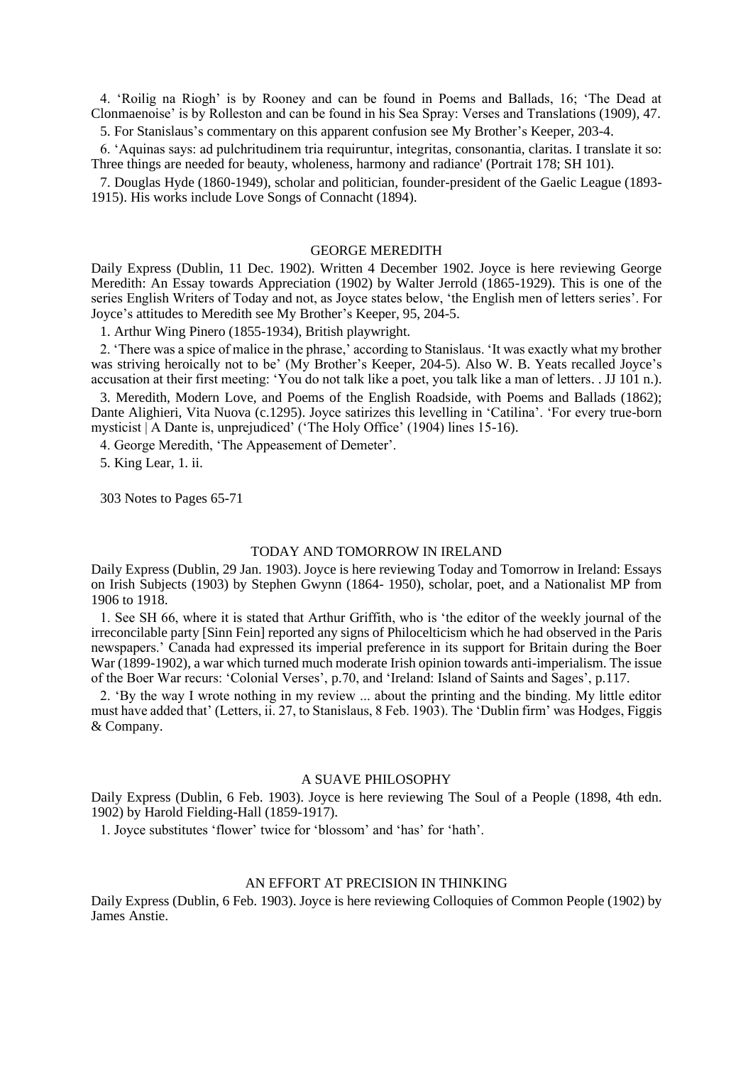4. 'Roilig na Riogh' is by Rooney and can be found in Poems and Ballads, 16; 'The Dead at Clonmaenoise' is by Rolleston and can be found in his Sea Spray: Verses and Translations (1909), 47.

5. For Stanislaus's commentary on this apparent confusion see My Brother's Keeper, 203-4.

6. 'Aquinas says: ad pulchritudinem tria requiruntur, integritas, consonantia, claritas. I translate it so: Three things are needed for beauty, wholeness, harmony and radiance' (Portrait 178; SH 101).

7. Douglas Hyde (1860-1949), scholar and politician, founder-president of the Gaelic League (1893-1915). His works include Love Songs of Connacht (1894).

## GEORGE MEREDITH

Daily Express (Dublin, 11 Dec. 1902). Written 4 December 1902. Joyce is here reviewing George Meredith: An Essay towards Appreciation (1902) by Walter Jerrold (1865-1929). This is one of the series English Writers of Today and not, as Joyce states below, 'the English men of letters series'. For Joyce's attitudes to Meredith see My Brother's Keeper, 95, 204-5.

1. Arthur Wing Pinero (1855-1934), British playwright.

2. 'There was a spice of malice in the phrase,' according to Stanislaus. 'It was exactly what my brother was striving heroically not to be' (My Brother's Keeper, 204-5). Also W. B. Yeats recalled Joyce's accusation at their first meeting: 'You do not talk like a poet, you talk like a man of letters. . JJ 101 n.).

3. Meredith, Modern Love, and Poems of the English Roadside, with Poems and Ballads (1862); Dante Alighieri, Vita Nuova (c.1295). Joyce satirizes this levelling in 'Catilina'. 'For every true-born mysticist | A Dante is, unprejudiced' ('The Holy Office' (1904) lines 15-16).

4. George Meredith, 'The Appeasement of Demeter'.

5. King Lear, 1. ii.

303 Notes to Pages 65-71

## TODAY AND TOMORROW IN IRELAND

Daily Express (Dublin, 29 Jan. 1903). Joyce is here reviewing Today and Tomorrow in Ireland: Essays on Irish Subjects (1903) by Stephen Gwynn (1864- 1950), scholar, poet, and a Nationalist MP from 1906 to 1918.

1. See SH 66, where it is stated that Arthur Griffith, who is 'the editor of the weekly journal of the irreconcilable party [Sinn Fein] reported any signs of Philocelticism which he had observed in the Paris newspapers.' Canada had expressed its imperial preference in its support for Britain during the Boer War (1899-1902), a war which turned much moderate Irish opinion towards anti-imperialism. The issue of the Boer War recurs: 'Colonial Verses', p.70, and 'Ireland: Island of Saints and Sages', p.117.

2. 'By the way I wrote nothing in my review ... about the printing and the binding. My little editor must have added that' (Letters, ii. 27, to Stanislaus, 8 Feb. 1903). The 'Dublin firm' was Hodges, Figgis & Company.

## A SUAVE PHILOSOPHY

Daily Express (Dublin, 6 Feb. 1903). Joyce is here reviewing The Soul of a People (1898, 4th edn. 1902) by Harold Fielding-Hall (1859-1917).

1. Joyce substitutes 'flower' twice for 'blossom' and 'has' for 'hath'.

## AN EFFORT AT PRECISION IN THINKING

Daily Express (Dublin, 6 Feb. 1903). Joyce is here reviewing Colloquies of Common People (1902) by James Anstie.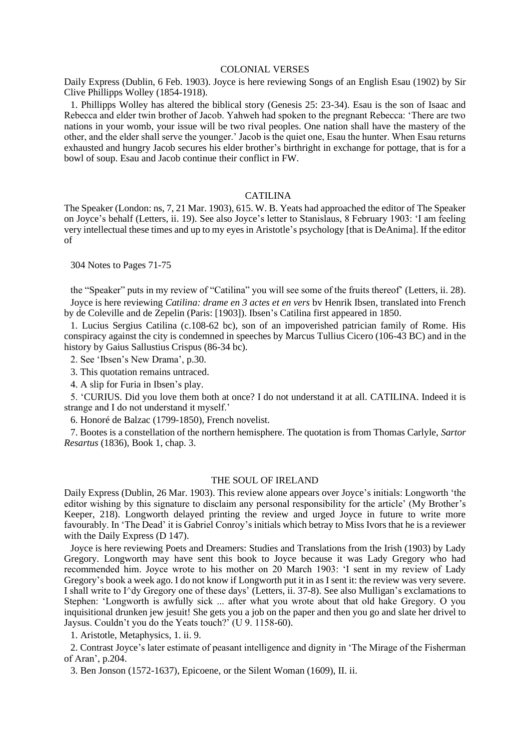## COLONIAL VERSES

Daily Express (Dublin, 6 Feb. 1903). Joyce is here reviewing Songs of an English Esau (1902) by Sir Clive Phillipps Wolley (1854-1918).

1. Phillipps Wolley has altered the biblical story (Genesis 25: 23-34). Esau is the son of Isaac and Rebecca and elder twin brother of Jacob. Yahweh had spoken to the pregnant Rebecca: 'There are two nations in your womb, your issue will be two rival peoples. One nation shall have the mastery of the other, and the elder shall serve the younger.' Jacob is the quiet one, Esau the hunter. When Esau returns exhausted and hungry Jacob secures his elder brother's birthright in exchange for pottage, that is for a bowl of soup. Esau and Jacob continue their conflict in FW.

## CATILINA

The Speaker (London: ns, 7, 21 Mar. 1903), 615. W. B. Yeats had approached the editor of The Speaker on Joyce's behalf (Letters, ii. 19). See also Joyce's letter to Stanislaus, 8 February 1903: 'I am feeling very intellectual these times and up to my eyes in Aristotle's psychology [that is DeAnima]. If the editor of the "Speaker" puts in my review of "Catilina" you will see some of the fruits thereof' (Letters, ii. 28). Joyce is here reviewing *Catilina: drame en 3 actes et en vers* bv Henrik Ibsen, translated into French by de Coleville and de Zepelin (Paris: [1903]). Ibsen's Catilina first appeared in 1850.

1. Lucius Sergius Catilina (c.108-62 bc), son of an impoverished patrician family of Rome. His conspiracy against the city is condemned in speeches by Marcus Tullius Cicero (106-43 BC) and in the history by Gaius Sallustius Crispus (86-34 bc).

2. See 'Ibsen's New Drama', p.30.

3. This quotation remains untraced.

4. A slip for Furia in Ibsen's play.

5. 'CURIUS. Did you love them both at once? I do not understand it at all. CATILINA. Indeed it is strange and I do not understand it myself.'

6. Honoré de Balzac (1799-1850), French novelist.

7. Bootes is a constellation of the northern hemisphere. The quotation is from Thomas Carlyle, *Sartor Resartus* (1836), Book 1, chap. 3.

## THE SOUL OF IRELAND

Daily Express (Dublin, 26 Mar. 1903). This review alone appears over Joyce's initials: Longworth 'the editor wishing by this signature to disclaim any personal responsibility for the article' (My Brother's Keeper, 218). Longworth delayed printing the review and urged Joyce in future to write more favourably. In 'The Dead' it is Gabriel Conroy's initials which betray to Miss Ivors that he is a reviewer with the Daily Express (D 147).

Joyce is here reviewing Poets and Dreamers: Studies and Translations from the Irish (1903) by Lady Gregory. Longworth may have sent this book to Joyce because it was Lady Gregory who had recommended him. Joyce wrote to his mother on 20 March 1903: 'I sent in my review of Lady Gregory's book a week ago. I do not know if Longworth put it in as I sent it: the review was very severe. I shall write to I^dy Gregory one of these days' (Letters, ii. 37-8). See also Mulligan's exclamations to Stephen: 'Longworth is awfully sick ... after what you wrote about that old hake Gregory. O you inquisitional drunken jew jesuit! She gets you a job on the paper and then you go and slate her drivel to Jaysus. Couldn't you do the Yeats touch?' (U 9. 1158-60).

1. Aristotle, Metaphysics, 1. ii. 9.

2. Contrast Joyce's later estimate of peasant intelligence and dignity in 'The Mirage of the Fisherman of Aran', p.204.

3. Ben Jonson (1572-1637), Epicoene, or the Silent Woman (1609), II. ii.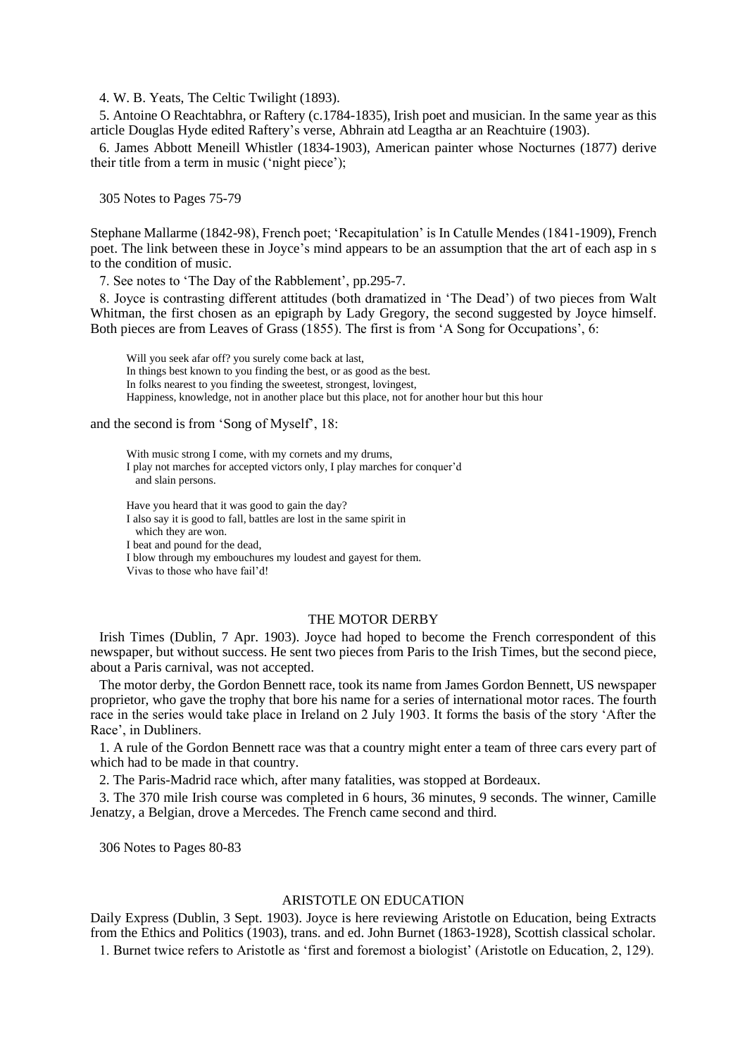4. W. B. Yeats, The Celtic Twilight (1893).

5. Antoine O Reachtabhra, or Raftery (c.1784-1835), Irish poet and musician. In the same year as this article Douglas Hyde edited Raftery's verse, Abhrain atd Leagtha ar an Reachtuire (1903).

6. James Abbott Meneill Whistler (1834-1903), American painter whose Nocturnes (1877) derive their title from a term in music ('night piece');

Stephane Mallarme (1842-98), French poet; 'Recapitulation' is In Catulle Mendes (1841-1909), French poet. The link between these in Joyce's mind appears to be an assumption that the art of each asp in s to the condition of music.

7. See notes to 'The Day of the Rabblement', pp.295-7.

8. Joyce is contrasting different attitudes (both dramatized in 'The Dead') of two pieces from Walt Whitman, the first chosen as an epigraph by Lady Gregory, the second suggested by Joyce himself. Both pieces are from Leaves of Grass (1855). The first is from 'A Song for Occupations', 6:

> Will you seek afar off? you surely come back at last,
> In things best known to you finding the best, or as good as the best.
> In folks nearest to you finding the sweetest, strongest, lovingest,
> Happiness, knowledge, not in another place but this place, not for another hour but this hour

and the second is from 'Song of Myself', 18:

> With music strong I come, with my cornets and my drums,
> I play not marches for accepted victors only, I play marches for conquer'd
>    and slain persons.
>
> Have you heard that it was good to gain the day?
> I also say it is good to fall, battles are lost in the same spirit in
>    which they are won.
> I beat and pound for the dead,
> I blow through my embouchures my loudest and gayest for them.
> Vivas to those who have fail'd!

## THE MOTOR DERBY

Irish Times (Dublin, 7 Apr. 1903). Joyce had hoped to become the French correspondent of this newspaper, but without success. He sent two pieces from Paris to the Irish Times, but the second piece, about a Paris carnival, was not accepted.

The motor derby, the Gordon Bennett race, took its name from James Gordon Bennett, US newspaper proprietor, who gave the trophy that bore his name for a series of international motor races. The fourth race in the series would take place in Ireland on 2 July 1903. It forms the basis of the story 'After the Race', in Dubliners.

1. A rule of the Gordon Bennett race was that a country might enter a team of three cars every part of which had to be made in that country.

2. The Paris-Madrid race which, after many fatalities, was stopped at Bordeaux.

3. The 370 mile Irish course was completed in 6 hours, 36 minutes, 9 seconds. The winner, Camille Jenatzy, a Belgian, drove a Mercedes. The French came second and third.

## ARISTOTLE ON EDUCATION

Daily Express (Dublin, 3 Sept. 1903). Joyce is here reviewing Aristotle on Education, being Extracts from the Ethics and Politics (1903), trans. and ed. John Burnet (1863-1928), Scottish classical scholar.

1. Burnet twice refers to Aristotle as 'first and foremost a biologist' (Aristotle on Education, 2, 129).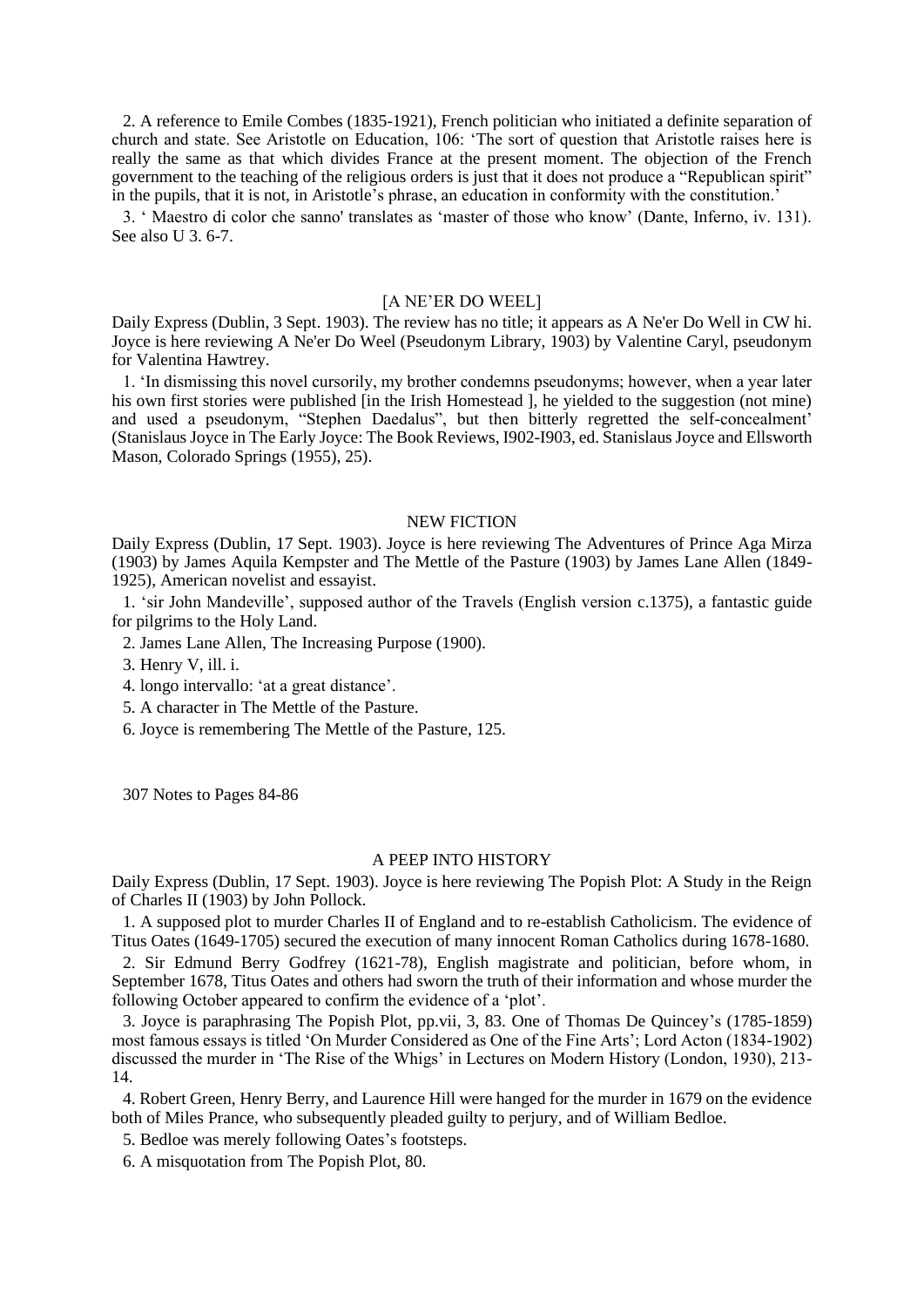2. A reference to Emile Combes (1835-1921), French politician who initiated a definite separation of church and state. See Aristotle on Education, 106: 'The sort of question that Aristotle raises here is really the same as that which divides France at the present moment. The objection of the French government to the teaching of the religious orders is just that it does not produce a "Republican spirit" in the pupils, that it is not, in Aristotle's phrase, an education in conformity with the constitution.'

3. ' Maestro di color che sanno' translates as 'master of those who know' (Dante, Inferno, iv. 131). See also U 3. 6-7.

## [A NE'ER DO WEEL]

Daily Express (Dublin, 3 Sept. 1903). The review has no title; it appears as A Ne'er Do Well in CW hi. Joyce is here reviewing A Ne'er Do Weel (Pseudonym Library, 1903) by Valentine Caryl, pseudonym for Valentina Hawtrey.

1. 'In dismissing this novel cursorily, my brother condemns pseudonyms; however, when a year later his own first stories were published [in the Irish Homestead ], he yielded to the suggestion (not mine) and used a pseudonym, "Stephen Daedalus", but then bitterly regretted the self-concealment' (Stanislaus Joyce in The Early Joyce: The Book Reviews, I902-I903, ed. Stanislaus Joyce and Ellsworth Mason, Colorado Springs (1955), 25).

## NEW FICTION

Daily Express (Dublin, 17 Sept. 1903). Joyce is here reviewing The Adventures of Prince Aga Mirza (1903) by James Aquila Kempster and The Mettle of the Pasture (1903) by James Lane Allen (1849-1925), American novelist and essayist.

1. 'sir John Mandeville', supposed author of the Travels (English version c.1375), a fantastic guide for pilgrims to the Holy Land.

2. James Lane Allen, The Increasing Purpose (1900).

3. Henry V, ill. i.

4. longo intervallo: 'at a great distance'.

5. A character in The Mettle of the Pasture.

6. Joyce is remembering The Mettle of the Pasture, 125.

## A PEEP INTO HISTORY

Daily Express (Dublin, 17 Sept. 1903). Joyce is here reviewing The Popish Plot: A Study in the Reign of Charles II (1903) by John Pollock.

1. A supposed plot to murder Charles II of England and to re-establish Catholicism. The evidence of Titus Oates (1649-1705) secured the execution of many innocent Roman Catholics during 1678-1680.

2. Sir Edmund Berry Godfrey (1621-78), English magistrate and politician, before whom, in September 1678, Titus Oates and others had sworn the truth of their information and whose murder the following October appeared to confirm the evidence of a 'plot'.

3. Joyce is paraphrasing The Popish Plot, pp.vii, 3, 83. One of Thomas De Quincey's (1785-1859) most famous essays is titled 'On Murder Considered as One of the Fine Arts'; Lord Acton (1834-1902) discussed the murder in 'The Rise of the Whigs' in Lectures on Modern History (London, 1930), 213-14.

4. Robert Green, Henry Berry, and Laurence Hill were hanged for the murder in 1679 on the evidence both of Miles Prance, who subsequently pleaded guilty to perjury, and of William Bedloe.

5. Bedloe was merely following Oates's footsteps.

6. A misquotation from The Popish Plot, 80.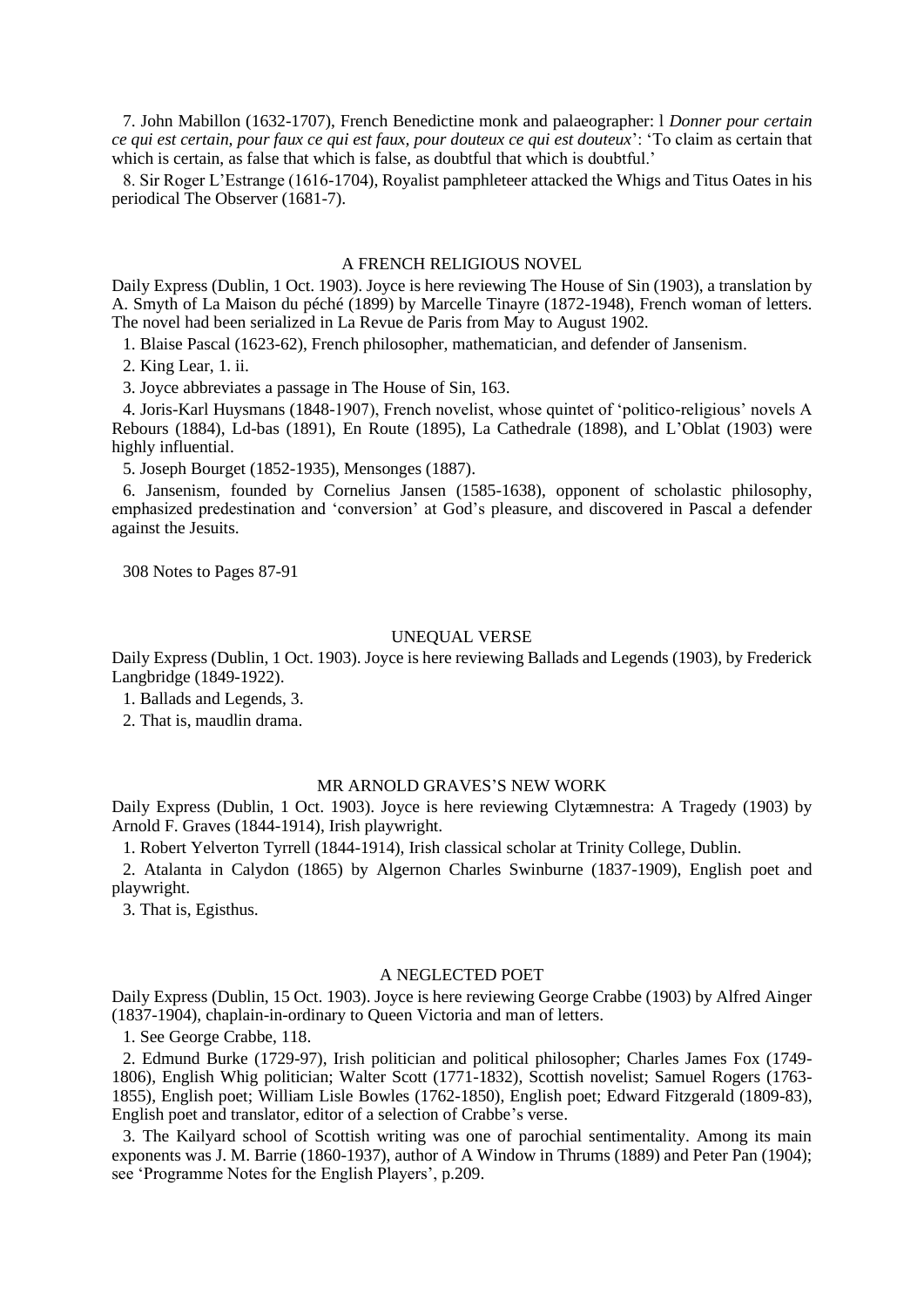7. John Mabillon (1632-1707), French Benedictine monk and palaeographer: l *Donner pour certain ce qui est certain, pour faux ce qui est faux, pour douteux ce qui est douteux*': 'To claim as certain that which is certain, as false that which is false, as doubtful that which is doubtful.'

8. Sir Roger L'Estrange (1616-1704), Royalist pamphleteer attacked the Whigs and Titus Oates in his periodical The Observer (1681-7).

## A FRENCH RELIGIOUS NOVEL

Daily Express (Dublin, 1 Oct. 1903). Joyce is here reviewing The House of Sin (1903), a translation by A. Smyth of La Maison du péché (1899) by Marcelle Tinayre (1872-1948), French woman of letters. The novel had been serialized in La Revue de Paris from May to August 1902.

1. Blaise Pascal (1623-62), French philosopher, mathematician, and defender of Jansenism.

2. King Lear, 1. ii.

3. Joyce abbreviates a passage in The House of Sin, 163.

4. Joris-Karl Huysmans (1848-1907), French novelist, whose quintet of 'politico-religious' novels A Rebours (1884), Ld-bas (1891), En Route (1895), La Cathedrale (1898), and L'Oblat (1903) were highly influential.

5. Joseph Bourget (1852-1935), Mensonges (1887).

6. Jansenism, founded by Cornelius Jansen (1585-1638), opponent of scholastic philosophy, emphasized predestination and 'conversion' at God's pleasure, and discovered in Pascal a defender against the Jesuits.

308 Notes to Pages 87-91

## UNEQUAL VERSE

Daily Express (Dublin, 1 Oct. 1903). Joyce is here reviewing Ballads and Legends (1903), by Frederick Langbridge (1849-1922).

1. Ballads and Legends, 3.

2. That is, maudlin drama.

## MR ARNOLD GRAVES'S NEW WORK

Daily Express (Dublin, 1 Oct. 1903). Joyce is here reviewing Clytæmnestra: A Tragedy (1903) by Arnold F. Graves (1844-1914), Irish playwright.

1. Robert Yelverton Tyrrell (1844-1914), Irish classical scholar at Trinity College, Dublin.

2. Atalanta in Calydon (1865) by Algernon Charles Swinburne (1837-1909), English poet and playwright.

3. That is, Egisthus.

## A NEGLECTED POET

Daily Express (Dublin, 15 Oct. 1903). Joyce is here reviewing George Crabbe (1903) by Alfred Ainger (1837-1904), chaplain-in-ordinary to Queen Victoria and man of letters.

1. See George Crabbe, 118.

2. Edmund Burke (1729-97), Irish politician and political philosopher; Charles James Fox (1749-1806), English Whig politician; Walter Scott (1771-1832), Scottish novelist; Samuel Rogers (1763-1855), English poet; William Lisle Bowles (1762-1850), English poet; Edward Fitzgerald (1809-83), English poet and translator, editor of a selection of Crabbe's verse.

3. The Kailyard school of Scottish writing was one of parochial sentimentality. Among its main exponents was J. M. Barrie (1860-1937), author of A Window in Thrums (1889) and Peter Pan (1904); see 'Programme Notes for the English Players', p.209.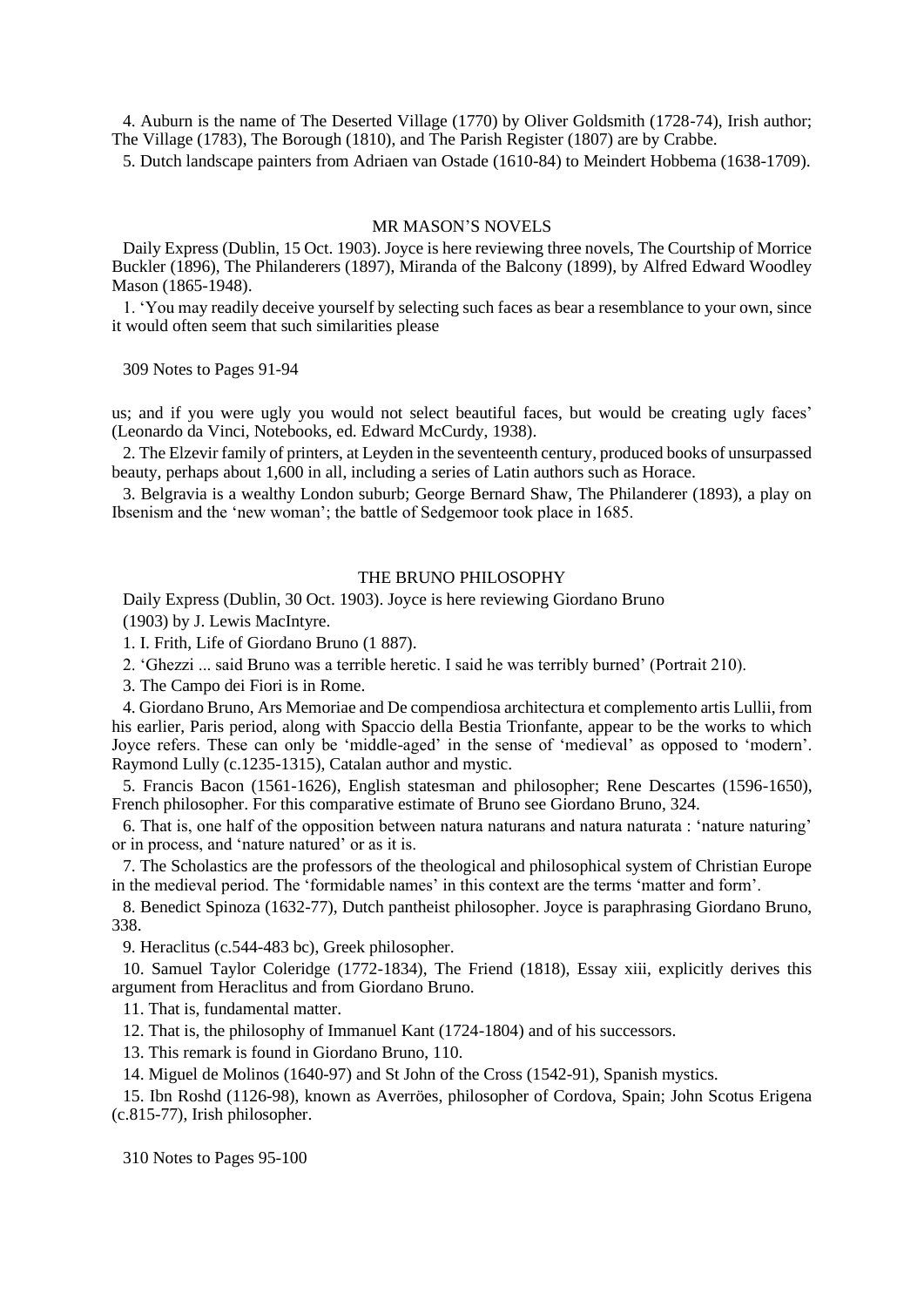4. Auburn is the name of The Deserted Village (1770) by Oliver Goldsmith (1728-74), Irish author; The Village (1783), The Borough (1810), and The Parish Register (1807) are by Crabbe.

5. Dutch landscape painters from Adriaen van Ostade (1610-84) to Meindert Hobbema (1638-1709).

## MR MASON'S NOVELS

Daily Express (Dublin, 15 Oct. 1903). Joyce is here reviewing three novels, The Courtship of Morrice Buckler (1896), The Philanderers (1897), Miranda of the Balcony (1899), by Alfred Edward Woodley Mason (1865-1948).

1. 'You may readily deceive yourself by selecting such faces as bear a resemblance to your own, since it would often seem that such similarities please us; and if you were ugly you would not select beautiful faces, but would be creating ugly faces' (Leonardo da Vinci, Notebooks, ed. Edward McCurdy, 1938).

2. The Elzevir family of printers, at Leyden in the seventeenth century, produced books of unsurpassed beauty, perhaps about 1,600 in all, including a series of Latin authors such as Horace.

3. Belgravia is a wealthy London suburb; George Bernard Shaw, The Philanderer (1893), a play on Ibsenism and the 'new woman'; the battle of Sedgemoor took place in 1685.

## THE BRUNO PHILOSOPHY

Daily Express (Dublin, 30 Oct. 1903). Joyce is here reviewing Giordano Bruno (1903) by J. Lewis MacIntyre.

1. I. Frith, Life of Giordano Bruno (1 887).

2. 'Ghezzi ... said Bruno was a terrible heretic. I said he was terribly burned' (Portrait 210).

3. The Campo dei Fiori is in Rome.

4. Giordano Bruno, Ars Memoriae and De compendiosa architectura et complemento artis Lullii, from his earlier, Paris period, along with Spaccio della Bestia Trionfante, appear to be the works to which Joyce refers. These can only be 'middle-aged' in the sense of 'medieval' as opposed to 'modern'. Raymond Lully (c.1235-1315), Catalan author and mystic.

5. Francis Bacon (1561-1626), English statesman and philosopher; Rene Descartes (1596-1650), French philosopher. For this comparative estimate of Bruno see Giordano Bruno, 324.

6. That is, one half of the opposition between natura naturans and natura naturata : 'nature naturing' or in process, and 'nature natured' or as it is.

7. The Scholastics are the professors of the theological and philosophical system of Christian Europe in the medieval period. The 'formidable names' in this context are the terms 'matter and form'.

8. Benedict Spinoza (1632-77), Dutch pantheist philosopher. Joyce is paraphrasing Giordano Bruno, 338.

9. Heraclitus (c.544-483 bc), Greek philosopher.

10. Samuel Taylor Coleridge (1772-1834), The Friend (1818), Essay xiii, explicitly derives this argument from Heraclitus and from Giordano Bruno.

11. That is, fundamental matter.

12. That is, the philosophy of Immanuel Kant (1724-1804) and of his successors.

13. This remark is found in Giordano Bruno, 110.

14. Miguel de Molinos (1640-97) and St John of the Cross (1542-91), Spanish mystics.

15. Ibn Roshd (1126-98), known as Averröes, philosopher of Cordova, Spain; John Scotus Erigena (c.815-77), Irish philosopher.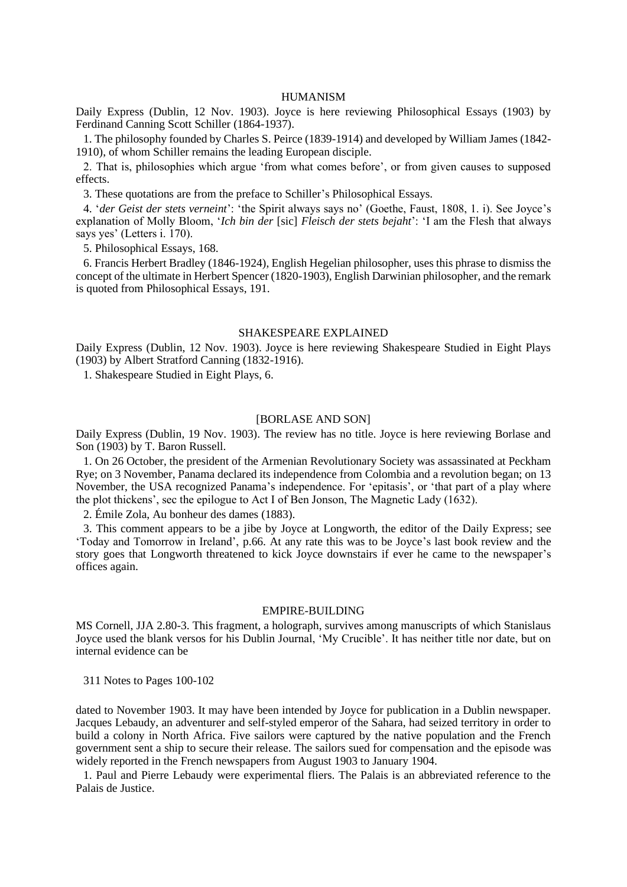## HUMANISM

Daily Express (Dublin, 12 Nov. 1903). Joyce is here reviewing Philosophical Essays (1903) by Ferdinand Canning Scott Schiller (1864-1937).

1. The philosophy founded by Charles S. Peirce (1839-1914) and developed by William James (1842-1910), of whom Schiller remains the leading European disciple.

2. That is, philosophies which argue 'from what comes before', or from given causes to supposed effects.

3. These quotations are from the preface to Schiller's Philosophical Essays.

4. '*der Geist der stets verneint*': 'the Spirit always says no' (Goethe, Faust, 1808, 1. i). See Joyce's explanation of Molly Bloom, '*Ich bin der* [sic] *Fleisch der stets bejaht*': 'I am the Flesh that always says yes' (Letters i. 170).

5. Philosophical Essays, 168.

6. Francis Herbert Bradley (1846-1924), English Hegelian philosopher, uses this phrase to dismiss the concept of the ultimate in Herbert Spencer (1820-1903), English Darwinian philosopher, and the remark is quoted from Philosophical Essays, 191.

## SHAKESPEARE EXPLAINED

Daily Express (Dublin, 12 Nov. 1903). Joyce is here reviewing Shakespeare Studied in Eight Plays (1903) by Albert Stratford Canning (1832-1916).

1. Shakespeare Studied in Eight Plays, 6.

## [BORLASE AND SON]

Daily Express (Dublin, 19 Nov. 1903). The review has no title. Joyce is here reviewing Borlase and Son (1903) by T. Baron Russell.

1. On 26 October, the president of the Armenian Revolutionary Society was assassinated at Peckham Rye; on 3 November, Panama declared its independence from Colombia and a revolution began; on 13 November, the USA recognized Panama's independence. For 'epitasis', or 'that part of a play where the plot thickens', sec the epilogue to Act I of Ben Jonson, The Magnetic Lady (1632).

2. Émile Zola, Au bonheur des dames (1883).

3. This comment appears to be a jibe by Joyce at Longworth, the editor of the Daily Express; see 'Today and Tomorrow in Ireland', p.66. At any rate this was to be Joyce's last book review and the story goes that Longworth threatened to kick Joyce downstairs if ever he came to the newspaper's offices again.

## EMPIRE-BUILDING

MS Cornell, JJA 2.80-3. This fragment, a holograph, survives among manuscripts of which Stanislaus Joyce used the blank versos for his Dublin Journal, 'My Crucible'. It has neither title nor date, but on internal evidence can be dated to November 1903. It may have been intended by Joyce for publication in a Dublin newspaper. Jacques Lebaudy, an adventurer and self-styled emperor of the Sahara, had seized territory in order to build a colony in North Africa. Five sailors were captured by the native population and the French government sent a ship to secure their release. The sailors sued for compensation and the episode was widely reported in the French newspapers from August 1903 to January 1904.

1. Paul and Pierre Lebaudy were experimental fliers. The Palais is an abbreviated reference to the Palais de Justice.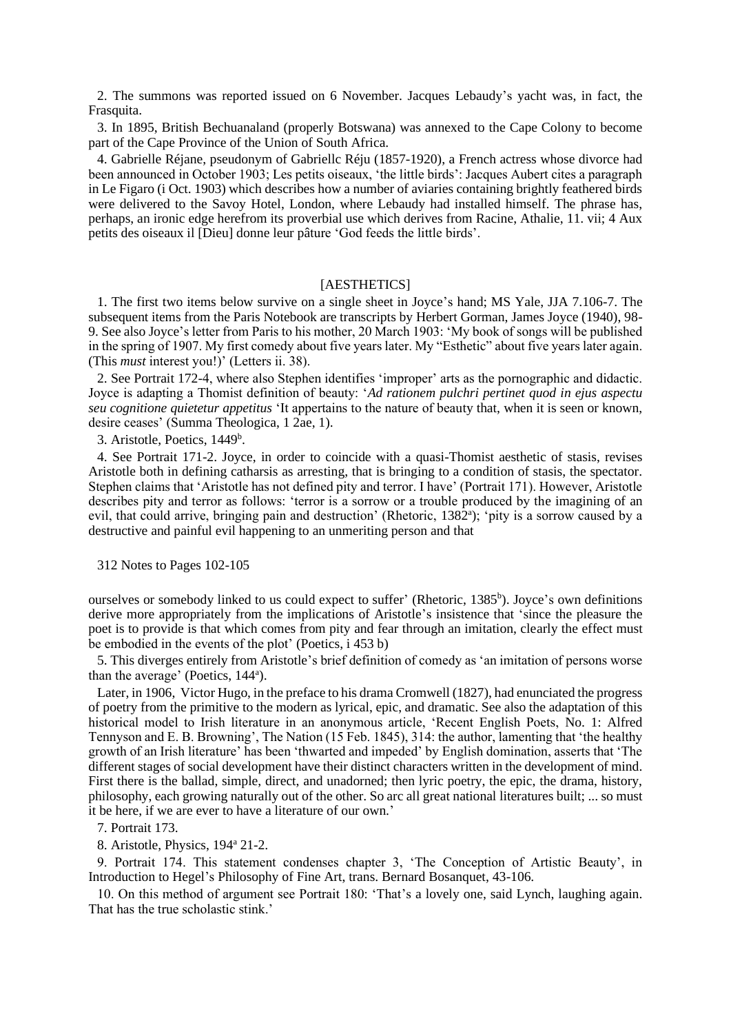2. The summons was reported issued on 6 November. Jacques Lebaudy's yacht was, in fact, the Frasquita.

3. In 1895, British Bechuanaland (properly Botswana) was annexed to the Cape Colony to become part of the Cape Province of the Union of South Africa.

4. Gabrielle Réjane, pseudonym of Gabriellc Réju (1857-1920), a French actress whose divorce had been announced in October 1903; Les petits oiseaux, 'the little birds': Jacques Aubert cites a paragraph in Le Figaro (i Oct. 1903) which describes how a number of aviaries containing brightly feathered birds were delivered to the Savoy Hotel, London, where Lebaudy had installed himself. The phrase has, perhaps, an ironic edge herefrom its proverbial use which derives from Racine, Athalie, 11. vii; 4 Aux petits des oiseaux il [Dieu] donne leur pâture 'God feeds the little birds'.

## [AESTHETICS]

1. The first two items below survive on a single sheet in Joyce's hand; MS Yale, JJA 7.106-7. The subsequent items from the Paris Notebook are transcripts by Herbert Gorman, James Joyce (1940), 98-9. See also Joyce's letter from Paris to his mother, 20 March 1903: 'My book of songs will be published in the spring of 1907. My first comedy about five years later. My "Esthetic" about five years later again. (This *must* interest you!)' (Letters ii. 38).

2. See Portrait 172-4, where also Stephen identifies 'improper' arts as the pornographic and didactic. Joyce is adapting a Thomist definition of beauty: '*Ad rationem pulchri pertinet quod in ejus aspectu seu cognitione quietetur appetitus* 'It appertains to the nature of beauty that, when it is seen or known, desire ceases' (Summa Theologica, 1 2ae, 1).

3. Aristotle, Poetics, 1449[b].

4. See Portrait 171-2. Joyce, in order to coincide with a quasi-Thomist aesthetic of stasis, revises Aristotle both in defining catharsis as arresting, that is bringing to a condition of stasis, the spectator. Stephen claims that 'Aristotle has not defined pity and terror. I have' (Portrait 171). However, Aristotle describes pity and terror as follows: 'terror is a sorrow or a trouble produced by the imagining of an evil, that could arrive, bringing pain and destruction' (Rhetoric, 1382[a]); 'pity is a sorrow caused by a destructive and painful evil happening to an unmeriting person and that

312 Notes to Pages 102-105

ourselves or somebody linked to us could expect to suffer' (Rhetoric, 1385[b]). Joyce's own definitions derive more appropriately from the implications of Aristotle's insistence that 'since the pleasure the poet is to provide is that which comes from pity and fear through an imitation, clearly the effect must be embodied in the events of the plot' (Poetics, i 453 b)

5. This diverges entirely from Aristotle's brief definition of comedy as 'an imitation of persons worse than the average' (Poetics, 144[a]).

Later, in 1906, Victor Hugo, in the preface to his drama Cromwell (1827), had enunciated the progress of poetry from the primitive to the modern as lyrical, epic, and dramatic. See also the adaptation of this historical model to Irish literature in an anonymous article, 'Recent English Poets, No. 1: Alfred Tennyson and E. B. Browning', The Nation (15 Feb. 1845), 314: the author, lamenting that 'the healthy growth of an Irish literature' has been 'thwarted and impeded' by English domination, asserts that 'The different stages of social development have their distinct characters written in the development of mind. First there is the ballad, simple, direct, and unadorned; then lyric poetry, the epic, the drama, history, philosophy, each growing naturally out of the other. So arc all great national literatures built; ... so must it be here, if we are ever to have a literature of our own.'

7. Portrait 173.

8. Aristotle, Physics, 194[a] 21-2.

9. Portrait 174. This statement condenses chapter 3, 'The Conception of Artistic Beauty', in Introduction to Hegel's Philosophy of Fine Art, trans. Bernard Bosanquet, 43-106.

10. On this method of argument see Portrait 180: 'That's a lovely one, said Lynch, laughing again. That has the true scholastic stink.'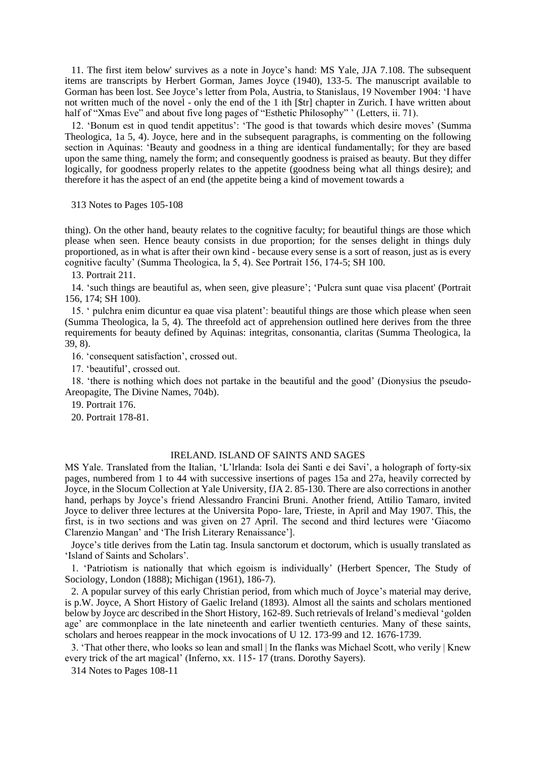11. The first item below' survives as a note in Joyce's hand: MS Yale, JJA 7.108. The subsequent items are transcripts by Herbert Gorman, James Joyce (1940), 133-5. The manuscript available to Gorman has been lost. See Joyce's letter from Pola, Austria, to Stanislaus, 19 November 1904: 'I have not written much of the novel - only the end of the 1 ith [$tr] chapter in Zurich. I have written about half of "Xmas Eve" and about five long pages of "Esthetic Philosophy" ' (Letters, ii. 71).

12. 'Bonum est in quod tendit appetitus': 'The good is that towards which desire moves' (Summa Theologica, 1a 5, 4). Joyce, here and in the subsequent paragraphs, is commenting on the following section in Aquinas: 'Beauty and goodness in a thing are identical fundamentally; for they are based upon the same thing, namely the form; and consequently goodness is praised as beauty. But they differ logically, for goodness properly relates to the appetite (goodness being what all things desire); and therefore it has the aspect of an end (the appetite being a kind of movement towards a

313 Notes to Pages 105-108

thing). On the other hand, beauty relates to the cognitive faculty; for beautiful things are those which please when seen. Hence beauty consists in due proportion; for the senses delight in things duly proportioned, as in what is after their own kind - because every sense is a sort of reason, just as is every cognitive faculty' (Summa Theologica, la 5, 4). See Portrait 156, 174-5; SH 100.

13. Portrait 211.

14. 'such things are beautiful as, when seen, give pleasure'; 'Pulcra sunt quae visa placent' (Portrait 156, 174; SH 100).

15. ' pulchra enim dicuntur ea quae visa platent': beautiful things are those which please when seen (Summa Theologica, la 5, 4). The threefold act of apprehension outlined here derives from the three requirements for beauty defined by Aquinas: integritas, consonantia, claritas (Summa Theologica, la 39, 8).

16. 'consequent satisfaction', crossed out.

17. 'beautiful', crossed out.

18. 'there is nothing which does not partake in the beautiful and the good' (Dionysius the pseudo-Areopagite, The Divine Names, 704b).

19. Portrait 176.

20. Portrait 178-81.

## IRELAND. ISLAND OF SAINTS AND SAGES

MS Yale. Translated from the Italian, 'L'lrlanda: Isola dei Santi e dei Savi', a holograph of forty-six pages, numbered from 1 to 44 with successive insertions of pages 15a and 27a, heavily corrected by Joyce, in the Slocum Collection at Yale University, fJA 2. 85-130. There are also corrections in another hand, perhaps by Joyce's friend Alessandro Francini Bruni. Another friend, Attilio Tamaro, invited Joyce to deliver three lectures at the Universita Popo- lare, Trieste, in April and May 1907. This, the first, is in two sections and was given on 27 April. The second and third lectures were 'Giacomo Clarenzio Mangan' and 'The Irish Literary Renaissance'].

Joyce's title derives from the Latin tag. Insula sanctorum et doctorum, which is usually translated as 'Island of Saints and Scholars'.

1. 'Patriotism is nationally that which egoism is individually' (Herbert Spencer, The Study of Sociology, London (1888); Michigan (1961), 186-7).

2. A popular survey of this early Christian period, from which much of Joyce's material may derive, is p.W. Joyce, A Short History of Gaelic Ireland (1893). Almost all the saints and scholars mentioned below by Joyce arc described in the Short History, 162-89. Such retrievals of Ireland's medieval 'golden age' are commonplace in the late nineteenth and earlier twentieth centuries. Many of these saints, scholars and heroes reappear in the mock invocations of U 12. 173-99 and 12. 1676-1739.

3. 'That other there, who looks so lean and small | In the flanks was Michael Scott, who verily | Knew every trick of the art magical' (Inferno, xx. 115- 17 (trans. Dorothy Sayers).

314 Notes to Pages 108-11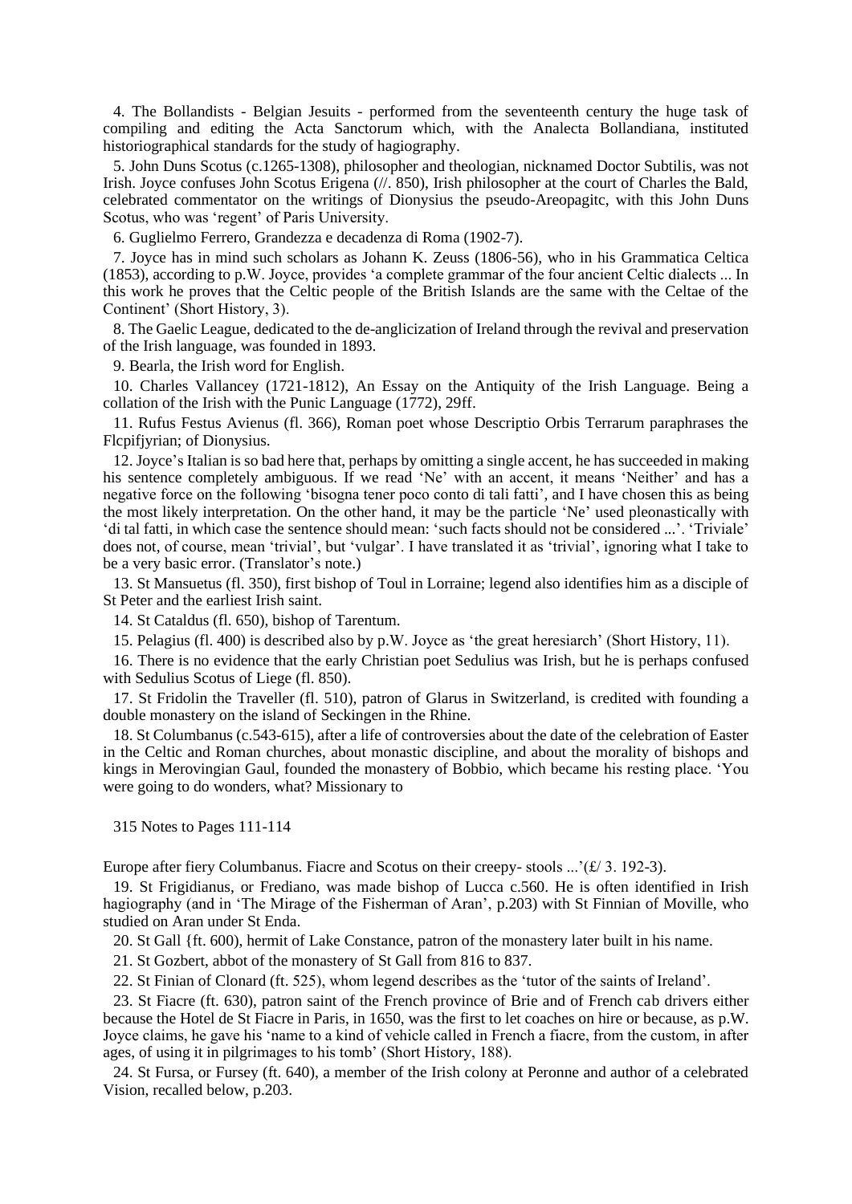4. The Bollandists - Belgian Jesuits - performed from the seventeenth century the huge task of compiling and editing the Acta Sanctorum which, with the Analecta Bollandiana, instituted historiographical standards for the study of hagiography.

5. John Duns Scotus (c.1265-1308), philosopher and theologian, nicknamed Doctor Subtilis, was not Irish. Joyce confuses John Scotus Erigena (//. 850), Irish philosopher at the court of Charles the Bald, celebrated commentator on the writings of Dionysius the pseudo-Areopagitc, with this John Duns Scotus, who was 'regent' of Paris University.

6. Guglielmo Ferrero, Grandezza e decadenza di Roma (1902-7).

7. Joyce has in mind such scholars as Johann K. Zeuss (1806-56), who in his Grammatica Celtica (1853), according to p.W. Joyce, provides 'a complete grammar of the four ancient Celtic dialects ... In this work he proves that the Celtic people of the British Islands are the same with the Celtae of the Continent' (Short History, 3).

8. The Gaelic League, dedicated to the de-anglicization of Ireland through the revival and preservation of the Irish language, was founded in 1893.

9. Bearla, the Irish word for English.

10. Charles Vallancey (1721-1812), An Essay on the Antiquity of the Irish Language. Being a collation of the Irish with the Punic Language (1772), 29ff.

11. Rufus Festus Avienus (fl. 366), Roman poet whose Descriptio Orbis Terrarum paraphrases the Flcpifjyrian; of Dionysius.

12. Joyce's Italian is so bad here that, perhaps by omitting a single accent, he has succeeded in making his sentence completely ambiguous. If we read 'Ne' with an accent, it means 'Neither' and has a negative force on the following 'bisogna tener poco conto di tali fatti', and I have chosen this as being the most likely interpretation. On the other hand, it may be the particle 'Ne' used pleonastically with 'di tal fatti, in which case the sentence should mean: 'such facts should not be considered ...'. 'Triviale' does not, of course, mean 'trivial', but 'vulgar'. I have translated it as 'trivial', ignoring what I take to be a very basic error. (Translator's note.)

13. St Mansuetus (fl. 350), first bishop of Toul in Lorraine; legend also identifies him as a disciple of St Peter and the earliest Irish saint.

14. St Cataldus (fl. 650), bishop of Tarentum.

15. Pelagius (fl. 400) is described also by p.W. Joyce as 'the great heresiarch' (Short History, 11).

16. There is no evidence that the early Christian poet Sedulius was Irish, but he is perhaps confused with Sedulius Scotus of Liege (fl. 850).

17. St Fridolin the Traveller (fl. 510), patron of Glarus in Switzerland, is credited with founding a double monastery on the island of Seckingen in the Rhine.

18. St Columbanus (c.543-615), after a life of controversies about the date of the celebration of Easter in the Celtic and Roman churches, about monastic discipline, and about the morality of bishops and kings in Merovingian Gaul, founded the monastery of Bobbio, which became his resting place. 'You were going to do wonders, what? Missionary to Europe after fiery Columbanus. Fiacre and Scotus on their creepy- stools ...'(£/ 3. 192-3).

19. St Frigidianus, or Frediano, was made bishop of Lucca c.560. He is often identified in Irish hagiography (and in 'The Mirage of the Fisherman of Aran', p.203) with St Finnian of Moville, who studied on Aran under St Enda.

20. St Gall {ft. 600), hermit of Lake Constance, patron of the monastery later built in his name.

21. St Gozbert, abbot of the monastery of St Gall from 816 to 837.

22. St Finian of Clonard (ft. 525), whom legend describes as the 'tutor of the saints of Ireland'.

23. St Fiacre (ft. 630), patron saint of the French province of Brie and of French cab drivers either because the Hotel de St Fiacre in Paris, in 1650, was the first to let coaches on hire or because, as p.W. Joyce claims, he gave his 'name to a kind of vehicle called in French a fiacre, from the custom, in after ages, of using it in pilgrimages to his tomb' (Short History, 188).

24. St Fursa, or Fursey (ft. 640), a member of the Irish colony at Peronne and author of a celebrated Vision, recalled below, p.203.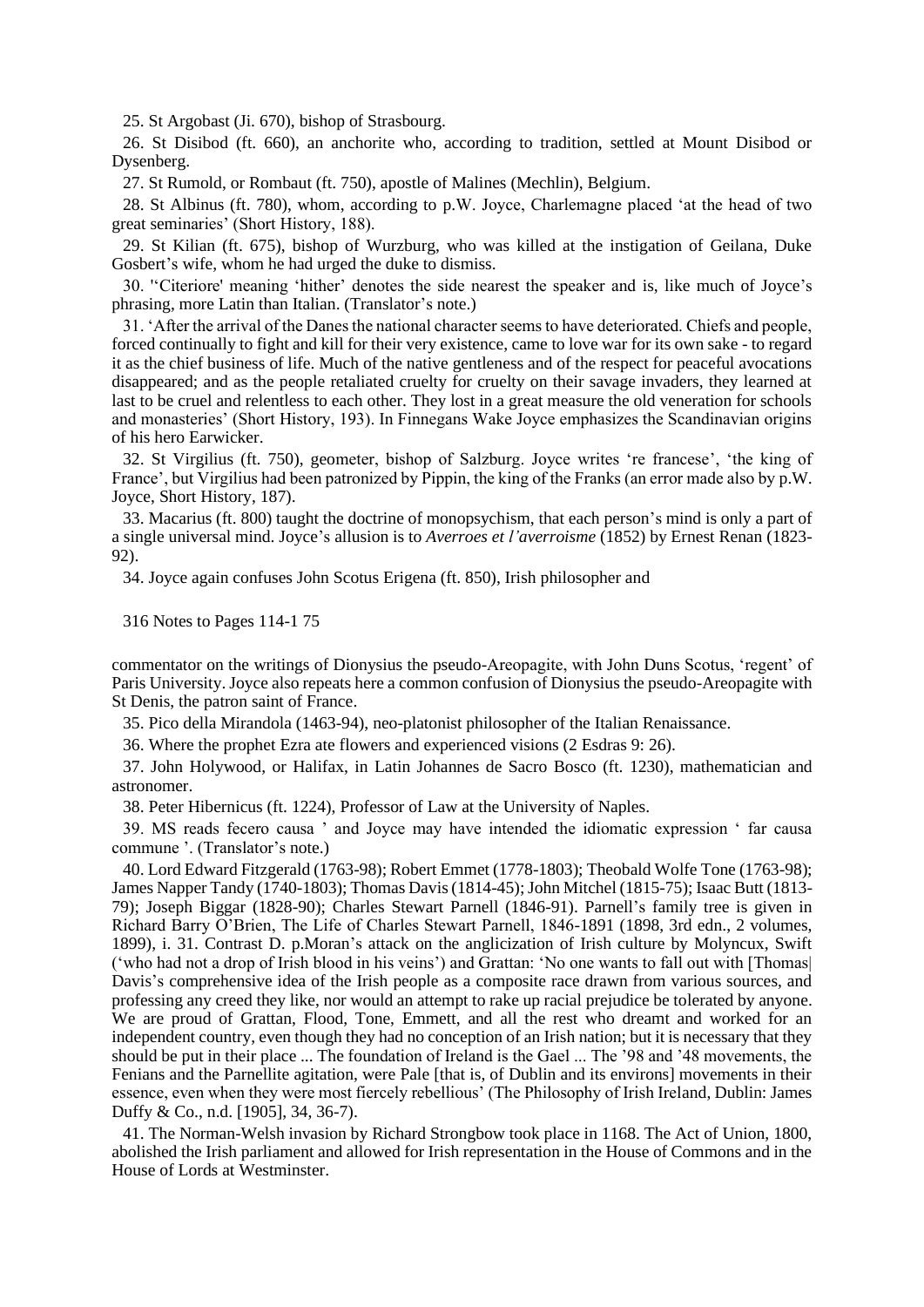25. St Argobast (Ji. 670), bishop of Strasbourg.

26. St Disibod (ft. 660), an anchorite who, according to tradition, settled at Mount Disibod or Dysenberg.

27. St Rumold, or Rombaut (ft. 750), apostle of Malines (Mechlin), Belgium.

28. St Albinus (ft. 780), whom, according to p.W. Joyce, Charlemagne placed 'at the head of two great seminaries' (Short History, 188).

29. St Kilian (ft. 675), bishop of Wurzburg, who was killed at the instigation of Geilana, Duke Gosbert's wife, whom he had urged the duke to dismiss.

30. ''Citeriore' meaning 'hither' denotes the side nearest the speaker and is, like much of Joyce's phrasing, more Latin than Italian. (Translator's note.)

31. 'After the arrival of the Danes the national character seems to have deteriorated. Chiefs and people, forced continually to fight and kill for their very existence, came to love war for its own sake - to regard it as the chief business of life. Much of the native gentleness and of the respect for peaceful avocations disappeared; and as the people retaliated cruelty for cruelty on their savage invaders, they learned at last to be cruel and relentless to each other. They lost in a great measure the old veneration for schools and monasteries' (Short History, 193). In Finnegans Wake Joyce emphasizes the Scandinavian origins of his hero Earwicker.

32. St Virgilius (ft. 750), geometer, bishop of Salzburg. Joyce writes 're francese', 'the king of France', but Virgilius had been patronized by Pippin, the king of the Franks (an error made also by p.W. Joyce, Short History, 187).

33. Macarius (ft. 800) taught the doctrine of monopsychism, that each person's mind is only a part of a single universal mind. Joyce's allusion is to *Averroes et l'averroisme* (1852) by Ernest Renan (1823-92).

34. Joyce again confuses John Scotus Erigena (ft. 850), Irish philosopher and commentator on the writings of Dionysius the pseudo-Areopagite, with John Duns Scotus, 'regent' of Paris University. Joyce also repeats here a common confusion of Dionysius the pseudo-Areopagite with St Denis, the patron saint of France.

35. Pico della Mirandola (1463-94), neo-platonist philosopher of the Italian Renaissance.

36. Where the prophet Ezra ate flowers and experienced visions (2 Esdras 9: 26).

37. John Holywood, or Halifax, in Latin Johannes de Sacro Bosco (ft. 1230), mathematician and astronomer.

38. Peter Hibernicus (ft. 1224), Professor of Law at the University of Naples.

39. MS reads fecero causa ' and Joyce may have intended the idiomatic expression ' far causa commune '. (Translator's note.)

40. Lord Edward Fitzgerald (1763-98); Robert Emmet (1778-1803); Theobald Wolfe Tone (1763-98); James Napper Tandy (1740-1803); Thomas Davis (1814-45); John Mitchel (1815-75); Isaac Butt (1813-79); Joseph Biggar (1828-90); Charles Stewart Parnell (1846-91). Parnell's family tree is given in Richard Barry O'Brien, The Life of Charles Stewart Parnell, 1846-1891 (1898, 3rd edn., 2 volumes, 1899), i. 31. Contrast D. p.Moran's attack on the anglicization of Irish culture by Molyncux, Swift ('who had not a drop of Irish blood in his veins') and Grattan: 'No one wants to fall out with [Thomas| Davis's comprehensive idea of the Irish people as a composite race drawn from various sources, and professing any creed they like, nor would an attempt to rake up racial prejudice be tolerated by anyone. We are proud of Grattan, Flood, Tone, Emmett, and all the rest who dreamt and worked for an independent country, even though they had no conception of an Irish nation; but it is necessary that they should be put in their place ... The foundation of Ireland is the Gael ... The '98 and '48 movements, the Fenians and the Parnellite agitation, were Pale [that is, of Dublin and its environs] movements in their essence, even when they were most fiercely rebellious' (The Philosophy of Irish Ireland, Dublin: James Duffy & Co., n.d. [1905], 34, 36-7).

41. The Norman-Welsh invasion by Richard Strongbow took place in 1168. The Act of Union, 1800, abolished the Irish parliament and allowed for Irish representation in the House of Commons and in the House of Lords at Westminster.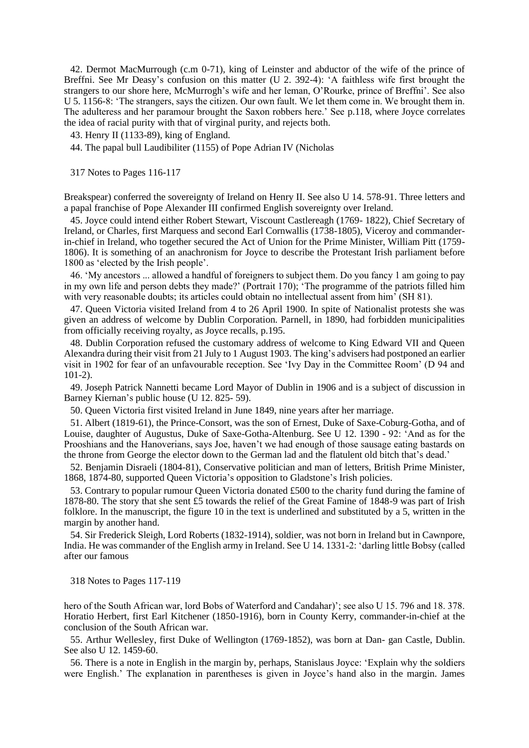42. Dermot MacMurrough (c.m 0-71), king of Leinster and abductor of the wife of the prince of Breffni. See Mr Deasy's confusion on this matter (U 2. 392-4): 'A faithless wife first brought the strangers to our shore here, McMurrogh's wife and her leman, O'Rourke, prince of Breffni'. See also U 5. 1156-8: 'The strangers, says the citizen. Our own fault. We let them come in. We brought them in. The adulteress and her paramour brought the Saxon robbers here.' See p.118, where Joyce correlates the idea of racial purity with that of virginal purity, and rejects both.

43. Henry II (1133-89), king of England.

44. The papal bull Laudibiliter (1155) of Pope Adrian IV (Nicholas Breakspear) conferred the sovereignty of Ireland on Henry II. See also U 14. 578-91. Three letters and a papal franchise of Pope Alexander III confirmed English sovereignty over Ireland.

45. Joyce could intend either Robert Stewart, Viscount Castlereagh (1769- 1822), Chief Secretary of Ireland, or Charles, first Marquess and second Earl Cornwallis (1738-1805), Viceroy and commander-in-chief in Ireland, who together secured the Act of Union for the Prime Minister, William Pitt (1759-1806). It is something of an anachronism for Joyce to describe the Protestant Irish parliament before 1800 as 'elected by the Irish people'.

46. 'My ancestors ... allowed a handful of foreigners to subject them. Do you fancy 1 am going to pay in my own life and person debts they made?' (Portrait 170); 'The programme of the patriots filled him with very reasonable doubts; its articles could obtain no intellectual assent from him' (SH 81).

47. Queen Victoria visited Ireland from 4 to 26 April 1900. In spite of Nationalist protests she was given an address of welcome by Dublin Corporation. Parnell, in 1890, had forbidden municipalities from officially receiving royalty, as Joyce recalls, p.195.

48. Dublin Corporation refused the customary address of welcome to King Edward VII and Queen Alexandra during their visit from 21 July to 1 August 1903. The king's advisers had postponed an earlier visit in 1902 for fear of an unfavourable reception. See 'Ivy Day in the Committee Room' (D 94 and 101-2).

49. Joseph Patrick Nannetti became Lord Mayor of Dublin in 1906 and is a subject of discussion in Barney Kiernan's public house (U 12. 825- 59).

50. Queen Victoria first visited Ireland in June 1849, nine years after her marriage.

51. Albert (1819-61), the Prince-Consort, was the son of Ernest, Duke of Saxe-Coburg-Gotha, and of Louise, daughter of Augustus, Duke of Saxe-Gotha-Altenburg. See U 12. 1390 - 92: 'And as for the Prooshians and the Hanoverians, says Joe, haven't we had enough of those sausage eating bastards on the throne from George the elector down to the German lad and the flatulent old bitch that's dead.'

52. Benjamin Disraeli (1804-81), Conservative politician and man of letters, British Prime Minister, 1868, 1874-80, supported Queen Victoria's opposition to Gladstone's Irish policies.

53. Contrary to popular rumour Queen Victoria donated £500 to the charity fund during the famine of 1878-80. The story that she sent £5 towards the relief of the Great Famine of 1848-9 was part of Irish folklore. In the manuscript, the figure 10 in the text is underlined and substituted by a 5, written in the margin by another hand.

54. Sir Frederick Sleigh, Lord Roberts (1832-1914), soldier, was not born in Ireland but in Cawnpore, India. He was commander of the English army in Ireland. See U 14. 1331-2: 'darling little Bobsy (called after our famous hero of the South African war, lord Bobs of Waterford and Candahar)'; see also U 15. 796 and 18. 378. Horatio Herbert, first Earl Kitchener (1850-1916), born in County Kerry, commander-in-chief at the conclusion of the South African war.

55. Arthur Wellesley, first Duke of Wellington (1769-1852), was born at Dan- gan Castle, Dublin. See also U 12. 1459-60.

56. There is a note in English in the margin by, perhaps, Stanislaus Joyce: 'Explain why the soldiers were English.' The explanation in parentheses is given in Joyce's hand also in the margin. James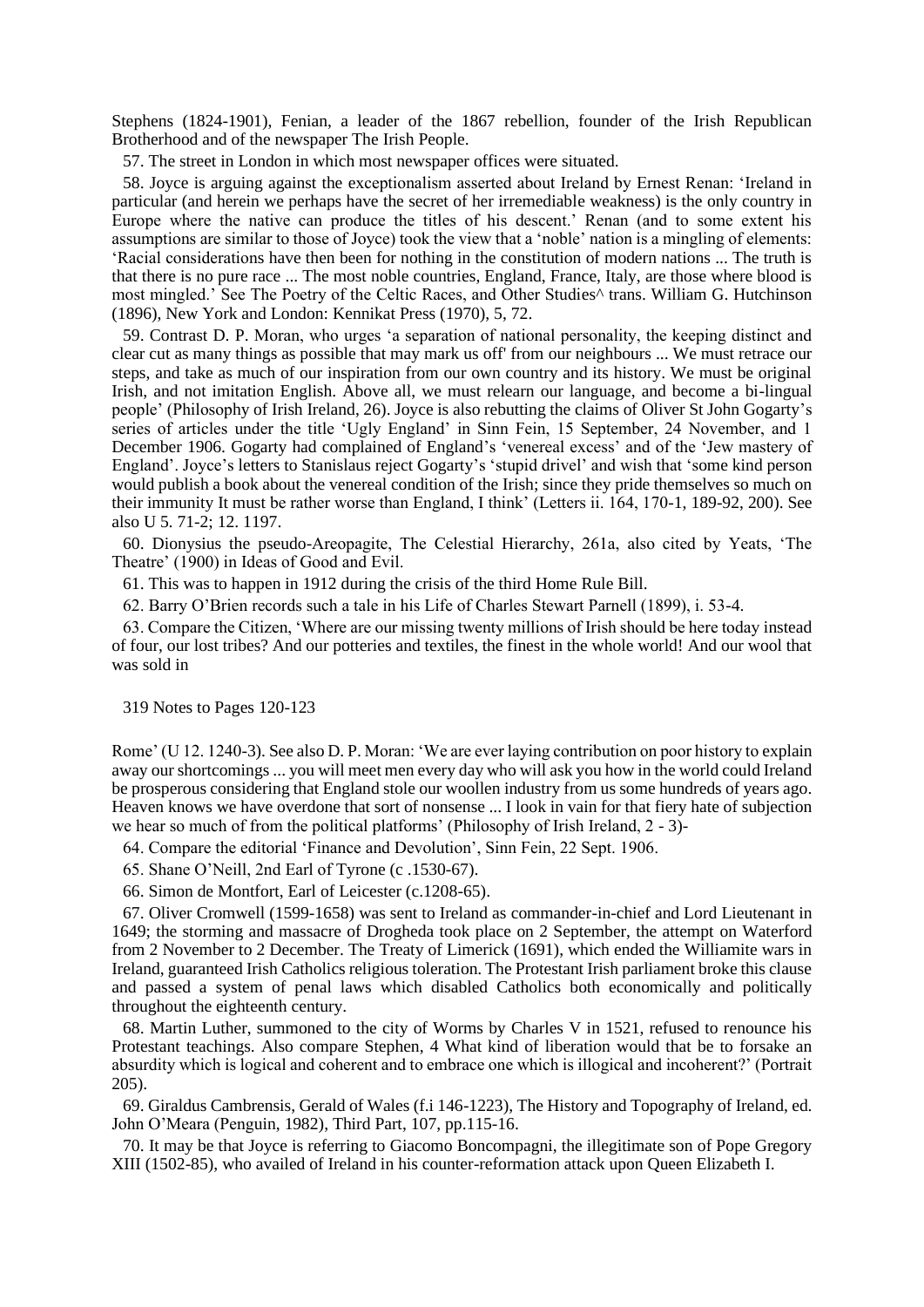Stephens (1824-1901), Fenian, a leader of the 1867 rebellion, founder of the Irish Republican Brotherhood and of the newspaper The Irish People.

57. The street in London in which most newspaper offices were situated.

58. Joyce is arguing against the exceptionalism asserted about Ireland by Ernest Renan: 'Ireland in particular (and herein we perhaps have the secret of her irremediable weakness) is the only country in Europe where the native can produce the titles of his descent.' Renan (and to some extent his assumptions are similar to those of Joyce) took the view that a 'noble' nation is a mingling of elements: 'Racial considerations have then been for nothing in the constitution of modern nations ... The truth is that there is no pure race ... The most noble countries, England, France, Italy, are those where blood is most mingled.' See The Poetry of the Celtic Races, and Other Studies^ trans. William G. Hutchinson (1896), New York and London: Kennikat Press (1970), 5, 72.

59. Contrast D. P. Moran, who urges 'a separation of national personality, the keeping distinct and clear cut as many things as possible that may mark us off' from our neighbours ... We must retrace our steps, and take as much of our inspiration from our own country and its history. We must be original Irish, and not imitation English. Above all, we must relearn our language, and become a bi-lingual people' (Philosophy of Irish Ireland, 26). Joyce is also rebutting the claims of Oliver St John Gogarty's series of articles under the title 'Ugly England' in Sinn Fein, 15 September, 24 November, and 1 December 1906. Gogarty had complained of England's 'venereal excess' and of the 'Jew mastery of England'. Joyce's letters to Stanislaus reject Gogarty's 'stupid drivel' and wish that 'some kind person would publish a book about the venereal condition of the Irish; since they pride themselves so much on their immunity It must be rather worse than England, I think' (Letters ii. 164, 170-1, 189-92, 200). See also U 5. 71-2; 12. 1197.

60. Dionysius the pseudo-Areopagite, The Celestial Hierarchy, 261a, also cited by Yeats, 'The Theatre' (1900) in Ideas of Good and Evil.

61. This was to happen in 1912 during the crisis of the third Home Rule Bill.

62. Barry O'Brien records such a tale in his Life of Charles Stewart Parnell (1899), i. 53-4.

63. Compare the Citizen, 'Where are our missing twenty millions of Irish should be here today instead of four, our lost tribes? And our potteries and textiles, the finest in the whole world! And our wool that was sold in Rome' (U 12. 1240-3). See also D. P. Moran: 'We are ever laying contribution on poor history to explain away our shortcomings ... you will meet men every day who will ask you how in the world could Ireland be prosperous considering that England stole our woollen industry from us some hundreds of years ago. Heaven knows we have overdone that sort of nonsense ... I look in vain for that fiery hate of subjection we hear so much of from the political platforms' (Philosophy of Irish Ireland, 2 - 3)-

64. Compare the editorial 'Finance and Devolution', Sinn Fein, 22 Sept. 1906.

65. Shane O'Neill, 2nd Earl of Tyrone (c .1530-67).

66. Simon de Montfort, Earl of Leicester (c.1208-65).

67. Oliver Cromwell (1599-1658) was sent to Ireland as commander-in-chief and Lord Lieutenant in 1649; the storming and massacre of Drogheda took place on 2 September, the attempt on Waterford from 2 November to 2 December. The Treaty of Limerick (1691), which ended the Williamite wars in Ireland, guaranteed Irish Catholics religious toleration. The Protestant Irish parliament broke this clause and passed a system of penal laws which disabled Catholics both economically and politically throughout the eighteenth century.

68. Martin Luther, summoned to the city of Worms by Charles V in 1521, refused to renounce his Protestant teachings. Also compare Stephen, 4 What kind of liberation would that be to forsake an absurdity which is logical and coherent and to embrace one which is illogical and incoherent?' (Portrait 205).

69. Giraldus Cambrensis, Gerald of Wales (f.i 146-1223), The History and Topography of Ireland, ed. John O'Meara (Penguin, 1982), Third Part, 107, pp.115-16.

70. It may be that Joyce is referring to Giacomo Boncompagni, the illegitimate son of Pope Gregory XIII (1502-85), who availed of Ireland in his counter-reformation attack upon Queen Elizabeth I.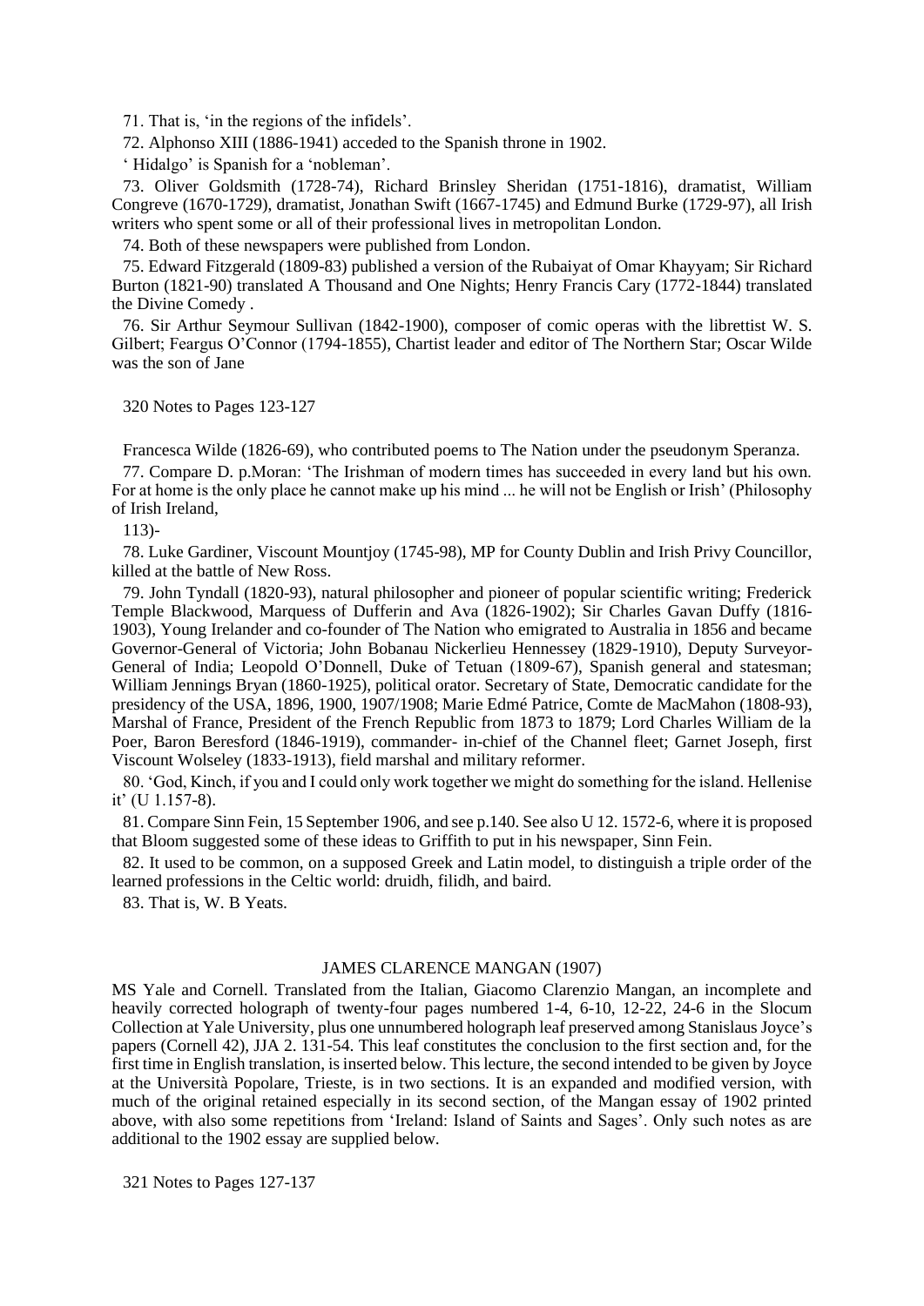71. That is, 'in the regions of the infidels'.

72. Alphonso XIII (1886-1941) acceded to the Spanish throne in 1902.

' Hidalgo' is Spanish for a 'nobleman'.

73. Oliver Goldsmith (1728-74), Richard Brinsley Sheridan (1751-1816), dramatist, William Congreve (1670-1729), dramatist, Jonathan Swift (1667-1745) and Edmund Burke (1729-97), all Irish writers who spent some or all of their professional lives in metropolitan London.

74. Both of these newspapers were published from London.

75. Edward Fitzgerald (1809-83) published a version of the Rubaiyat of Omar Khayyam; Sir Richard Burton (1821-90) translated A Thousand and One Nights; Henry Francis Cary (1772-1844) translated the Divine Comedy .

76. Sir Arthur Seymour Sullivan (1842-1900), composer of comic operas with the librettist W. S. Gilbert; Feargus O'Connor (1794-1855), Chartist leader and editor of The Northern Star; Oscar Wilde was the son of Jane

Francesca Wilde (1826-69), who contributed poems to The Nation under the pseudonym Speranza.

77. Compare D. p.Moran: 'The Irishman of modern times has succeeded in every land but his own. For at home is the only place he cannot make up his mind ... he will not be English or Irish' (Philosophy of Irish Ireland,

113)-

78. Luke Gardiner, Viscount Mountjoy (1745-98), MP for County Dublin and Irish Privy Councillor, killed at the battle of New Ross.

79. John Tyndall (1820-93), natural philosopher and pioneer of popular scientific writing; Frederick Temple Blackwood, Marquess of Dufferin and Ava (1826-1902); Sir Charles Gavan Duffy (1816-1903), Young Irelander and co-founder of The Nation who emigrated to Australia in 1856 and became Governor-General of Victoria; John Bobanau Nickerlieu Hennessey (1829-1910), Deputy Surveyor-General of India; Leopold O'Donnell, Duke of Tetuan (1809-67), Spanish general and statesman; William Jennings Bryan (1860-1925), political orator. Secretary of State, Democratic candidate for the presidency of the USA, 1896, 1900, 1907/1908; Marie Edmé Patrice, Comte de MacMahon (1808-93), Marshal of France, President of the French Republic from 1873 to 1879; Lord Charles William de la Poer, Baron Beresford (1846-1919), commander- in-chief of the Channel fleet; Garnet Joseph, first Viscount Wolseley (1833-1913), field marshal and military reformer.

80. 'God, Kinch, if you and I could only work together we might do something for the island. Hellenise it' (U 1.157-8).

81. Compare Sinn Fein, 15 September 1906, and see p.140. See also U 12. 1572-6, where it is proposed that Bloom suggested some of these ideas to Griffith to put in his newspaper, Sinn Fein.

82. It used to be common, on a supposed Greek and Latin model, to distinguish a triple order of the learned professions in the Celtic world: druidh, filidh, and baird.

83. That is, W. B Yeats.

## JAMES CLARENCE MANGAN (1907)

MS Yale and Cornell. Translated from the Italian, Giacomo Clarenzio Mangan, an incomplete and heavily corrected holograph of twenty-four pages numbered 1-4, 6-10, 12-22, 24-6 in the Slocum Collection at Yale University, plus one unnumbered holograph leaf preserved among Stanislaus Joyce's papers (Cornell 42), JJA 2. 131-54. This leaf constitutes the conclusion to the first section and, for the first time in English translation, is inserted below. This lecture, the second intended to be given by Joyce at the Università Popolare, Trieste, is in two sections. It is an expanded and modified version, with much of the original retained especially in its second section, of the Mangan essay of 1902 printed above, with also some repetitions from 'Ireland: Island of Saints and Sages'. Only such notes as are additional to the 1902 essay are supplied below.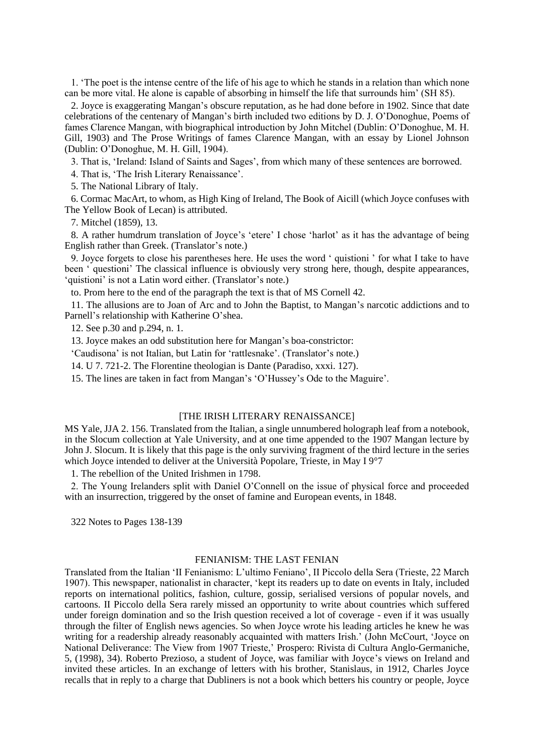1. 'The poet is the intense centre of the life of his age to which he stands in a relation than which none can be more vital. He alone is capable of absorbing in himself the life that surrounds him' (SH 85).

2. Joyce is exaggerating Mangan's obscure reputation, as he had done before in 1902. Since that date celebrations of the centenary of Mangan's birth included two editions by D. J. O'Donoghue, Poems of fames Clarence Mangan, with biographical introduction by John Mitchel (Dublin: O'Donoghue, M. H. Gill, 1903) and The Prose Writings of fames Clarence Mangan, with an essay by Lionel Johnson (Dublin: O'Donoghue, M. H. Gill, 1904).

3. That is, 'Ireland: Island of Saints and Sages', from which many of these sentences are borrowed.

4. That is, 'The Irish Literary Renaissance'.

5. The National Library of Italy.

6. Cormac MacArt, to whom, as High King of Ireland, The Book of Aicill (which Joyce confuses with The Yellow Book of Lecan) is attributed.

7. Mitchel (1859), 13.

8. A rather humdrum translation of Joyce's 'etere' I chose 'harlot' as it has the advantage of being English rather than Greek. (Translator's note.)

9. Joyce forgets to close his parentheses here. He uses the word ' quistioni ' for what I take to have been ' questioni' The classical influence is obviously very strong here, though, despite appearances, 'quistioni' is not a Latin word either. (Translator's note.)

to. Prom here to the end of the paragraph the text is that of MS Cornell 42.

11. The allusions are to Joan of Arc and to John the Baptist, to Mangan's narcotic addictions and to Parnell's relationship with Katherine O'shea.

12. See p.30 and p.294, n. 1.

13. Joyce makes an odd substitution here for Mangan's boa-constrictor:

'Caudisona' is not Italian, but Latin for 'rattlesnake'. (Translator's note.)

14. U 7. 721-2. The Florentine theologian is Dante (Paradiso, xxxi. 127).

15. The lines are taken in fact from Mangan's 'O'Hussey's Ode to the Maguire'.

## [THE IRISH LITERARY RENAISSANCE]

MS Yale, JJA 2. 156. Translated from the Italian, a single unnumbered holograph leaf from a notebook, in the Slocum collection at Yale University, and at one time appended to the 1907 Mangan lecture by John J. Slocum. It is likely that this page is the only surviving fragment of the third lecture in the series which Joyce intended to deliver at the Università Popolare, Trieste, in May I 9°7

1. The rebellion of the United Irishmen in 1798.

2. The Young Irelanders split with Daniel O'Connell on the issue of physical force and proceeded with an insurrection, triggered by the onset of famine and European events, in 1848.

322 Notes to Pages 138-139

## FENIANISM: THE LAST FENIAN

Translated from the Italian 'II Fenianismo: L'ultimo Feniano', II Piccolo della Sera (Trieste, 22 March 1907). This newspaper, nationalist in character, 'kept its readers up to date on events in Italy, included reports on international politics, fashion, culture, gossip, serialised versions of popular novels, and cartoons. II Piccolo della Sera rarely missed an opportunity to write about countries which suffered under foreign domination and so the Irish question received a lot of coverage - even if it was usually through the filter of English news agencies. So when Joyce wrote his leading articles he knew he was writing for a readership already reasonably acquainted with matters Irish.' (John McCourt, 'Joyce on National Deliverance: The View from 1907 Trieste,' Prospero: Rivista di Cultura Anglo-Germaniche, 5, (1998), 34). Roberto Prezioso, a student of Joyce, was familiar with Joyce's views on Ireland and invited these articles. In an exchange of letters with his brother, Stanislaus, in 1912, Charles Joyce recalls that in reply to a charge that Dubliners is not a book which betters his country or people, Joyce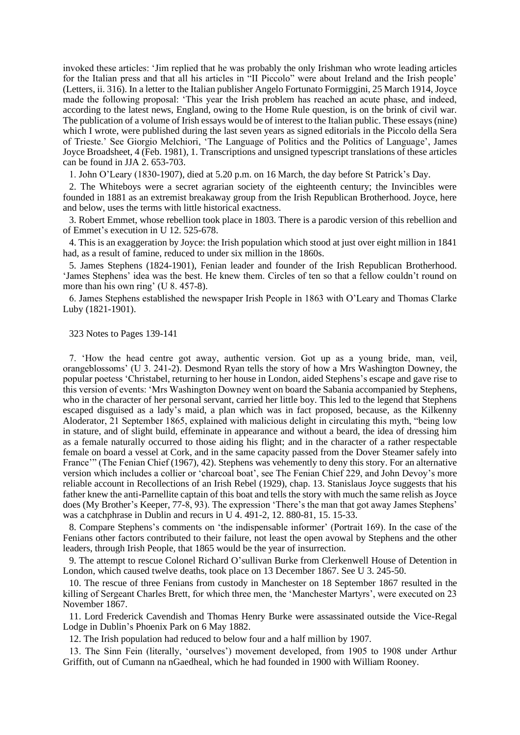invoked these articles: 'Jim replied that he was probably the only Irishman who wrote leading articles for the Italian press and that all his articles in "Il Piccolo" were about Ireland and the Irish people' (Letters, ii. 316). In a letter to the Italian publisher Angelo Fortunato Formiggini, 25 March 1914, Joyce made the following proposal: 'This year the Irish problem has reached an acute phase, and indeed, according to the latest news, England, owing to the Home Rule question, is on the brink of civil war. The publication of a volume of Irish essays would be of interest to the Italian public. These essays (nine) which I wrote, were published during the last seven years as signed editorials in the Piccolo della Sera of Trieste.' See Giorgio Melchiori, 'The Language of Politics and the Politics of Language', James Joyce Broadsheet, 4 (Feb. 1981), 1. Transcriptions and unsigned typescript translations of these articles can be found in JJA 2. 653-703.

1. John O'Leary (1830-1907), died at 5.20 p.m. on 16 March, the day before St Patrick's Day.

2. The Whiteboys were a secret agrarian society of the eighteenth century; the Invincibles were founded in 1881 as an extremist breakaway group from the Irish Republican Brotherhood. Joyce, here and below, uses the terms with little historical exactness.

3. Robert Emmet, whose rebellion took place in 1803. There is a parodic version of this rebellion and of Emmet's execution in U 12. 525-678.

4. This is an exaggeration by Joyce: the Irish population which stood at just over eight million in 1841 had, as a result of famine, reduced to under six million in the 1860s.

5. James Stephens (1824-1901), Fenian leader and founder of the Irish Republican Brotherhood. 'James Stephens' idea was the best. He knew them. Circles of ten so that a fellow couldn't round on more than his own ring' (U 8. 457-8).

6. James Stephens established the newspaper Irish People in 1863 with O'Leary and Thomas Clarke Luby (1821-1901).

323 Notes to Pages 139-141

7. 'How the head centre got away, authentic version. Got up as a young bride, man, veil, orangeblossoms' (U 3. 241-2). Desmond Ryan tells the story of how a Mrs Washington Downey, the popular poetess 'Christabel, returning to her house in London, aided Stephens's escape and gave rise to this version of events: 'Mrs Washington Downey went on board the Sabania accompanied by Stephens, who in the character of her personal servant, carried her little boy. This led to the legend that Stephens escaped disguised as a lady's maid, a plan which was in fact proposed, because, as the Kilkenny Aloderator, 21 September 1865, explained with malicious delight in circulating this myth, "being low in stature, and of slight build, effeminate in appearance and without a beard, the idea of dressing him as a female naturally occurred to those aiding his flight; and in the character of a rather respectable female on board a vessel at Cork, and in the same capacity passed from the Dover Steamer safely into France'" (The Fenian Chief (1967), 42). Stephens was vehemently to deny this story. For an alternative version which includes a collier or 'charcoal boat', see The Fenian Chief 229, and John Devoy's more reliable account in Recollections of an Irish Rebel (1929), chap. 13. Stanislaus Joyce suggests that his father knew the anti-Parnellite captain of this boat and tells the story with much the same relish as Joyce does (My Brother's Keeper, 77-8, 93). The expression 'There's the man that got away James Stephens' was a catchphrase in Dublin and recurs in U 4. 491-2, 12. 880-81, 15. 15-33.

8. Compare Stephens's comments on 'the indispensable informer' (Portrait 169). In the case of the Fenians other factors contributed to their failure, not least the open avowal by Stephens and the other leaders, through Irish People, that 1865 would be the year of insurrection.

9. The attempt to rescue Colonel Richard O'sullivan Burke from Clerkenwell House of Detention in London, which caused twelve deaths, took place on 13 December 1867. See U 3. 245-50.

10. The rescue of three Fenians from custody in Manchester on 18 September 1867 resulted in the killing of Sergeant Charles Brett, for which three men, the 'Manchester Martyrs', were executed on 23 November 1867.

11. Lord Frederick Cavendish and Thomas Henry Burke were assassinated outside the Vice-Regal Lodge in Dublin's Phoenix Park on 6 May 1882.

12. The Irish population had reduced to below four and a half million by 1907.

13. The Sinn Fein (literally, 'ourselves') movement developed, from 1905 to 1908 under Arthur Griffith, out of Cumann na nGaedheal, which he had founded in 1900 with William Rooney.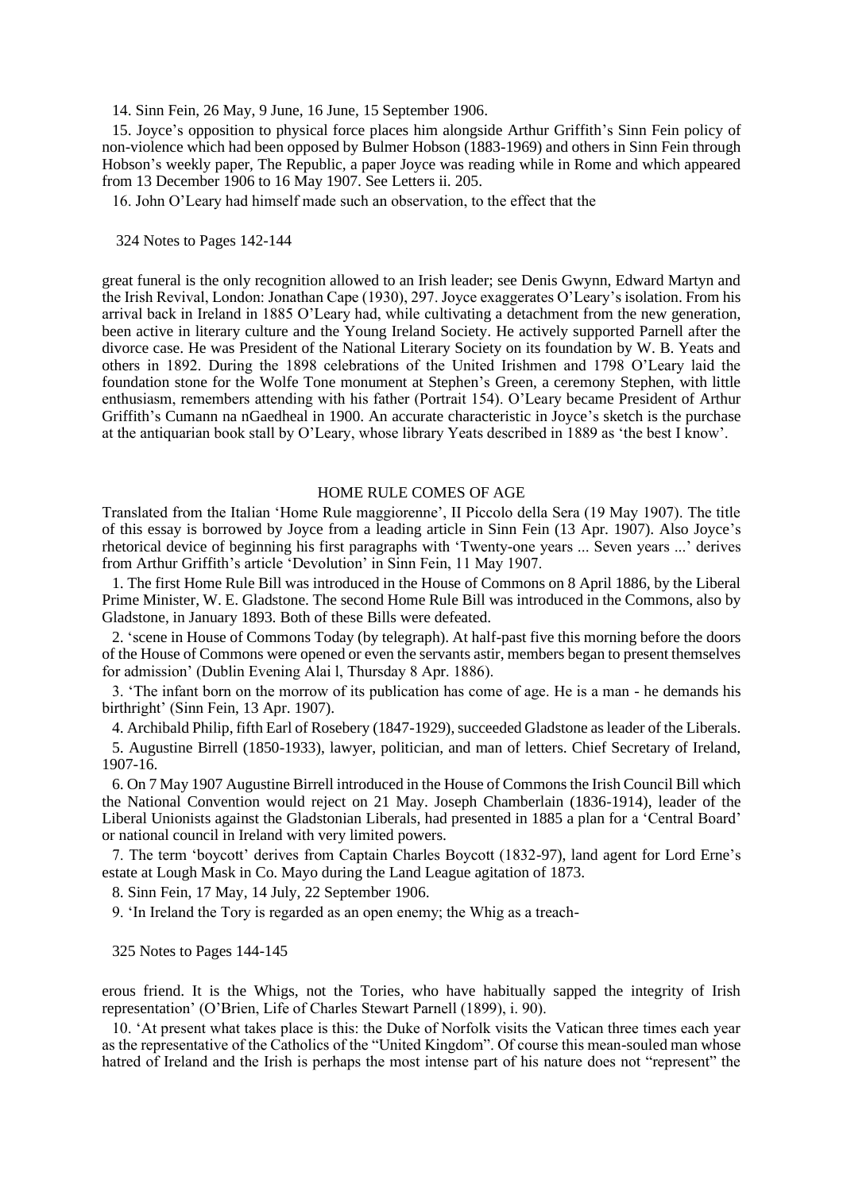14. Sinn Fein, 26 May, 9 June, 16 June, 15 September 1906.

15. Joyce's opposition to physical force places him alongside Arthur Griffith's Sinn Fein policy of non-violence which had been opposed by Bulmer Hobson (1883-1969) and others in Sinn Fein through Hobson's weekly paper, The Republic, a paper Joyce was reading while in Rome and which appeared from 13 December 1906 to 16 May 1907. See Letters ii. 205.

16. John O'Leary had himself made such an observation, to the effect that the great funeral is the only recognition allowed to an Irish leader; see Denis Gwynn, Edward Martyn and the Irish Revival, London: Jonathan Cape (1930), 297. Joyce exaggerates O'Leary's isolation. From his arrival back in Ireland in 1885 O'Leary had, while cultivating a detachment from the new generation, been active in literary culture and the Young Ireland Society. He actively supported Parnell after the divorce case. He was President of the National Literary Society on its foundation by W. B. Yeats and others in 1892. During the 1898 celebrations of the United Irishmen and 1798 O'Leary laid the foundation stone for the Wolfe Tone monument at Stephen's Green, a ceremony Stephen, with little enthusiasm, remembers attending with his father (Portrait 154). O'Leary became President of Arthur Griffith's Cumann na nGaedheal in 1900. An accurate characteristic in Joyce's sketch is the purchase at the antiquarian book stall by O'Leary, whose library Yeats described in 1889 as 'the best I know'.

## HOME RULE COMES OF AGE

Translated from the Italian 'Home Rule maggiorenne', Il Piccolo della Sera (19 May 1907). The title of this essay is borrowed by Joyce from a leading article in Sinn Fein (13 Apr. 1907). Also Joyce's rhetorical device of beginning his first paragraphs with 'Twenty-one years ... Seven years ...' derives from Arthur Griffith's article 'Devolution' in Sinn Fein, 11 May 1907.

1. The first Home Rule Bill was introduced in the House of Commons on 8 April 1886, by the Liberal Prime Minister, W. E. Gladstone. The second Home Rule Bill was introduced in the Commons, also by Gladstone, in January 1893. Both of these Bills were defeated.

2. 'scene in House of Commons Today (by telegraph). At half-past five this morning before the doors of the House of Commons were opened or even the servants astir, members began to present themselves for admission' (Dublin Evening Alai l, Thursday 8 Apr. 1886).

3. 'The infant born on the morrow of its publication has come of age. He is a man - he demands his birthright' (Sinn Fein, 13 Apr. 1907).

4. Archibald Philip, fifth Earl of Rosebery (1847-1929), succeeded Gladstone as leader of the Liberals.

5. Augustine Birrell (1850-1933), lawyer, politician, and man of letters. Chief Secretary of Ireland, 1907-16.

6. On 7 May 1907 Augustine Birrell introduced in the House of Commons the Irish Council Bill which the National Convention would reject on 21 May. Joseph Chamberlain (1836-1914), leader of the Liberal Unionists against the Gladstonian Liberals, had presented in 1885 a plan for a 'Central Board' or national council in Ireland with very limited powers.

7. The term 'boycott' derives from Captain Charles Boycott (1832-97), land agent for Lord Erne's estate at Lough Mask in Co. Mayo during the Land League agitation of 1873.

8. Sinn Fein, 17 May, 14 July, 22 September 1906.

9. 'In Ireland the Tory is regarded as an open enemy; the Whig as a treacherous friend. It is the Whigs, not the Tories, who have habitually sapped the integrity of Irish representation' (O'Brien, Life of Charles Stewart Parnell (1899), i. 90).

10. 'At present what takes place is this: the Duke of Norfolk visits the Vatican three times each year as the representative of the Catholics of the "United Kingdom". Of course this mean-souled man whose hatred of Ireland and the Irish is perhaps the most intense part of his nature does not "represent" the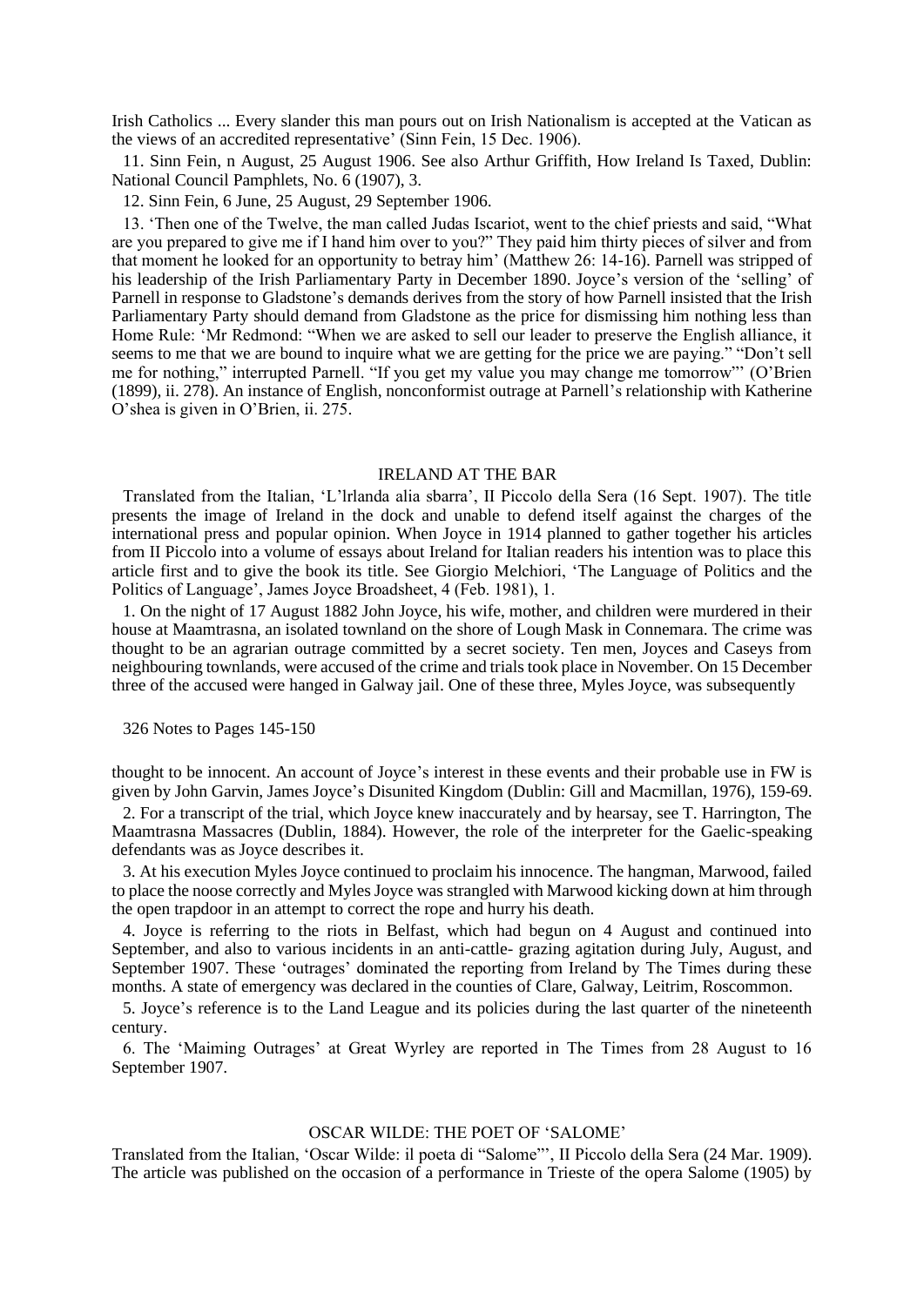Irish Catholics ... Every slander this man pours out on Irish Nationalism is accepted at the Vatican as the views of an accredited representative' (Sinn Fein, 15 Dec. 1906).

11. Sinn Fein, n August, 25 August 1906. See also Arthur Griffith, How Ireland Is Taxed, Dublin: National Council Pamphlets, No. 6 (1907), 3.

12. Sinn Fein, 6 June, 25 August, 29 September 1906.

13. 'Then one of the Twelve, the man called Judas Iscariot, went to the chief priests and said, "What are you prepared to give me if I hand him over to you?" They paid him thirty pieces of silver and from that moment he looked for an opportunity to betray him' (Matthew 26: 14-16). Parnell was stripped of his leadership of the Irish Parliamentary Party in December 1890. Joyce's version of the 'selling' of Parnell in response to Gladstone's demands derives from the story of how Parnell insisted that the Irish Parliamentary Party should demand from Gladstone as the price for dismissing him nothing less than Home Rule: 'Mr Redmond: "When we are asked to sell our leader to preserve the English alliance, it seems to me that we are bound to inquire what we are getting for the price we are paying." "Don't sell me for nothing," interrupted Parnell. "If you get my value you may change me tomorrow"' (O'Brien (1899), ii. 278). An instance of English, nonconformist outrage at Parnell's relationship with Katherine O'shea is given in O'Brien, ii. 275.

## IRELAND AT THE BAR

Translated from the Italian, 'L'lrlanda alia sbarra', II Piccolo della Sera (16 Sept. 1907). The title presents the image of Ireland in the dock and unable to defend itself against the charges of the international press and popular opinion. When Joyce in 1914 planned to gather together his articles from II Piccolo into a volume of essays about Ireland for Italian readers his intention was to place this article first and to give the book its title. See Giorgio Melchiori, 'The Language of Politics and the Politics of Language', James Joyce Broadsheet, 4 (Feb. 1981), 1.

1. On the night of 17 August 1882 John Joyce, his wife, mother, and children were murdered in their house at Maamtrasna, an isolated townland on the shore of Lough Mask in Connemara. The crime was thought to be an agrarian outrage committed by a secret society. Ten men, Joyces and Caseys from neighbouring townlands, were accused of the crime and trials took place in November. On 15 December three of the accused were hanged in Galway jail. One of these three, Myles Joyce, was subsequently thought to be innocent. An account of Joyce's interest in these events and their probable use in FW is given by John Garvin, James Joyce's Disunited Kingdom (Dublin: Gill and Macmillan, 1976), 159-69.

2. For a transcript of the trial, which Joyce knew inaccurately and by hearsay, see T. Harrington, The Maamtrasna Massacres (Dublin, 1884). However, the role of the interpreter for the Gaelic-speaking defendants was as Joyce describes it.

3. At his execution Myles Joyce continued to proclaim his innocence. The hangman, Marwood, failed to place the noose correctly and Myles Joyce was strangled with Marwood kicking down at him through the open trapdoor in an attempt to correct the rope and hurry his death.

4. Joyce is referring to the riots in Belfast, which had begun on 4 August and continued into September, and also to various incidents in an anti-cattle- grazing agitation during July, August, and September 1907. These 'outrages' dominated the reporting from Ireland by The Times during these months. A state of emergency was declared in the counties of Clare, Galway, Leitrim, Roscommon.

5. Joyce's reference is to the Land League and its policies during the last quarter of the nineteenth century.

6. The 'Maiming Outrages' at Great Wyrley are reported in The Times from 28 August to 16 September 1907.

## OSCAR WILDE: THE POET OF 'SALOME'

Translated from the Italian, 'Oscar Wilde: il poeta di "Salome"', II Piccolo della Sera (24 Mar. 1909). The article was published on the occasion of a performance in Trieste of the opera Salome (1905) by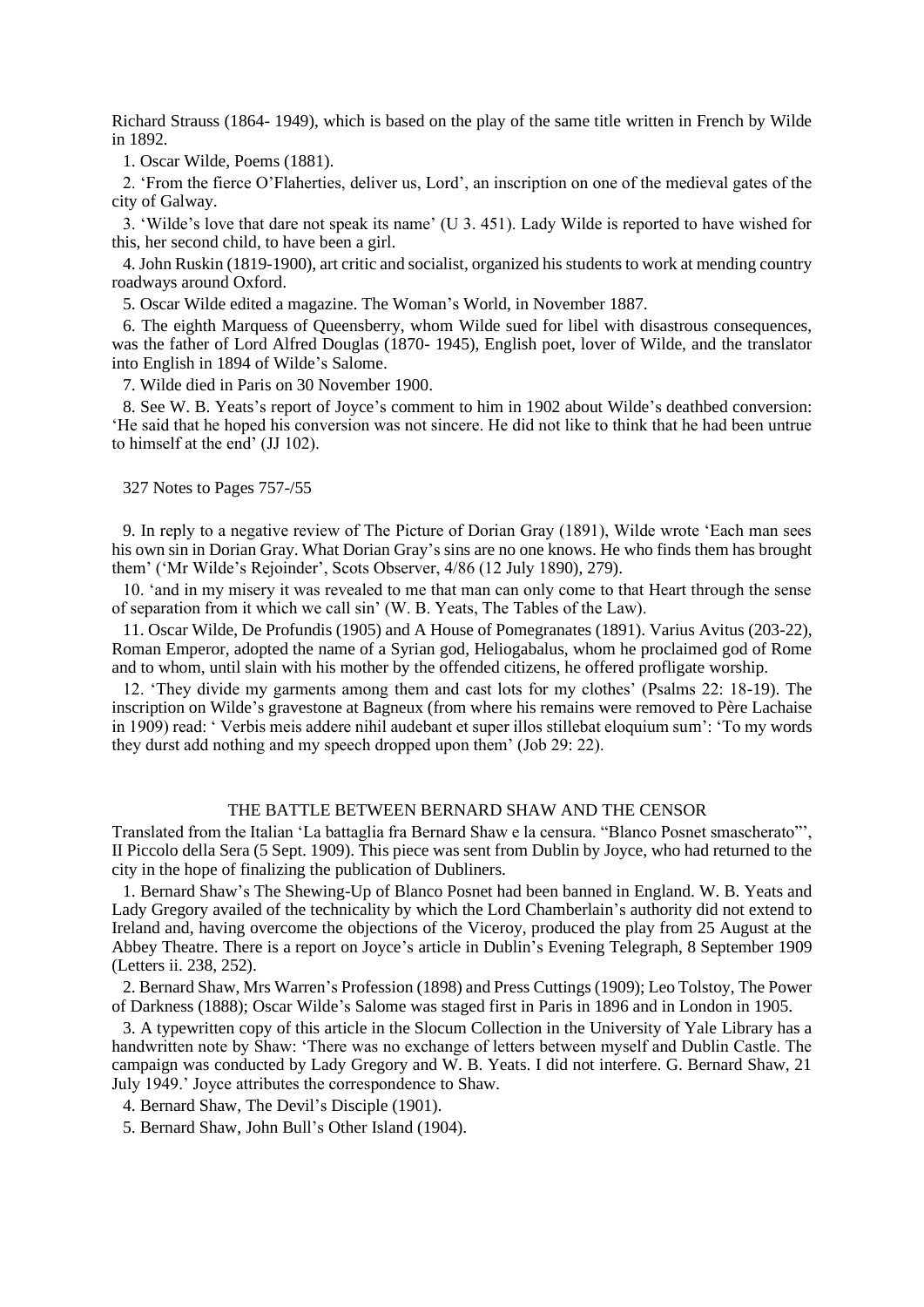Richard Strauss (1864- 1949), which is based on the play of the same title written in French by Wilde in 1892.

1. Oscar Wilde, Poems (1881).

2. 'From the fierce O'Flaherties, deliver us, Lord', an inscription on one of the medieval gates of the city of Galway.

3. 'Wilde's love that dare not speak its name' (U 3. 451). Lady Wilde is reported to have wished for this, her second child, to have been a girl.

4. John Ruskin (1819-1900), art critic and socialist, organized his students to work at mending country roadways around Oxford.

5. Oscar Wilde edited a magazine. The Woman's World, in November 1887.

6. The eighth Marquess of Queensberry, whom Wilde sued for libel with disastrous consequences, was the father of Lord Alfred Douglas (1870- 1945), English poet, lover of Wilde, and the translator into English in 1894 of Wilde's Salome.

7. Wilde died in Paris on 30 November 1900.

8. See W. B. Yeats's report of Joyce's comment to him in 1902 about Wilde's deathbed conversion: 'He said that he hoped his conversion was not sincere. He did not like to think that he had been untrue to himself at the end' (JJ 102).

327 Notes to Pages 757-/55

9. In reply to a negative review of The Picture of Dorian Gray (1891), Wilde wrote 'Each man sees his own sin in Dorian Gray. What Dorian Gray's sins are no one knows. He who finds them has brought them' ('Mr Wilde's Rejoinder', Scots Observer, 4/86 (12 July 1890), 279).

10. 'and in my misery it was revealed to me that man can only come to that Heart through the sense of separation from it which we call sin' (W. B. Yeats, The Tables of the Law).

11. Oscar Wilde, De Profundis (1905) and A House of Pomegranates (1891). Varius Avitus (203-22), Roman Emperor, adopted the name of a Syrian god, Heliogabalus, whom he proclaimed god of Rome and to whom, until slain with his mother by the offended citizens, he offered profligate worship.

12. 'They divide my garments among them and cast lots for my clothes' (Psalms 22: 18-19). The inscription on Wilde's gravestone at Bagneux (from where his remains were removed to Père Lachaise in 1909) read: ' Verbis meis addere nihil audebant et super illos stillebat eloquium sum': 'To my words they durst add nothing and my speech dropped upon them' (Job 29: 22).

## THE BATTLE BETWEEN BERNARD SHAW AND THE CENSOR

Translated from the Italian 'La battaglia fra Bernard Shaw e la censura. "Blanco Posnet smascherato"', Il Piccolo della Sera (5 Sept. 1909). This piece was sent from Dublin by Joyce, who had returned to the city in the hope of finalizing the publication of Dubliners.

1. Bernard Shaw's The Shewing-Up of Blanco Posnet had been banned in England. W. B. Yeats and Lady Gregory availed of the technicality by which the Lord Chamberlain's authority did not extend to Ireland and, having overcome the objections of the Viceroy, produced the play from 25 August at the Abbey Theatre. There is a report on Joyce's article in Dublin's Evening Telegraph, 8 September 1909 (Letters ii. 238, 252).

2. Bernard Shaw, Mrs Warren's Profession (1898) and Press Cuttings (1909); Leo Tolstoy, The Power of Darkness (1888); Oscar Wilde's Salome was staged first in Paris in 1896 and in London in 1905.

3. A typewritten copy of this article in the Slocum Collection in the University of Yale Library has a handwritten note by Shaw: 'There was no exchange of letters between myself and Dublin Castle. The campaign was conducted by Lady Gregory and W. B. Yeats. I did not interfere. G. Bernard Shaw, 21 July 1949.' Joyce attributes the correspondence to Shaw.

4. Bernard Shaw, The Devil's Disciple (1901).

5. Bernard Shaw, John Bull's Other Island (1904).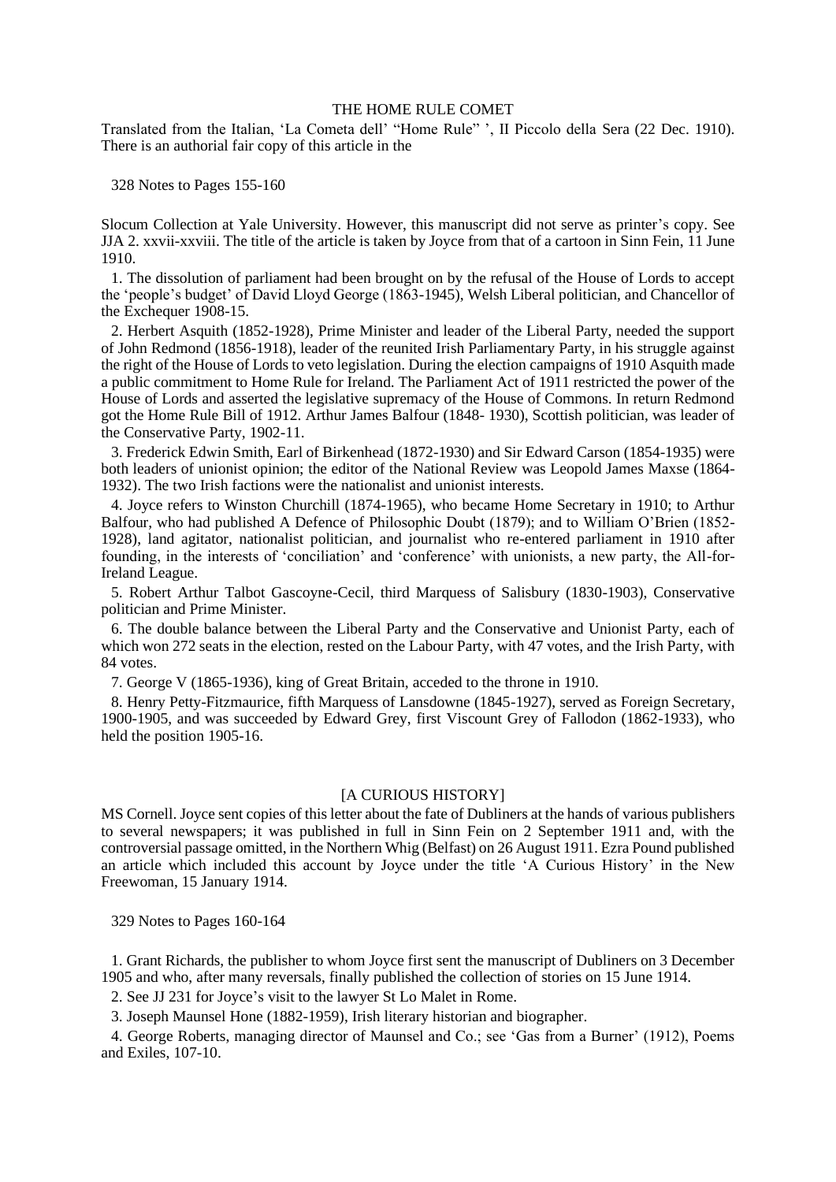## THE HOME RULE COMET

Translated from the Italian, 'La Cometa dell' "Home Rule" ', Il Piccolo della Sera (22 Dec. 1910). There is an authorial fair copy of this article in the Slocum Collection at Yale University. However, this manuscript did not serve as printer's copy. See JJA 2. xxvii-xxviii. The title of the article is taken by Joyce from that of a cartoon in Sinn Fein, 11 June 1910.

1. The dissolution of parliament had been brought on by the refusal of the House of Lords to accept the 'people's budget' of David Lloyd George (1863-1945), Welsh Liberal politician, and Chancellor of the Exchequer 1908-15.

2. Herbert Asquith (1852-1928), Prime Minister and leader of the Liberal Party, needed the support of John Redmond (1856-1918), leader of the reunited Irish Parliamentary Party, in his struggle against the right of the House of Lords to veto legislation. During the election campaigns of 1910 Asquith made a public commitment to Home Rule for Ireland. The Parliament Act of 1911 restricted the power of the House of Lords and asserted the legislative supremacy of the House of Commons. In return Redmond got the Home Rule Bill of 1912. Arthur James Balfour (1848- 1930), Scottish politician, was leader of the Conservative Party, 1902-11.

3. Frederick Edwin Smith, Earl of Birkenhead (1872-1930) and Sir Edward Carson (1854-1935) were both leaders of unionist opinion; the editor of the National Review was Leopold James Maxse (1864-1932). The two Irish factions were the nationalist and unionist interests.

4. Joyce refers to Winston Churchill (1874-1965), who became Home Secretary in 1910; to Arthur Balfour, who had published A Defence of Philosophic Doubt (1879); and to William O'Brien (1852-1928), land agitator, nationalist politician, and journalist who re-entered parliament in 1910 after founding, in the interests of 'conciliation' and 'conference' with unionists, a new party, the All-for-Ireland League.

5. Robert Arthur Talbot Gascoyne-Cecil, third Marquess of Salisbury (1830-1903), Conservative politician and Prime Minister.

6. The double balance between the Liberal Party and the Conservative and Unionist Party, each of which won 272 seats in the election, rested on the Labour Party, with 47 votes, and the Irish Party, with 84 votes.

7. George V (1865-1936), king of Great Britain, acceded to the throne in 1910.

8. Henry Petty-Fitzmaurice, fifth Marquess of Lansdowne (1845-1927), served as Foreign Secretary, 1900-1905, and was succeeded by Edward Grey, first Viscount Grey of Fallodon (1862-1933), who held the position 1905-16.

## [A CURIOUS HISTORY]

MS Cornell. Joyce sent copies of this letter about the fate of Dubliners at the hands of various publishers to several newspapers; it was published in full in Sinn Fein on 2 September 1911 and, with the controversial passage omitted, in the Northern Whig (Belfast) on 26 August 1911. Ezra Pound published an article which included this account by Joyce under the title 'A Curious History' in the New Freewoman, 15 January 1914.

1. Grant Richards, the publisher to whom Joyce first sent the manuscript of Dubliners on 3 December 1905 and who, after many reversals, finally published the collection of stories on 15 June 1914.

2. See JJ 231 for Joyce's visit to the lawyer St Lo Malet in Rome.

3. Joseph Maunsel Hone (1882-1959), Irish literary historian and biographer.

4. George Roberts, managing director of Maunsel and Co.; see 'Gas from a Burner' (1912), Poems and Exiles, 107-10.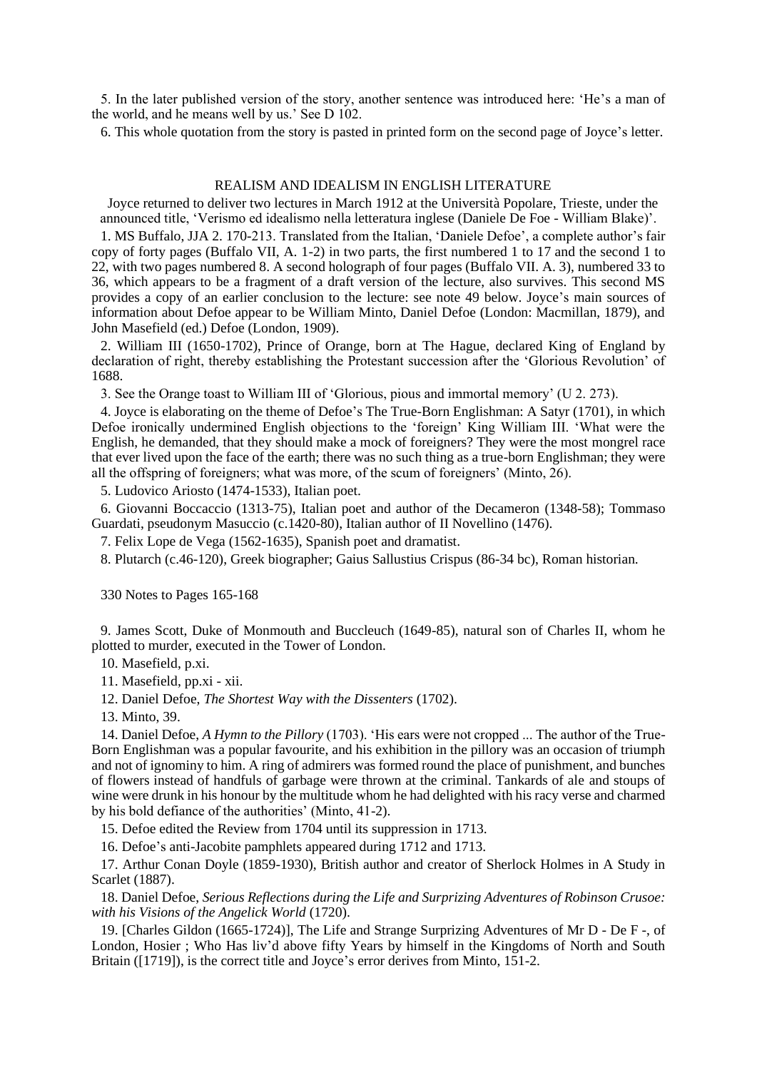5. In the later published version of the story, another sentence was introduced here: 'He's a man of the world, and he means well by us.' See D 102.

6. This whole quotation from the story is pasted in printed form on the second page of Joyce's letter.

## REALISM AND IDEALISM IN ENGLISH LITERATURE

Joyce returned to deliver two lectures in March 1912 at the Università Popolare, Trieste, under the announced title, 'Verismo ed idealismo nella letteratura inglese (Daniele De Foe - William Blake)'.

1. MS Buffalo, JJA 2. 170-213. Translated from the Italian, 'Daniele Defoe', a complete author's fair copy of forty pages (Buffalo VII, A. 1-2) in two parts, the first numbered 1 to 17 and the second 1 to 22, with two pages numbered 8. A second holograph of four pages (Buffalo VII. A. 3), numbered 33 to 36, which appears to be a fragment of a draft version of the lecture, also survives. This second MS provides a copy of an earlier conclusion to the lecture: see note 49 below. Joyce's main sources of information about Defoe appear to be William Minto, Daniel Defoe (London: Macmillan, 1879), and John Masefield (ed.) Defoe (London, 1909).

2. William III (1650-1702), Prince of Orange, born at The Hague, declared King of England by declaration of right, thereby establishing the Protestant succession after the 'Glorious Revolution' of 1688.

3. See the Orange toast to William III of 'Glorious, pious and immortal memory' (U 2. 273).

4. Joyce is elaborating on the theme of Defoe's The True-Born Englishman: A Satyr (1701), in which Defoe ironically undermined English objections to the 'foreign' King William III. 'What were the English, he demanded, that they should make a mock of foreigners? They were the most mongrel race that ever lived upon the face of the earth; there was no such thing as a true-born Englishman; they were all the offspring of foreigners; what was more, of the scum of foreigners' (Minto, 26).

5. Ludovico Ariosto (1474-1533), Italian poet.

6. Giovanni Boccaccio (1313-75), Italian poet and author of the Decameron (1348-58); Tommaso Guardati, pseudonym Masuccio (c.1420-80), Italian author of II Novellino (1476).

7. Felix Lope de Vega (1562-1635), Spanish poet and dramatist.

8. Plutarch (c.46-120), Greek biographer; Gaius Sallustius Crispus (86-34 bc), Roman historian.

330 Notes to Pages 165-168

9. James Scott, Duke of Monmouth and Buccleuch (1649-85), natural son of Charles II, whom he plotted to murder, executed in the Tower of London.

10. Masefield, p.xi.

11. Masefield, pp.xi - xii.

12. Daniel Defoe, *The Shortest Way with the Dissenters* (1702).

13. Minto, 39.

14. Daniel Defoe, *A Hymn to the Pillory* (1703). 'His ears were not cropped ... The author of the True-Born Englishman was a popular favourite, and his exhibition in the pillory was an occasion of triumph and not of ignominy to him. A ring of admirers was formed round the place of punishment, and bunches of flowers instead of handfuls of garbage were thrown at the criminal. Tankards of ale and stoups of wine were drunk in his honour by the multitude whom he had delighted with his racy verse and charmed by his bold defiance of the authorities' (Minto, 41-2).

15. Defoe edited the Review from 1704 until its suppression in 1713.

16. Defoe's anti-Jacobite pamphlets appeared during 1712 and 1713.

17. Arthur Conan Doyle (1859-1930), British author and creator of Sherlock Holmes in A Study in Scarlet (1887).

18. Daniel Defoe, *Serious Reflections during the Life and Surprizing Adventures of Robinson Crusoe: with his Visions of the Angelick World* (1720).

19. [Charles Gildon (1665-1724)], The Life and Strange Surprizing Adventures of Mr D - De F -, of London, Hosier ; Who Has liv'd above fifty Years by himself in the Kingdoms of North and South Britain ([1719]), is the correct title and Joyce's error derives from Minto, 151-2.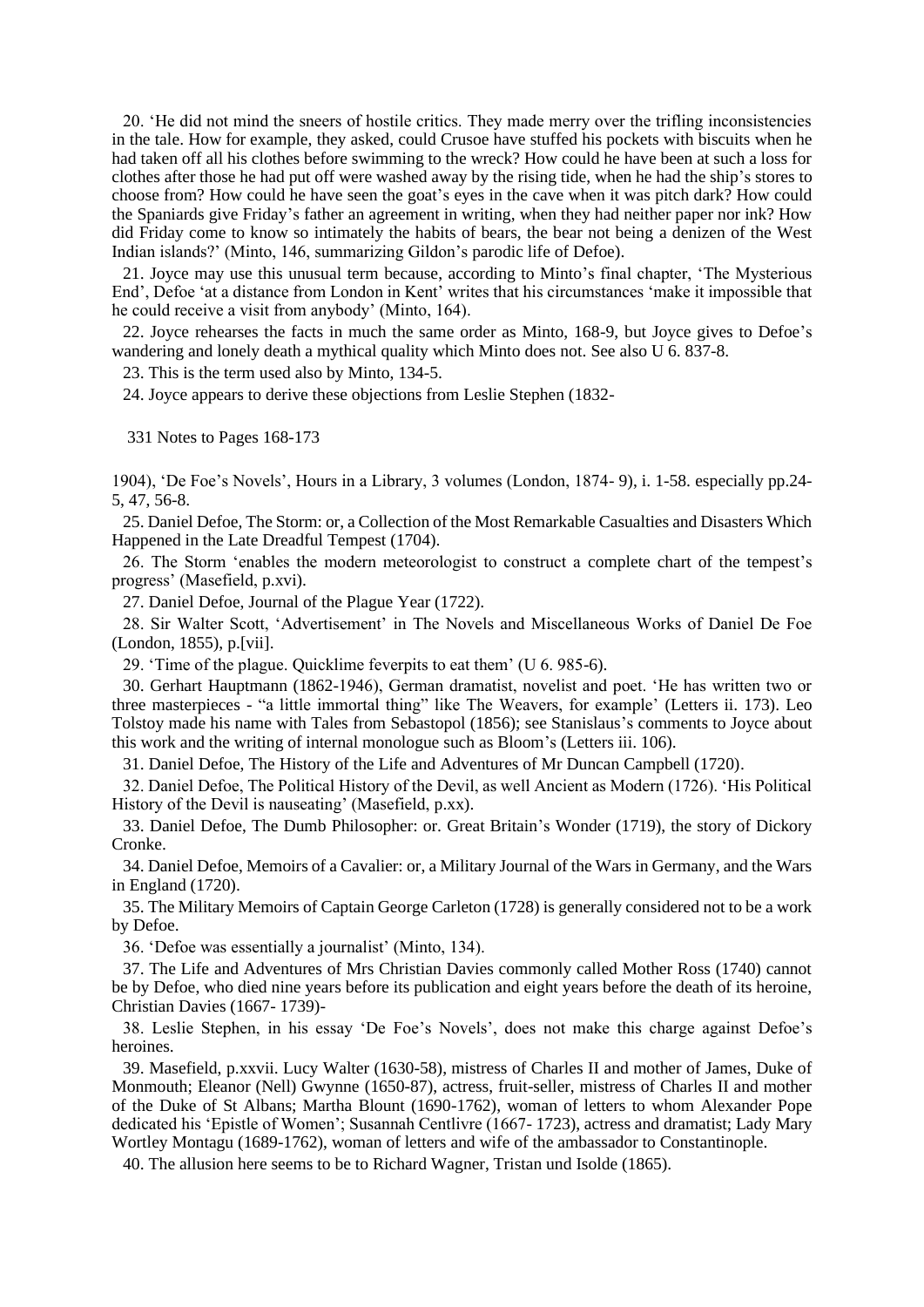20. 'He did not mind the sneers of hostile critics. They made merry over the trifling inconsistencies in the tale. How for example, they asked, could Crusoe have stuffed his pockets with biscuits when he had taken off all his clothes before swimming to the wreck? How could he have been at such a loss for clothes after those he had put off were washed away by the rising tide, when he had the ship's stores to choose from? How could he have seen the goat's eyes in the cave when it was pitch dark? How could the Spaniards give Friday's father an agreement in writing, when they had neither paper nor ink? How did Friday come to know so intimately the habits of bears, the bear not being a denizen of the West Indian islands?' (Minto, 146, summarizing Gildon's parodic life of Defoe).

21. Joyce may use this unusual term because, according to Minto's final chapter, 'The Mysterious End', Defoe 'at a distance from London in Kent' writes that his circumstances 'make it impossible that he could receive a visit from anybody' (Minto, 164).

22. Joyce rehearses the facts in much the same order as Minto, 168-9, but Joyce gives to Defoe's wandering and lonely death a mythical quality which Minto does not. See also U 6. 837-8.

23. This is the term used also by Minto, 134-5.

24. Joyce appears to derive these objections from Leslie Stephen (1832-1904), 'De Foe's Novels', Hours in a Library, 3 volumes (London, 1874- 9), i. 1-58. especially pp.24-5, 47, 56-8.

25. Daniel Defoe, The Storm: or, a Collection of the Most Remarkable Casualties and Disasters Which Happened in the Late Dreadful Tempest (1704).

26. The Storm 'enables the modern meteorologist to construct a complete chart of the tempest's progress' (Masefield, p.xvi).

27. Daniel Defoe, Journal of the Plague Year (1722).

28. Sir Walter Scott, 'Advertisement' in The Novels and Miscellaneous Works of Daniel De Foe (London, 1855), p.[vii].

29. 'Time of the plague. Quicklime feverpits to eat them' (U 6. 985-6).

30. Gerhart Hauptmann (1862-1946), German dramatist, novelist and poet. 'He has written two or three masterpieces - "a little immortal thing" like The Weavers, for example' (Letters ii. 173). Leo Tolstoy made his name with Tales from Sebastopol (1856); see Stanislaus's comments to Joyce about this work and the writing of internal monologue such as Bloom's (Letters iii. 106).

31. Daniel Defoe, The History of the Life and Adventures of Mr Duncan Campbell (1720).

32. Daniel Defoe, The Political History of the Devil, as well Ancient as Modern (1726). 'His Political History of the Devil is nauseating' (Masefield, p.xx).

33. Daniel Defoe, The Dumb Philosopher: or. Great Britain's Wonder (1719), the story of Dickory Cronke.

34. Daniel Defoe, Memoirs of a Cavalier: or, a Military Journal of the Wars in Germany, and the Wars in England (1720).

35. The Military Memoirs of Captain George Carleton (1728) is generally considered not to be a work by Defoe.

36. 'Defoe was essentially a journalist' (Minto, 134).

37. The Life and Adventures of Mrs Christian Davies commonly called Mother Ross (1740) cannot be by Defoe, who died nine years before its publication and eight years before the death of its heroine, Christian Davies (1667- 1739)-

38. Leslie Stephen, in his essay 'De Foe's Novels', does not make this charge against Defoe's heroines.

39. Masefield, p.xxvii. Lucy Walter (1630-58), mistress of Charles II and mother of James, Duke of Monmouth; Eleanor (Nell) Gwynne (1650-87), actress, fruit-seller, mistress of Charles II and mother of the Duke of St Albans; Martha Blount (1690-1762), woman of letters to whom Alexander Pope dedicated his 'Epistle of Women'; Susannah Centlivre (1667- 1723), actress and dramatist; Lady Mary Wortley Montagu (1689-1762), woman of letters and wife of the ambassador to Constantinople.

40. The allusion here seems to be to Richard Wagner, Tristan und Isolde (1865).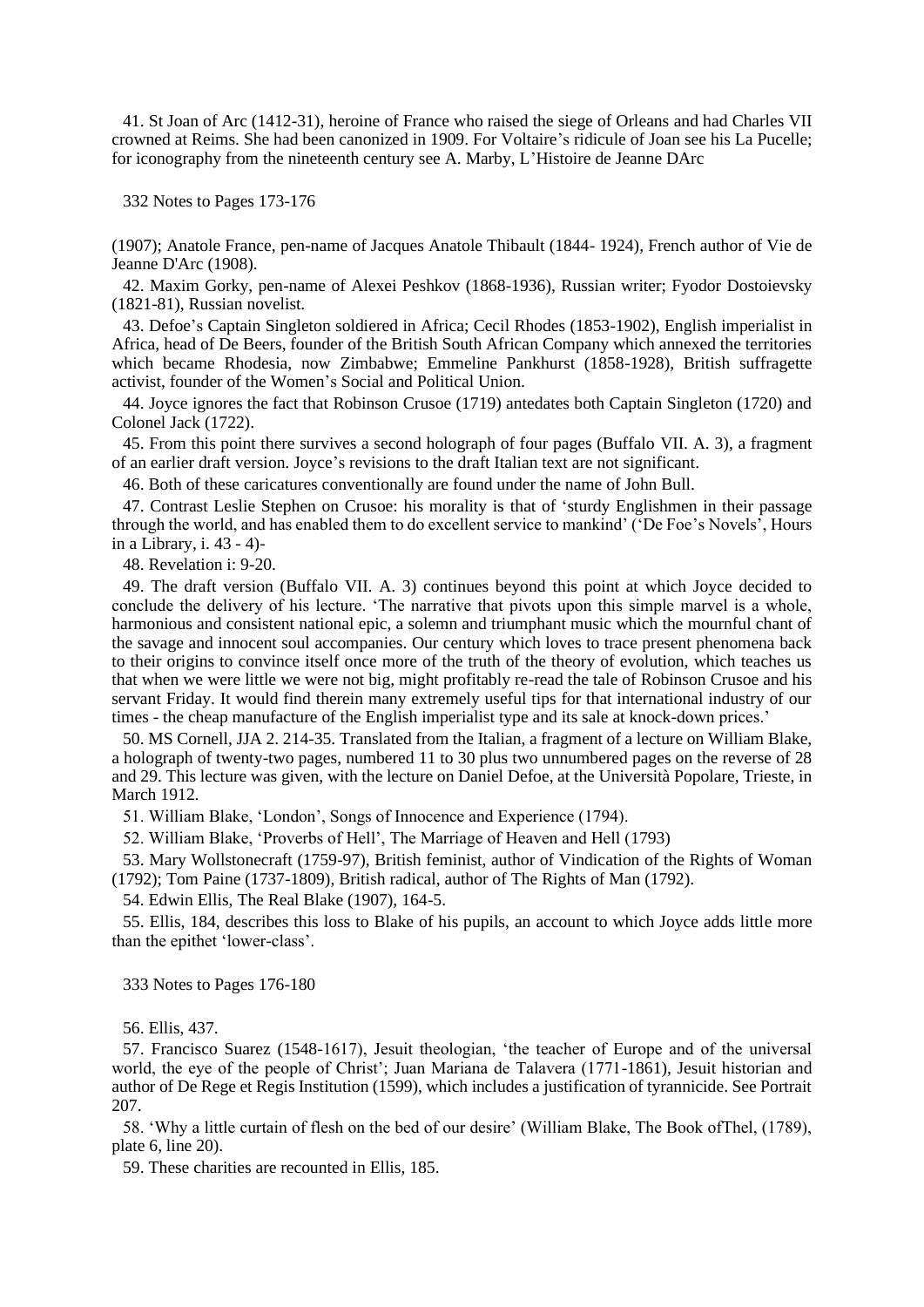41. St Joan of Arc (1412-31), heroine of France who raised the siege of Orleans and had Charles VII crowned at Reims. She had been canonized in 1909. For Voltaire's ridicule of Joan see his La Pucelle; for iconography from the nineteenth century see A. Marby, L'Histoire de Jeanne DArc

(1907); Anatole France, pen-name of Jacques Anatole Thibault (1844- 1924), French author of Vie de Jeanne D'Arc (1908).

42. Maxim Gorky, pen-name of Alexei Peshkov (1868-1936), Russian writer; Fyodor Dostoievsky (1821-81), Russian novelist.

43. Defoe's Captain Singleton soldiered in Africa; Cecil Rhodes (1853-1902), English imperialist in Africa, head of De Beers, founder of the British South African Company which annexed the territories which became Rhodesia, now Zimbabwe; Emmeline Pankhurst (1858-1928), British suffragette activist, founder of the Women's Social and Political Union.

44. Joyce ignores the fact that Robinson Crusoe (1719) antedates both Captain Singleton (1720) and Colonel Jack (1722).

45. From this point there survives a second holograph of four pages (Buffalo VII. A. 3), a fragment of an earlier draft version. Joyce's revisions to the draft Italian text are not significant.

46. Both of these caricatures conventionally are found under the name of John Bull.

47. Contrast Leslie Stephen on Crusoe: his morality is that of 'sturdy Englishmen in their passage through the world, and has enabled them to do excellent service to mankind' ('De Foe's Novels', Hours in a Library, i. 43 - 4)-

48. Revelation i: 9-20.

49. The draft version (Buffalo VII. A. 3) continues beyond this point at which Joyce decided to conclude the delivery of his lecture. 'The narrative that pivots upon this simple marvel is a whole, harmonious and consistent national epic, a solemn and triumphant music which the mournful chant of the savage and innocent soul accompanies. Our century which loves to trace present phenomena back to their origins to convince itself once more of the truth of the theory of evolution, which teaches us that when we were little we were not big, might profitably re-read the tale of Robinson Crusoe and his servant Friday. It would find therein many extremely useful tips for that international industry of our times - the cheap manufacture of the English imperialist type and its sale at knock-down prices.'

50. MS Cornell, JJA 2. 214-35. Translated from the Italian, a fragment of a lecture on William Blake, a holograph of twenty-two pages, numbered 11 to 30 plus two unnumbered pages on the reverse of 28 and 29. This lecture was given, with the lecture on Daniel Defoe, at the Università Popolare, Trieste, in March 1912.

51. William Blake, 'London', Songs of Innocence and Experience (1794).

52. William Blake, 'Proverbs of Hell', The Marriage of Heaven and Hell (1793)

53. Mary Wollstonecraft (1759-97), British feminist, author of Vindication of the Rights of Woman (1792); Tom Paine (1737-1809), British radical, author of The Rights of Man (1792).

54. Edwin Ellis, The Real Blake (1907), 164-5.

55. Ellis, 184, describes this loss to Blake of his pupils, an account to which Joyce adds little more than the epithet 'lower-class'.

56. Ellis, 437.

57. Francisco Suarez (1548-1617), Jesuit theologian, 'the teacher of Europe and of the universal world, the eye of the people of Christ'; Juan Mariana de Talavera (1771-1861), Jesuit historian and author of De Rege et Regis Institution (1599), which includes a justification of tyrannicide. See Portrait 207.

58. 'Why a little curtain of flesh on the bed of our desire' (William Blake, The Book ofThel, (1789), plate 6, line 20).

59. These charities are recounted in Ellis, 185.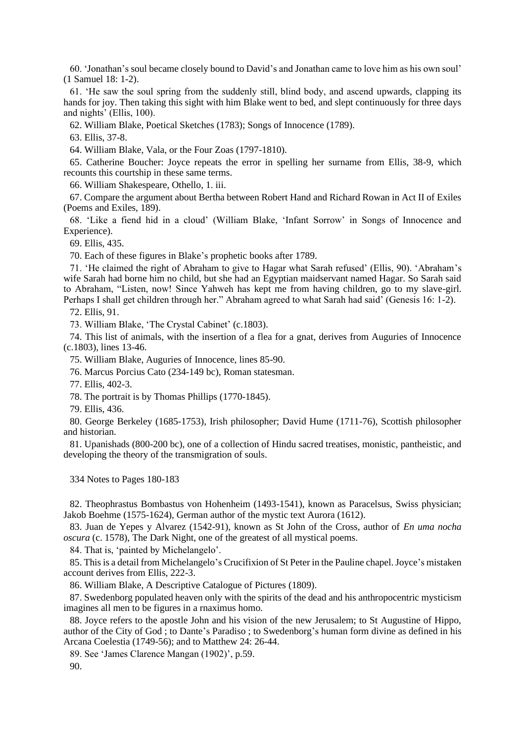60. 'Jonathan's soul became closely bound to David's and Jonathan came to love him as his own soul' (1 Samuel 18: 1-2).

61. 'He saw the soul spring from the suddenly still, blind body, and ascend upwards, clapping its hands for joy. Then taking this sight with him Blake went to bed, and slept continuously for three days and nights' (Ellis, 100).

62. William Blake, Poetical Sketches (1783); Songs of Innocence (1789).

63. Ellis, 37-8.

64. William Blake, Vala, or the Four Zoas (1797-1810).

65. Catherine Boucher: Joyce repeats the error in spelling her surname from Ellis, 38-9, which recounts this courtship in these same terms.

66. William Shakespeare, Othello, 1. iii.

67. Compare the argument about Bertha between Robert Hand and Richard Rowan in Act II of Exiles (Poems and Exiles, 189).

68. 'Like a fiend hid in a cloud' (William Blake, 'Infant Sorrow' in Songs of Innocence and Experience).

69. Ellis, 435.

70. Each of these figures in Blake's prophetic books after 1789.

71. 'He claimed the right of Abraham to give to Hagar what Sarah refused' (Ellis, 90). 'Abraham's wife Sarah had borne him no child, but she had an Egyptian maidservant named Hagar. So Sarah said to Abraham, "Listen, now! Since Yahweh has kept me from having children, go to my slave-girl. Perhaps I shall get children through her." Abraham agreed to what Sarah had said' (Genesis 16: 1-2).

72. Ellis, 91.

73. William Blake, 'The Crystal Cabinet' (c.1803).

74. This list of animals, with the insertion of a flea for a gnat, derives from Auguries of Innocence (c.1803), lines 13-46.

75. William Blake, Auguries of Innocence, lines 85-90.

76. Marcus Porcius Cato (234-149 bc), Roman statesman.

77. Ellis, 402-3.

78. The portrait is by Thomas Phillips (1770-1845).

79. Ellis, 436.

80. George Berkeley (1685-1753), Irish philosopher; David Hume (1711-76), Scottish philosopher and historian.

81. Upanishads (800-200 bc), one of a collection of Hindu sacred treatises, monistic, pantheistic, and developing the theory of the transmigration of souls.

334 Notes to Pages 180-183

82. Theophrastus Bombastus von Hohenheim (1493-1541), known as Paracelsus, Swiss physician; Jakob Boehme (1575-1624), German author of the mystic text Aurora (1612).

83. Juan de Yepes y Alvarez (1542-91), known as St John of the Cross, author of *En uma nocha oscura* (c. 1578), The Dark Night, one of the greatest of all mystical poems.

84. That is, 'painted by Michelangelo'.

85. This is a detail from Michelangelo's Crucifixion of St Peter in the Pauline chapel. Joyce's mistaken account derives from Ellis, 222-3.

86. William Blake, A Descriptive Catalogue of Pictures (1809).

87. Swedenborg populated heaven only with the spirits of the dead and his anthropocentric mysticism imagines all men to be figures in a rnaximus homo.

88. Joyce refers to the apostle John and his vision of the new Jerusalem; to St Augustine of Hippo, author of the City of God ; to Dante's Paradiso ; to Swedenborg's human form divine as defined in his Arcana Coelestia (1749-56); and to Matthew 24: 26-44.

89. See 'James Clarence Mangan (1902)', p.59.

90.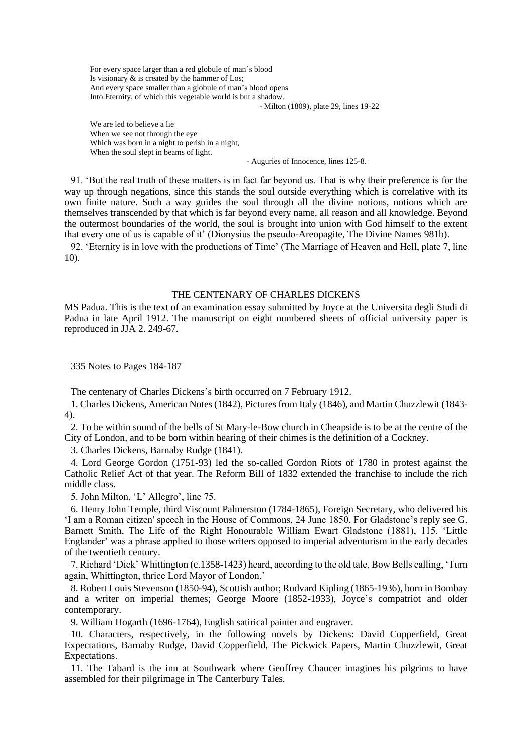> For every space larger than a red globule of man's blood
> Is visionary & is created by the hammer of Los;
> And every space smaller than a globule of man's blood opens
> Into Eternity, of which this vegetable world is but a shadow.
>
> - Milton (1809), plate 29, lines 19-22

> We are led to believe a lie
> When we see not through the eye
> Which was born in a night to perish in a night,
> When the soul slept in beams of light.
>
> - Auguries of Innocence, lines 125-8.

91. 'But the real truth of these matters is in fact far beyond us. That is why their preference is for the way up through negations, since this stands the soul outside everything which is correlative with its own finite nature. Such a way guides the soul through all the divine notions, notions which are themselves transcended by that which is far beyond every name, all reason and all knowledge. Beyond the outermost boundaries of the world, the soul is brought into union with God himself to the extent that every one of us is capable of it' (Dionysius the pseudo-Areopagite, The Divine Names 981b).

92. 'Eternity is in love with the productions of Time' (The Marriage of Heaven and Hell, plate 7, line 10).

## THE CENTENARY OF CHARLES DICKENS

MS Padua. This is the text of an examination essay submitted by Joyce at the Universita degli Studi di Padua in late April 1912. The manuscript on eight numbered sheets of official university paper is reproduced in JJA 2. 249-67.

335 Notes to Pages 184-187

The centenary of Charles Dickens's birth occurred on 7 February 1912.

1. Charles Dickens, American Notes (1842), Pictures from Italy (1846), and Martin Chuzzlewit (1843-4).

2. To be within sound of the bells of St Mary-le-Bow church in Cheapside is to be at the centre of the City of London, and to be born within hearing of their chimes is the definition of a Cockney.

3. Charles Dickens, Barnaby Rudge (1841).

4. Lord George Gordon (1751-93) led the so-called Gordon Riots of 1780 in protest against the Catholic Relief Act of that year. The Reform Bill of 1832 extended the franchise to include the rich middle class.

5. John Milton, 'L' Allegro', line 75.

6. Henry John Temple, third Viscount Palmerston (1784-1865), Foreign Secretary, who delivered his 'I am a Roman citizen' speech in the House of Commons, 24 June 1850. For Gladstone's reply see G. Barnett Smith, The Life of the Right Honourable William Ewart Gladstone (1881), 115. 'Little Englander' was a phrase applied to those writers opposed to imperial adventurism in the early decades of the twentieth century.

7. Richard 'Dick' Whittington (c.1358-1423) heard, according to the old tale, Bow Bells calling, 'Turn again, Whittington, thrice Lord Mayor of London.'

8. Robert Louis Stevenson (1850-94), Scottish author; Rudvard Kipling (1865-1936), born in Bombay and a writer on imperial themes; George Moore (1852-1933), Joyce's compatriot and older contemporary.

9. William Hogarth (1696-1764), English satirical painter and engraver.

10. Characters, respectively, in the following novels by Dickens: David Copperfield, Great Expectations, Barnaby Rudge, David Copperfield, The Pickwick Papers, Martin Chuzzlewit, Great Expectations.

11. The Tabard is the inn at Southwark where Geoffrey Chaucer imagines his pilgrims to have assembled for their pilgrimage in The Canterbury Tales.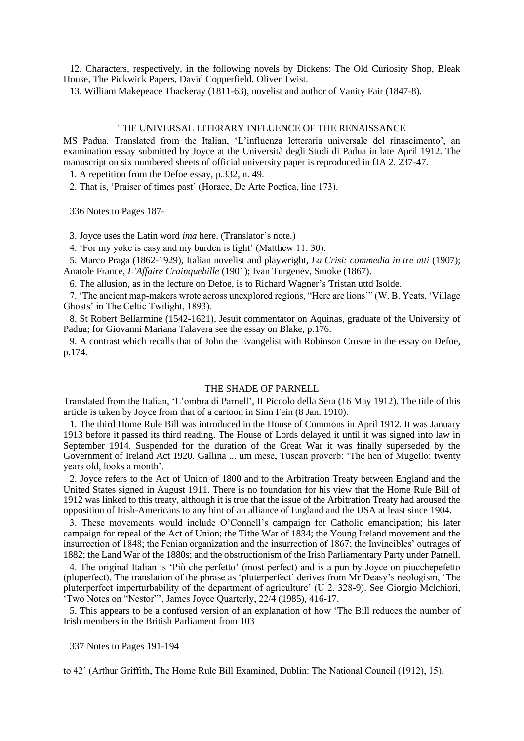12. Characters, respectively, in the following novels by Dickens: The Old Curiosity Shop, Bleak House, The Pickwick Papers, David Copperfield, Oliver Twist.

13. William Makepeace Thackeray (1811-63), novelist and author of Vanity Fair (1847-8).

## THE UNIVERSAL LITERARY INFLUENCE OF THE RENAISSANCE

MS Padua. Translated from the Italian, 'L'influenza letteraria universale del rinascimento', an examination essay submitted by Joyce at the Università degli Studi di Padua in late April 1912. The manuscript on six numbered sheets of official university paper is reproduced in fJA 2. 237-47.

1. A repetition from the Defoe essay, p.332, n. 49.

2. That is, 'Praiser of times past' (Horace, De Arte Poetica, line 173).

336 Notes to Pages 187-

3. Joyce uses the Latin word *ima* here. (Translator's note.)

4. 'For my yoke is easy and my burden is light' (Matthew 11: 30).

5. Marco Praga (1862-1929), Italian novelist and playwright, *La Crisi: commedia in tre atti* (1907); Anatole France, *L'Affaire Crainquebille* (1901); Ivan Turgenev, Smoke (1867).

6. The allusion, as in the lecture on Defoe, is to Richard Wagner's Tristan uttd Isolde.

7. 'The ancient map-makers wrote across unexplored regions, "Here are lions"' (W. B. Yeats, 'Village Ghosts' in The Celtic Twilight, 1893).

8. St Robert Bellarmine (1542-1621), Jesuit commentator on Aquinas, graduate of the University of Padua; for Giovanni Mariana Talavera see the essay on Blake, p.176.

9. A contrast which recalls that of John the Evangelist with Robinson Crusoe in the essay on Defoe, p.174.

## THE SHADE OF PARNELL

Translated from the Italian, 'L'ombra di Parnell', II Piccolo della Sera (16 May 1912). The title of this article is taken by Joyce from that of a cartoon in Sinn Fein (8 Jan. 1910).

1. The third Home Rule Bill was introduced in the House of Commons in April 1912. It was January 1913 before it passed its third reading. The House of Lords delayed it until it was signed into law in September 1914. Suspended for the duration of the Great War it was finally superseded by the Government of Ireland Act 1920. Gallina ... um mese, Tuscan proverb: 'The hen of Mugello: twenty years old, looks a month'.

2. Joyce refers to the Act of Union of 1800 and to the Arbitration Treaty between England and the United States signed in August 1911. There is no foundation for his view that the Home Rule Bill of 1912 was linked to this treaty, although it is true that the issue of the Arbitration Treaty had aroused the opposition of Irish-Americans to any hint of an alliance of England and the USA at least since 1904.

3. These movements would include O'Connell's campaign for Catholic emancipation; his later campaign for repeal of the Act of Union; the Tithe War of 1834; the Young Ireland movement and the insurrection of 1848; the Fenian organization and the insurrection of 1867; the Invincibles' outrages of 1882; the Land War of the 1880s; and the obstructionism of the Irish Parliamentary Party under Parnell.

4. The original Italian is 'Più che perfetto' (most perfect) and is a pun by Joyce on piucchepefetto (pluperfect). The translation of the phrase as 'pluterperfect' derives from Mr Deasy's neologism, 'The pluterperfect imperturbability of the department of agriculture' (U 2. 328-9). See Giorgio Mclchiori, 'Two Notes on "Nestor"', James Joyce Quarterly, 22/4 (1985), 416-17.

5. This appears to be a confused version of an explanation of how 'The Bill reduces the number of Irish members in the British Parliament from 103

337 Notes to Pages 191-194

to 42' (Arthur Griffith, The Home Rule Bill Examined, Dublin: The National Council (1912), 15).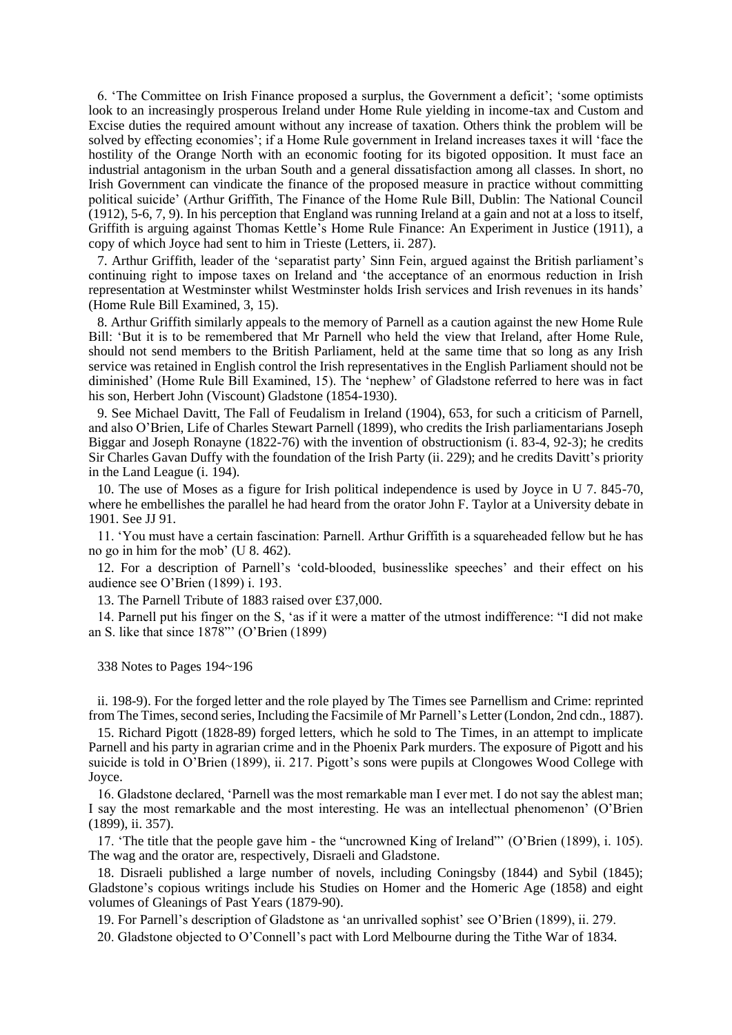6. 'The Committee on Irish Finance proposed a surplus, the Government a deficit'; 'some optimists look to an increasingly prosperous Ireland under Home Rule yielding in income-tax and Custom and Excise duties the required amount without any increase of taxation. Others think the problem will be solved by effecting economies'; if a Home Rule government in Ireland increases taxes it will 'face the hostility of the Orange North with an economic footing for its bigoted opposition. It must face an industrial antagonism in the urban South and a general dissatisfaction among all classes. In short, no Irish Government can vindicate the finance of the proposed measure in practice without committing political suicide' (Arthur Griffith, The Finance of the Home Rule Bill, Dublin: The National Council (1912), 5-6, 7, 9). In his perception that England was running Ireland at a gain and not at a loss to itself, Griffith is arguing against Thomas Kettle's Home Rule Finance: An Experiment in Justice (1911), a copy of which Joyce had sent to him in Trieste (Letters, ii. 287).

7. Arthur Griffith, leader of the 'separatist party' Sinn Fein, argued against the British parliament's continuing right to impose taxes on Ireland and 'the acceptance of an enormous reduction in Irish representation at Westminster whilst Westminster holds Irish services and Irish revenues in its hands' (Home Rule Bill Examined, 3, 15).

8. Arthur Griffith similarly appeals to the memory of Parnell as a caution against the new Home Rule Bill: 'But it is to be remembered that Mr Parnell who held the view that Ireland, after Home Rule, should not send members to the British Parliament, held at the same time that so long as any Irish service was retained in English control the Irish representatives in the English Parliament should not be diminished' (Home Rule Bill Examined, 15). The 'nephew' of Gladstone referred to here was in fact his son, Herbert John (Viscount) Gladstone (1854-1930).

9. See Michael Davitt, The Fall of Feudalism in Ireland (1904), 653, for such a criticism of Parnell, and also O'Brien, Life of Charles Stewart Parnell (1899), who credits the Irish parliamentarians Joseph Biggar and Joseph Ronayne (1822-76) with the invention of obstructionism (i. 83-4, 92-3); he credits Sir Charles Gavan Duffy with the foundation of the Irish Party (ii. 229); and he credits Davitt's priority in the Land League (i. 194).

10. The use of Moses as a figure for Irish political independence is used by Joyce in U 7. 845-70, where he embellishes the parallel he had heard from the orator John F. Taylor at a University debate in 1901. See JJ 91.

11. 'You must have a certain fascination: Parnell. Arthur Griffith is a squareheaded fellow but he has no go in him for the mob' (U 8. 462).

12. For a description of Parnell's 'cold-blooded, businesslike speeches' and their effect on his audience see O'Brien (1899) i. 193.

13. The Parnell Tribute of 1883 raised over £37,000.

14. Parnell put his finger on the S, 'as if it were a matter of the utmost indifference: "I did not make an S. like that since 1878"' (O'Brien (1899) ii. 198-9). For the forged letter and the role played by The Times see Parnellism and Crime: reprinted from The Times, second series, Including the Facsimile of Mr Parnell's Letter (London, 2nd cdn., 1887).

15. Richard Pigott (1828-89) forged letters, which he sold to The Times, in an attempt to implicate Parnell and his party in agrarian crime and in the Phoenix Park murders. The exposure of Pigott and his suicide is told in O'Brien (1899), ii. 217. Pigott's sons were pupils at Clongowes Wood College with Joyce.

16. Gladstone declared, 'Parnell was the most remarkable man I ever met. I do not say the ablest man; I say the most remarkable and the most interesting. He was an intellectual phenomenon' (O'Brien (1899), ii. 357).

17. 'The title that the people gave him - the "uncrowned King of Ireland"' (O'Brien (1899), i. 105). The wag and the orator are, respectively, Disraeli and Gladstone.

18. Disraeli published a large number of novels, including Coningsby (1844) and Sybil (1845); Gladstone's copious writings include his Studies on Homer and the Homeric Age (1858) and eight volumes of Gleanings of Past Years (1879-90).

19. For Parnell's description of Gladstone as 'an unrivalled sophist' see O'Brien (1899), ii. 279.

20. Gladstone objected to O'Connell's pact with Lord Melbourne during the Tithe War of 1834.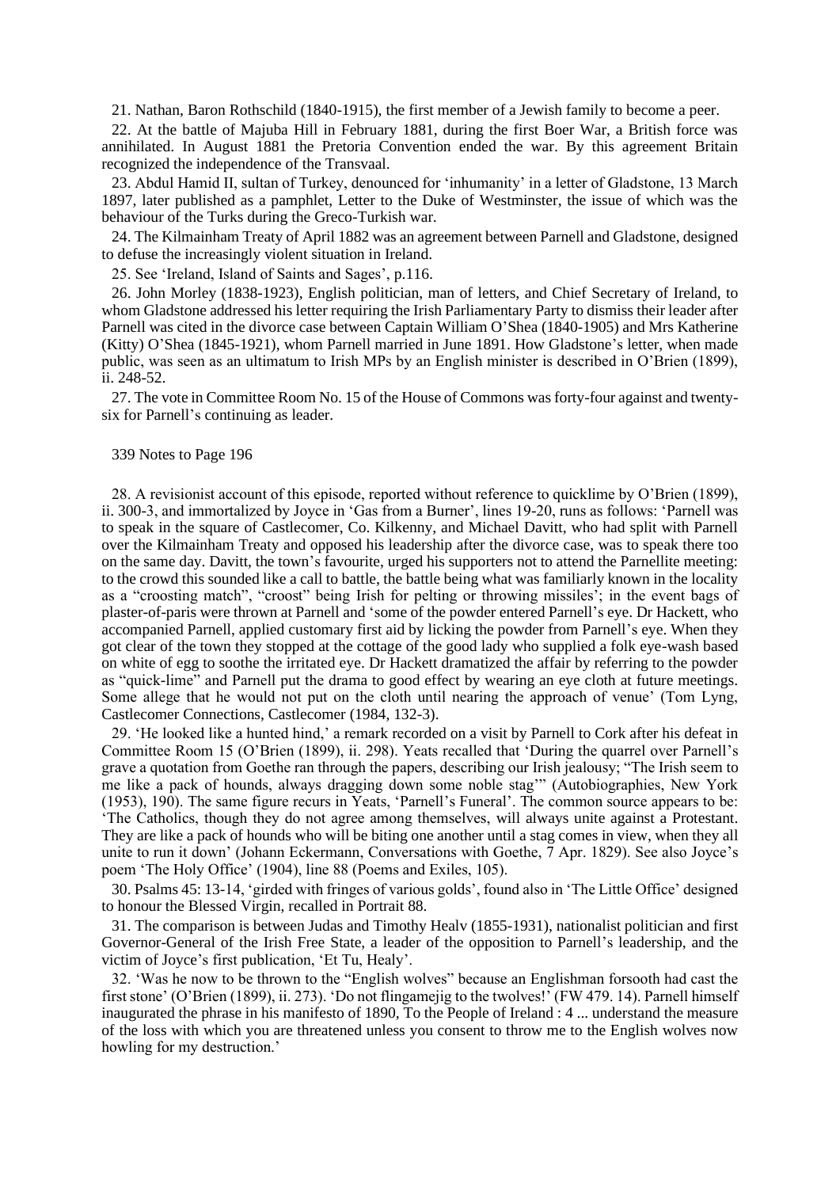21. Nathan, Baron Rothschild (1840-1915), the first member of a Jewish family to become a peer.

22. At the battle of Majuba Hill in February 1881, during the first Boer War, a British force was annihilated. In August 1881 the Pretoria Convention ended the war. By this agreement Britain recognized the independence of the Transvaal.

23. Abdul Hamid II, sultan of Turkey, denounced for 'inhumanity' in a letter of Gladstone, 13 March 1897, later published as a pamphlet, Letter to the Duke of Westminster, the issue of which was the behaviour of the Turks during the Greco-Turkish war.

24. The Kilmainham Treaty of April 1882 was an agreement between Parnell and Gladstone, designed to defuse the increasingly violent situation in Ireland.

25. See 'Ireland, Island of Saints and Sages', p.116.

26. John Morley (1838-1923), English politician, man of letters, and Chief Secretary of Ireland, to whom Gladstone addressed his letter requiring the Irish Parliamentary Party to dismiss their leader after Parnell was cited in the divorce case between Captain William O'Shea (1840-1905) and Mrs Katherine (Kitty) O'Shea (1845-1921), whom Parnell married in June 1891. How Gladstone's letter, when made public, was seen as an ultimatum to Irish MPs by an English minister is described in O'Brien (1899), ii. 248-52.

27. The vote in Committee Room No. 15 of the House of Commons was forty-four against and twenty-six for Parnell's continuing as leader.

339 Notes to Page 196

28. A revisionist account of this episode, reported without reference to quicklime by O'Brien (1899), ii. 300-3, and immortalized by Joyce in 'Gas from a Burner', lines 19-20, runs as follows: 'Parnell was to speak in the square of Castlecomer, Co. Kilkenny, and Michael Davitt, who had split with Parnell over the Kilmainham Treaty and opposed his leadership after the divorce case, was to speak there too on the same day. Davitt, the town's favourite, urged his supporters not to attend the Parnellite meeting: to the crowd this sounded like a call to battle, the battle being what was familiarly known in the locality as a "croosting match", "croost" being Irish for pelting or throwing missiles'; in the event bags of plaster-of-paris were thrown at Parnell and 'some of the powder entered Parnell's eye. Dr Hackett, who accompanied Parnell, applied customary first aid by licking the powder from Parnell's eye. When they got clear of the town they stopped at the cottage of the good lady who supplied a folk eye-wash based on white of egg to soothe the irritated eye. Dr Hackett dramatized the affair by referring to the powder as "quick-lime" and Parnell put the drama to good effect by wearing an eye cloth at future meetings. Some allege that he would not put on the cloth until nearing the approach of venue' (Tom Lyng, Castlecomer Connections, Castlecomer (1984, 132-3).

29. 'He looked like a hunted hind,' a remark recorded on a visit by Parnell to Cork after his defeat in Committee Room 15 (O'Brien (1899), ii. 298). Yeats recalled that 'During the quarrel over Parnell's grave a quotation from Goethe ran through the papers, describing our Irish jealousy; "The Irish seem to me like a pack of hounds, always dragging down some noble stag"' (Autobiographies, New York (1953), 190). The same figure recurs in Yeats, 'Parnell's Funeral'. The common source appears to be: 'The Catholics, though they do not agree among themselves, will always unite against a Protestant. They are like a pack of hounds who will be biting one another until a stag comes in view, when they all unite to run it down' (Johann Eckermann, Conversations with Goethe, 7 Apr. 1829). See also Joyce's poem 'The Holy Office' (1904), line 88 (Poems and Exiles, 105).

30. Psalms 45: 13-14, 'girded with fringes of various golds', found also in 'The Little Office' designed to honour the Blessed Virgin, recalled in Portrait 88.

31. The comparison is between Judas and Timothy Healv (1855-1931), nationalist politician and first Governor-General of the Irish Free State, a leader of the opposition to Parnell's leadership, and the victim of Joyce's first publication, 'Et Tu, Healy'.

32. 'Was he now to be thrown to the "English wolves" because an Englishman forsooth had cast the first stone' (O'Brien (1899), ii. 273). 'Do not flingamejig to the twolves!' (FW 479. 14). Parnell himself inaugurated the phrase in his manifesto of 1890, To the People of Ireland : 4 ... understand the measure of the loss with which you are threatened unless you consent to throw me to the English wolves now howling for my destruction.'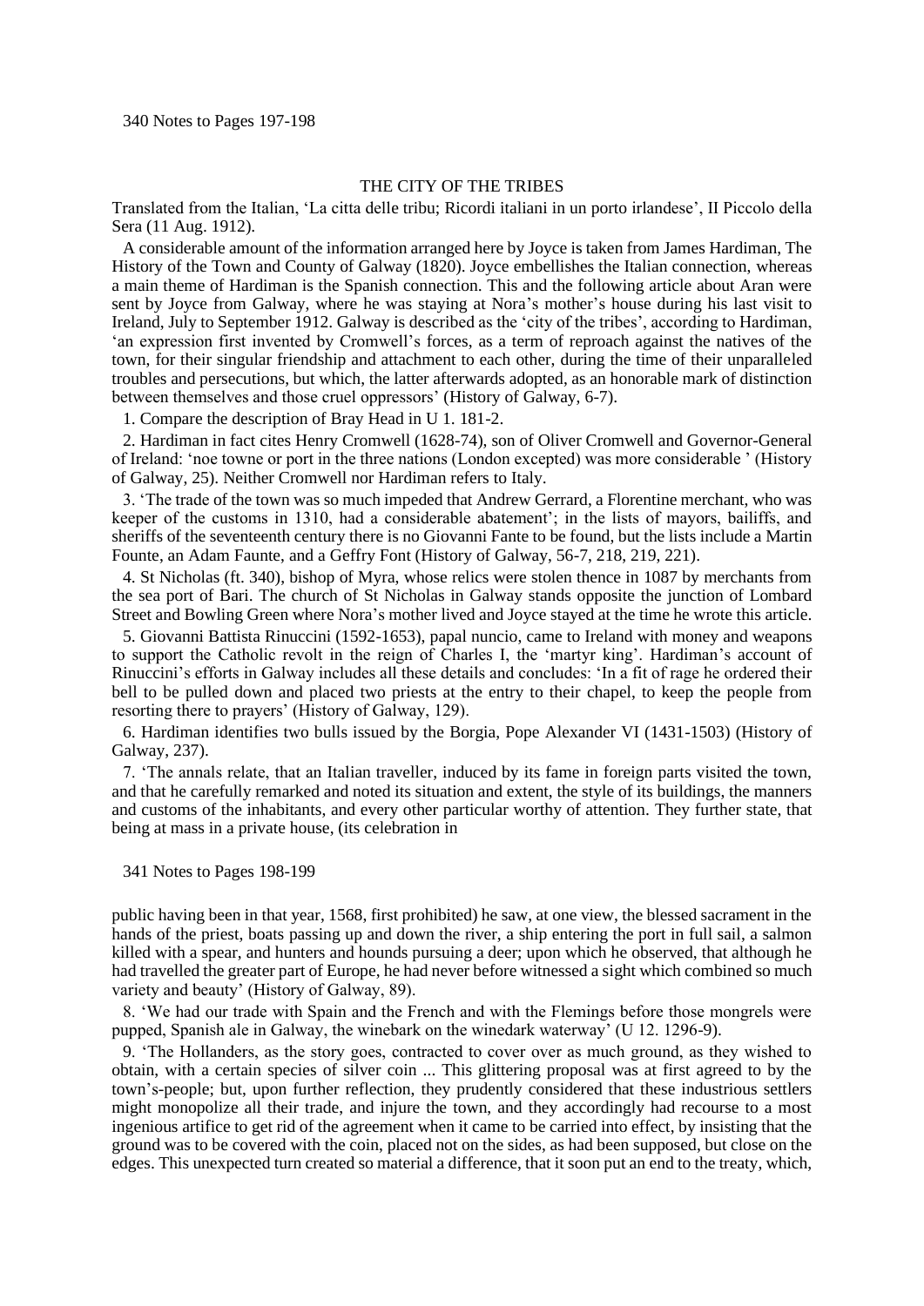## THE CITY OF THE TRIBES

Translated from the Italian, 'La citta delle tribu; Ricordi italiani in un porto irlandese', II Piccolo della Sera (11 Aug. 1912).

A considerable amount of the information arranged here by Joyce is taken from James Hardiman, The History of the Town and County of Galway (1820). Joyce embellishes the Italian connection, whereas a main theme of Hardiman is the Spanish connection. This and the following article about Aran were sent by Joyce from Galway, where he was staying at Nora's mother's house during his last visit to Ireland, July to September 1912. Galway is described as the 'city of the tribes', according to Hardiman, 'an expression first invented by Cromwell's forces, as a term of reproach against the natives of the town, for their singular friendship and attachment to each other, during the time of their unparalleled troubles and persecutions, but which, the latter afterwards adopted, as an honorable mark of distinction between themselves and those cruel oppressors' (History of Galway, 6-7).

1. Compare the description of Bray Head in U 1. 181-2.

2. Hardiman in fact cites Henry Cromwell (1628-74), son of Oliver Cromwell and Governor-General of Ireland: 'noe towne or port in the three nations (London excepted) was more considerable ' (History of Galway, 25). Neither Cromwell nor Hardiman refers to Italy.

3. 'The trade of the town was so much impeded that Andrew Gerrard, a Florentine merchant, who was keeper of the customs in 1310, had a considerable abatement'; in the lists of mayors, bailiffs, and sheriffs of the seventeenth century there is no Giovanni Fante to be found, but the lists include a Martin Founte, an Adam Faunte, and a Geffry Font (History of Galway, 56-7, 218, 219, 221).

4. St Nicholas (ft. 340), bishop of Myra, whose relics were stolen thence in 1087 by merchants from the sea port of Bari. The church of St Nicholas in Galway stands opposite the junction of Lombard Street and Bowling Green where Nora's mother lived and Joyce stayed at the time he wrote this article.

5. Giovanni Battista Rinuccini (1592-1653), papal nuncio, came to Ireland with money and weapons to support the Catholic revolt in the reign of Charles I, the 'martyr king'. Hardiman's account of Rinuccini's efforts in Galway includes all these details and concludes: 'In a fit of rage he ordered their bell to be pulled down and placed two priests at the entry to their chapel, to keep the people from resorting there to prayers' (History of Galway, 129).

6. Hardiman identifies two bulls issued by the Borgia, Pope Alexander VI (1431-1503) (History of Galway, 237).

7. 'The annals relate, that an Italian traveller, induced by its fame in foreign parts visited the town, and that he carefully remarked and noted its situation and extent, the style of its buildings, the manners and customs of the inhabitants, and every other particular worthy of attention. They further state, that being at mass in a private house, (its celebration in public having been in that year, 1568, first prohibited) he saw, at one view, the blessed sacrament in the hands of the priest, boats passing up and down the river, a ship entering the port in full sail, a salmon killed with a spear, and hunters and hounds pursuing a deer; upon which he observed, that although he had travelled the greater part of Europe, he had never before witnessed a sight which combined so much variety and beauty' (History of Galway, 89).

8. 'We had our trade with Spain and the French and with the Flemings before those mongrels were pupped, Spanish ale in Galway, the winebark on the winedark waterway' (U 12. 1296-9).

9. 'The Hollanders, as the story goes, contracted to cover over as much ground, as they wished to obtain, with a certain species of silver coin ... This glittering proposal was at first agreed to by the town's-people; but, upon further reflection, they prudently considered that these industrious settlers might monopolize all their trade, and injure the town, and they accordingly had recourse to a most ingenious artifice to get rid of the agreement when it came to be carried into effect, by insisting that the ground was to be covered with the coin, placed not on the sides, as had been supposed, but close on the edges. This unexpected turn created so material a difference, that it soon put an end to the treaty, which,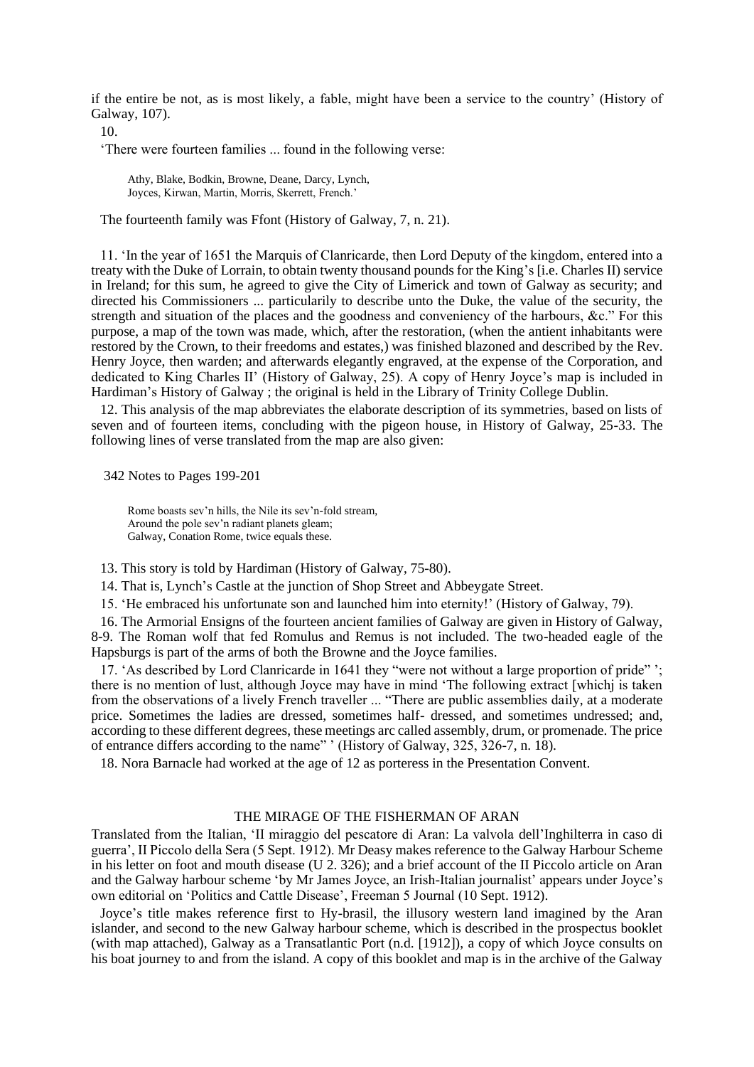if the entire be not, as is most likely, a fable, might have been a service to the country' (History of Galway, 107).

10.

'There were fourteen families ... found in the following verse:

> Athy, Blake, Bodkin, Browne, Deane, Darcy, Lynch,
> Joyces, Kirwan, Martin, Morris, Skerrett, French.'

The fourteenth family was Ffont (History of Galway, 7, n. 21).

11. 'In the year of 1651 the Marquis of Clanricarde, then Lord Deputy of the kingdom, entered into a treaty with the Duke of Lorrain, to obtain twenty thousand pounds for the King's [i.e. Charles II) service in Ireland; for this sum, he agreed to give the City of Limerick and town of Galway as security; and directed his Commissioners ... particularily to describe unto the Duke, the value of the security, the strength and situation of the places and the goodness and conveniency of the harbours, &c." For this purpose, a map of the town was made, which, after the restoration, (when the antient inhabitants were restored by the Crown, to their freedoms and estates,) was finished blazoned and described by the Rev. Henry Joyce, then warden; and afterwards elegantly engraved, at the expense of the Corporation, and dedicated to King Charles II' (History of Galway, 25). A copy of Henry Joyce's map is included in Hardiman's History of Galway ; the original is held in the Library of Trinity College Dublin.

12. This analysis of the map abbreviates the elaborate description of its symmetries, based on lists of seven and of fourteen items, concluding with the pigeon house, in History of Galway, 25-33. The following lines of verse translated from the map are also given:

342 Notes to Pages 199-201

> Rome boasts sev'n hills, the Nile its sev'n-fold stream,
> Around the pole sev'n radiant planets gleam;
> Galway, Conation Rome, twice equals these.

13. This story is told by Hardiman (History of Galway, 75-80).

14. That is, Lynch's Castle at the junction of Shop Street and Abbeygate Street.

15. 'He embraced his unfortunate son and launched him into eternity!' (History of Galway, 79).

16. The Armorial Ensigns of the fourteen ancient families of Galway are given in History of Galway, 8-9. The Roman wolf that fed Romulus and Remus is not included. The two-headed eagle of the Hapsburgs is part of the arms of both the Browne and the Joyce families.

17. 'As described by Lord Clanricarde in 1641 they "were not without a large proportion of pride" '; there is no mention of lust, although Joyce may have in mind 'The following extract [whichj is taken from the observations of a lively French traveller ... "There are public assemblies daily, at a moderate price. Sometimes the ladies are dressed, sometimes half- dressed, and sometimes undressed; and, according to these different degrees, these meetings arc called assembly, drum, or promenade. The price of entrance differs according to the name" ' (History of Galway, 325, 326-7, n. 18).

18. Nora Barnacle had worked at the age of 12 as porteress in the Presentation Convent.

## THE MIRAGE OF THE FISHERMAN OF ARAN

Translated from the Italian, 'II miraggio del pescatore di Aran: La valvola dell'Inghilterra in caso di guerra', II Piccolo della Sera (5 Sept. 1912). Mr Deasy makes reference to the Galway Harbour Scheme in his letter on foot and mouth disease (U 2. 326); and a brief account of the II Piccolo article on Aran and the Galway harbour scheme 'by Mr James Joyce, an Irish-Italian journalist' appears under Joyce's own editorial on 'Politics and Cattle Disease', Freeman 5 Journal (10 Sept. 1912).

Joyce's title makes reference first to Hy-brasil, the illusory western land imagined by the Aran islander, and second to the new Galway harbour scheme, which is described in the prospectus booklet (with map attached), Galway as a Transatlantic Port (n.d. [1912]), a copy of which Joyce consults on his boat journey to and from the island. A copy of this booklet and map is in the archive of the Galway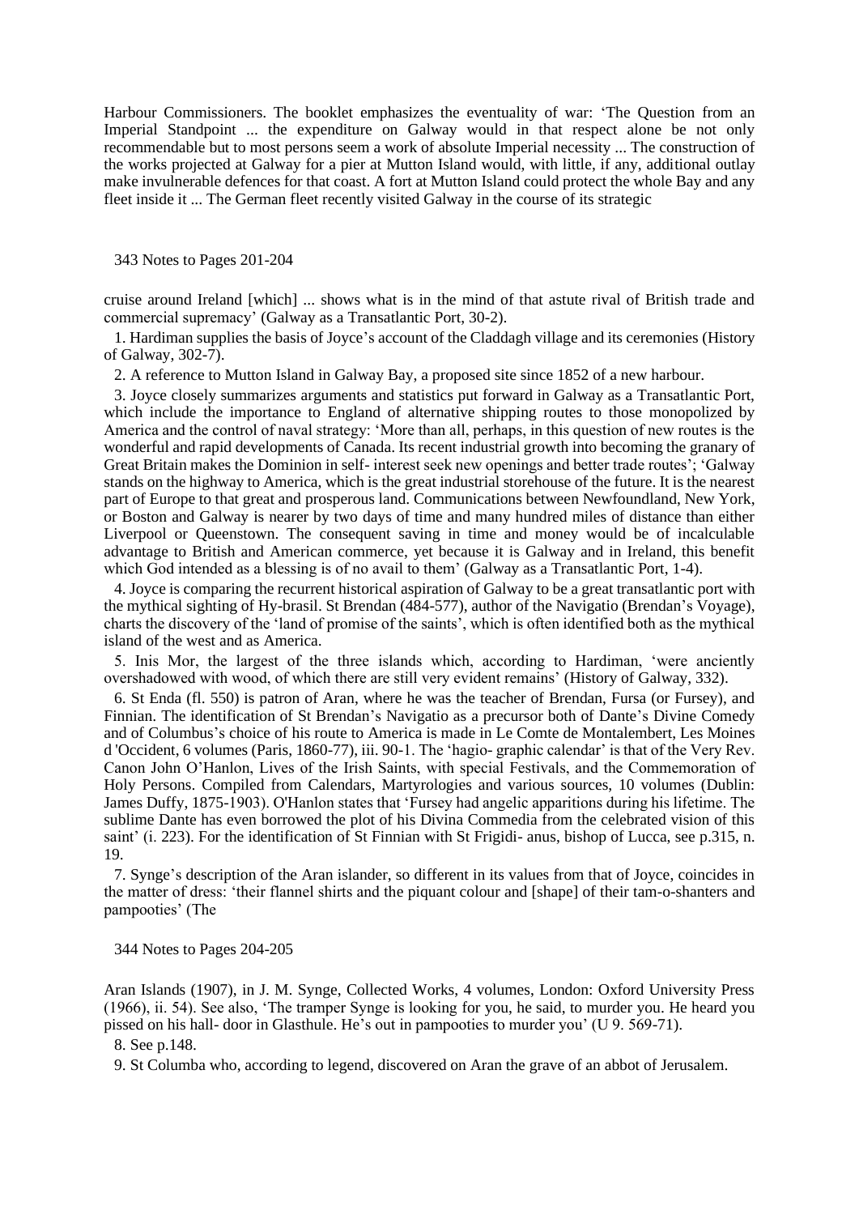Harbour Commissioners. The booklet emphasizes the eventuality of war: 'The Question from an Imperial Standpoint ... the expenditure on Galway would in that respect alone be not only recommendable but to most persons seem a work of absolute Imperial necessity ... The construction of the works projected at Galway for a pier at Mutton Island would, with little, if any, additional outlay make invulnerable defences for that coast. A fort at Mutton Island could protect the whole Bay and any fleet inside it ... The German fleet recently visited Galway in the course of its strategic

## 343 Notes to Pages 201-204

cruise around Ireland [which] ... shows what is in the mind of that astute rival of British trade and commercial supremacy' (Galway as a Transatlantic Port, 30-2).

1. Hardiman supplies the basis of Joyce's account of the Claddagh village and its ceremonies (History of Galway, 302-7).

2. A reference to Mutton Island in Galway Bay, a proposed site since 1852 of a new harbour.

3. Joyce closely summarizes arguments and statistics put forward in Galway as a Transatlantic Port, which include the importance to England of alternative shipping routes to those monopolized by America and the control of naval strategy: 'More than all, perhaps, in this question of new routes is the wonderful and rapid developments of Canada. Its recent industrial growth into becoming the granary of Great Britain makes the Dominion in self- interest seek new openings and better trade routes'; 'Galway stands on the highway to America, which is the great industrial storehouse of the future. It is the nearest part of Europe to that great and prosperous land. Communications between Newfoundland, New York, or Boston and Galway is nearer by two days of time and many hundred miles of distance than either Liverpool or Queenstown. The consequent saving in time and money would be of incalculable advantage to British and American commerce, yet because it is Galway and in Ireland, this benefit which God intended as a blessing is of no avail to them' (Galway as a Transatlantic Port, 1-4).

4. Joyce is comparing the recurrent historical aspiration of Galway to be a great transatlantic port with the mythical sighting of Hy-brasil. St Brendan (484-577), author of the Navigatio (Brendan's Voyage), charts the discovery of the 'land of promise of the saints', which is often identified both as the mythical island of the west and as America.

5. Inis Mor, the largest of the three islands which, according to Hardiman, 'were anciently overshadowed with wood, of which there are still very evident remains' (History of Galway, 332).

6. St Enda (fl. 550) is patron of Aran, where he was the teacher of Brendan, Fursa (or Fursey), and Finnian. The identification of St Brendan's Navigatio as a precursor both of Dante's Divine Comedy and of Columbus's choice of his route to America is made in Le Comte de Montalembert, Les Moines d'Occident, 6 volumes (Paris, 1860-77), iii. 90-1. The 'hagio- graphic calendar' is that of the Very Rev. Canon John O'Hanlon, Lives of the Irish Saints, with special Festivals, and the Commemoration of Holy Persons. Compiled from Calendars, Martyrologies and various sources, 10 volumes (Dublin: James Duffy, 1875-1903). O'Hanlon states that 'Fursey had angelic apparitions during his lifetime. The sublime Dante has even borrowed the plot of his Divina Commedia from the celebrated vision of this saint' (i. 223). For the identification of St Finnian with St Frigidi- anus, bishop of Lucca, see p.315, n. 19.

7. Synge's description of the Aran islander, so different in its values from that of Joyce, coincides in the matter of dress: 'their flannel shirts and the piquant colour and [shape] of their tam-o-shanters and pampooties' (The

## 344 Notes to Pages 204-205

Aran Islands (1907), in J. M. Synge, Collected Works, 4 volumes, London: Oxford University Press (1966), ii. 54). See also, 'The tramper Synge is looking for you, he said, to murder you. He heard you pissed on his hall- door in Glasthule. He's out in pampooties to murder you' (U 9. 569-71).

8. See p.148.

9. St Columba who, according to legend, discovered on Aran the grave of an abbot of Jerusalem.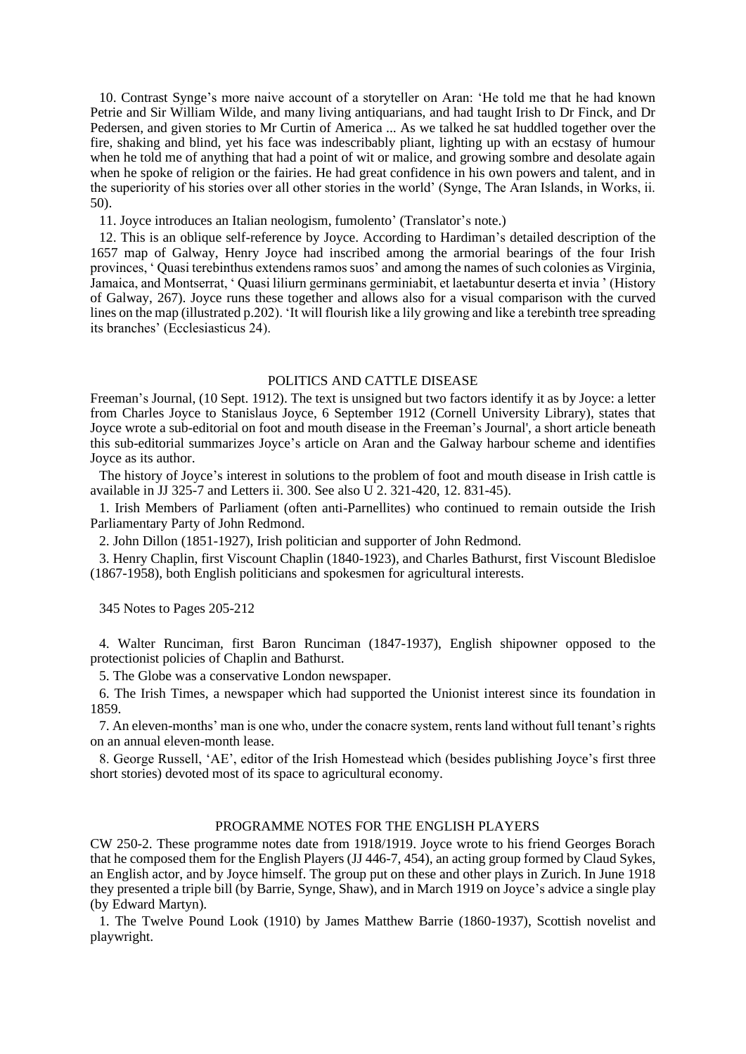10. Contrast Synge's more naive account of a storyteller on Aran: 'He told me that he had known Petrie and Sir William Wilde, and many living antiquarians, and had taught Irish to Dr Finck, and Dr Pedersen, and given stories to Mr Curtin of America ... As we talked he sat huddled together over the fire, shaking and blind, yet his face was indescribably pliant, lighting up with an ecstasy of humour when he told me of anything that had a point of wit or malice, and growing sombre and desolate again when he spoke of religion or the fairies. He had great confidence in his own powers and talent, and in the superiority of his stories over all other stories in the world' (Synge, The Aran Islands, in Works, ii. 50).

11. Joyce introduces an Italian neologism, fumolento' (Translator's note.)

12. This is an oblique self-reference by Joyce. According to Hardiman's detailed description of the 1657 map of Galway, Henry Joyce had inscribed among the armorial bearings of the four Irish provinces, ' Quasi terebinthus extendens ramos suos' and among the names of such colonies as Virginia, Jamaica, and Montserrat, ' Quasi liliurn germinans germiniabit, et laetabuntur deserta et invia ' (History of Galway, 267). Joyce runs these together and allows also for a visual comparison with the curved lines on the map (illustrated p.202). 'It will flourish like a lily growing and like a terebinth tree spreading its branches' (Ecclesiasticus 24).

## POLITICS AND CATTLE DISEASE

Freeman's Journal, (10 Sept. 1912). The text is unsigned but two factors identify it as by Joyce: a letter from Charles Joyce to Stanislaus Joyce, 6 September 1912 (Cornell University Library), states that Joyce wrote a sub-editorial on foot and mouth disease in the Freeman's Journal', a short article beneath this sub-editorial summarizes Joyce's article on Aran and the Galway harbour scheme and identifies Joyce as its author.

The history of Joyce's interest in solutions to the problem of foot and mouth disease in Irish cattle is available in JJ 325-7 and Letters ii. 300. See also U 2. 321-420, 12. 831-45).

1. Irish Members of Parliament (often anti-Parnellites) who continued to remain outside the Irish Parliamentary Party of John Redmond.

2. John Dillon (1851-1927), Irish politician and supporter of John Redmond.

3. Henry Chaplin, first Viscount Chaplin (1840-1923), and Charles Bathurst, first Viscount Bledisloe (1867-1958), both English politicians and spokesmen for agricultural interests.

345 Notes to Pages 205-212

4. Walter Runciman, first Baron Runciman (1847-1937), English shipowner opposed to the protectionist policies of Chaplin and Bathurst.

5. The Globe was a conservative London newspaper.

6. The Irish Times, a newspaper which had supported the Unionist interest since its foundation in 1859.

7. An eleven-months' man is one who, under the conacre system, rents land without full tenant's rights on an annual eleven-month lease.

8. George Russell, 'AE', editor of the Irish Homestead which (besides publishing Joyce's first three short stories) devoted most of its space to agricultural economy.

## PROGRAMME NOTES FOR THE ENGLISH PLAYERS

CW 250-2. These programme notes date from 1918/1919. Joyce wrote to his friend Georges Borach that he composed them for the English Players (JJ 446-7, 454), an acting group formed by Claud Sykes, an English actor, and by Joyce himself. The group put on these and other plays in Zurich. In June 1918 they presented a triple bill (by Barrie, Synge, Shaw), and in March 1919 on Joyce's advice a single play (by Edward Martyn).

1. The Twelve Pound Look (1910) by James Matthew Barrie (1860-1937), Scottish novelist and playwright.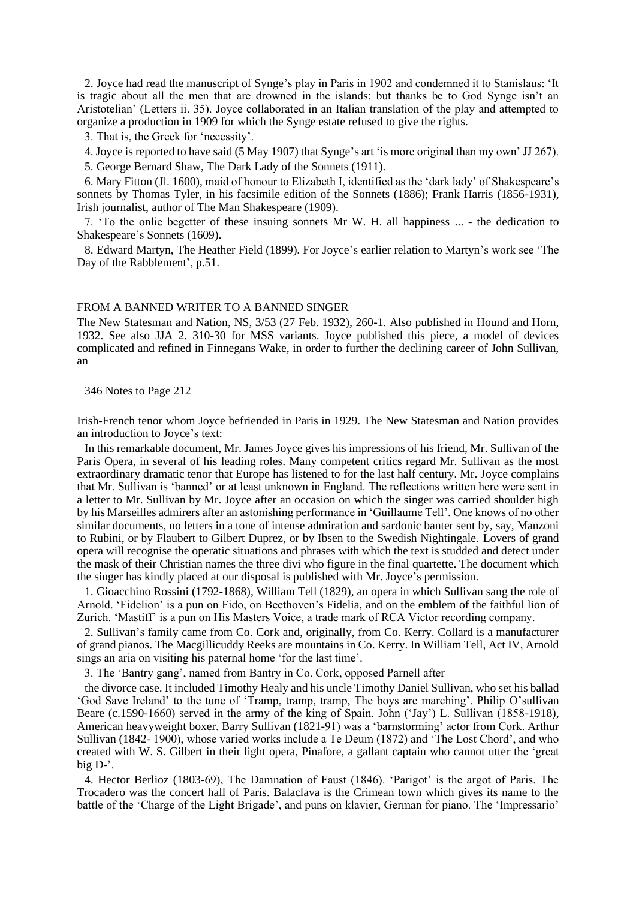2. Joyce had read the manuscript of Synge's play in Paris in 1902 and condemned it to Stanislaus: 'It is tragic about all the men that are drowned in the islands: but thanks be to God Synge isn't an Aristotelian' (Letters ii. 35). Joyce collaborated in an Italian translation of the play and attempted to organize a production in 1909 for which the Synge estate refused to give the rights.

3. That is, the Greek for 'necessity'.

4. Joyce is reported to have said (5 May 1907) that Synge's art 'is more original than my own' JJ 267).

5. George Bernard Shaw, The Dark Lady of the Sonnets (1911).

6. Mary Fitton (Jl. 1600), maid of honour to Elizabeth I, identified as the 'dark lady' of Shakespeare's sonnets by Thomas Tyler, in his facsimile edition of the Sonnets (1886); Frank Harris (1856-1931), Irish journalist, author of The Man Shakespeare (1909).

7. 'To the onlie begetter of these insuing sonnets Mr W. H. all happiness ... - the dedication to Shakespeare's Sonnets (1609).

8. Edward Martyn, The Heather Field (1899). For Joyce's earlier relation to Martyn's work see 'The Day of the Rabblement', p.51.

## FROM A BANNED WRITER TO A BANNED SINGER

The New Statesman and Nation, NS, 3/53 (27 Feb. 1932), 260-1. Also published in Hound and Horn, 1932. See also JJA 2. 310-30 for MSS variants. Joyce published this piece, a model of devices complicated and refined in Finnegans Wake, in order to further the declining career of John Sullivan, an Irish-French tenor whom Joyce befriended in Paris in 1929. The New Statesman and Nation provides an introduction to Joyce's text:

In this remarkable document, Mr. James Joyce gives his impressions of his friend, Mr. Sullivan of the Paris Opera, in several of his leading roles. Many competent critics regard Mr. Sullivan as the most extraordinary dramatic tenor that Europe has listened to for the last half century. Mr. Joyce complains that Mr. Sullivan is 'banned' or at least unknown in England. The reflections written here were sent in a letter to Mr. Sullivan by Mr. Joyce after an occasion on which the singer was carried shoulder high by his Marseilles admirers after an astonishing performance in 'Guillaume Tell'. One knows of no other similar documents, no letters in a tone of intense admiration and sardonic banter sent by, say, Manzoni to Rubini, or by Flaubert to Gilbert Duprez, or by Ibsen to the Swedish Nightingale. Lovers of grand opera will recognise the operatic situations and phrases with which the text is studded and detect under the mask of their Christian names the three divi who figure in the final quartette. The document which the singer has kindly placed at our disposal is published with Mr. Joyce's permission.

1. Gioacchino Rossini (1792-1868), William Tell (1829), an opera in which Sullivan sang the role of Arnold. 'Fidelion' is a pun on Fido, on Beethoven's Fidelia, and on the emblem of the faithful lion of Zurich. 'Mastiff' is a pun on His Masters Voice, a trade mark of RCA Victor recording company.

2. Sullivan's family came from Co. Cork and, originally, from Co. Kerry. Collard is a manufacturer of grand pianos. The Macgillicuddy Reeks are mountains in Co. Kerry. In William Tell, Act IV, Arnold sings an aria on visiting his paternal home 'for the last time'.

3. The 'Bantry gang', named from Bantry in Co. Cork, opposed Parnell after the divorce case. It included Timothy Healy and his uncle Timothy Daniel Sullivan, who set his ballad 'God Save Ireland' to the tune of 'Tramp, tramp, tramp, The boys are marching'. Philip O'sullivan Beare (c.1590-1660) served in the army of the king of Spain. John ('Jay') L. Sullivan (1858-1918), American heavyweight boxer. Barry Sullivan (1821-91) was a 'barnstorming' actor from Cork. Arthur Sullivan (1842- 1900), whose varied works include a Te Deum (1872) and 'The Lost Chord', and who created with W. S. Gilbert in their light opera, Pinafore, a gallant captain who cannot utter the 'great big D-'.

4. Hector Berlioz (1803-69), The Damnation of Faust (1846). 'Parigot' is the argot of Paris. The Trocadero was the concert hall of Paris. Balaclava is the Crimean town which gives its name to the battle of the 'Charge of the Light Brigade', and puns on klavier, German for piano. The 'Impressario'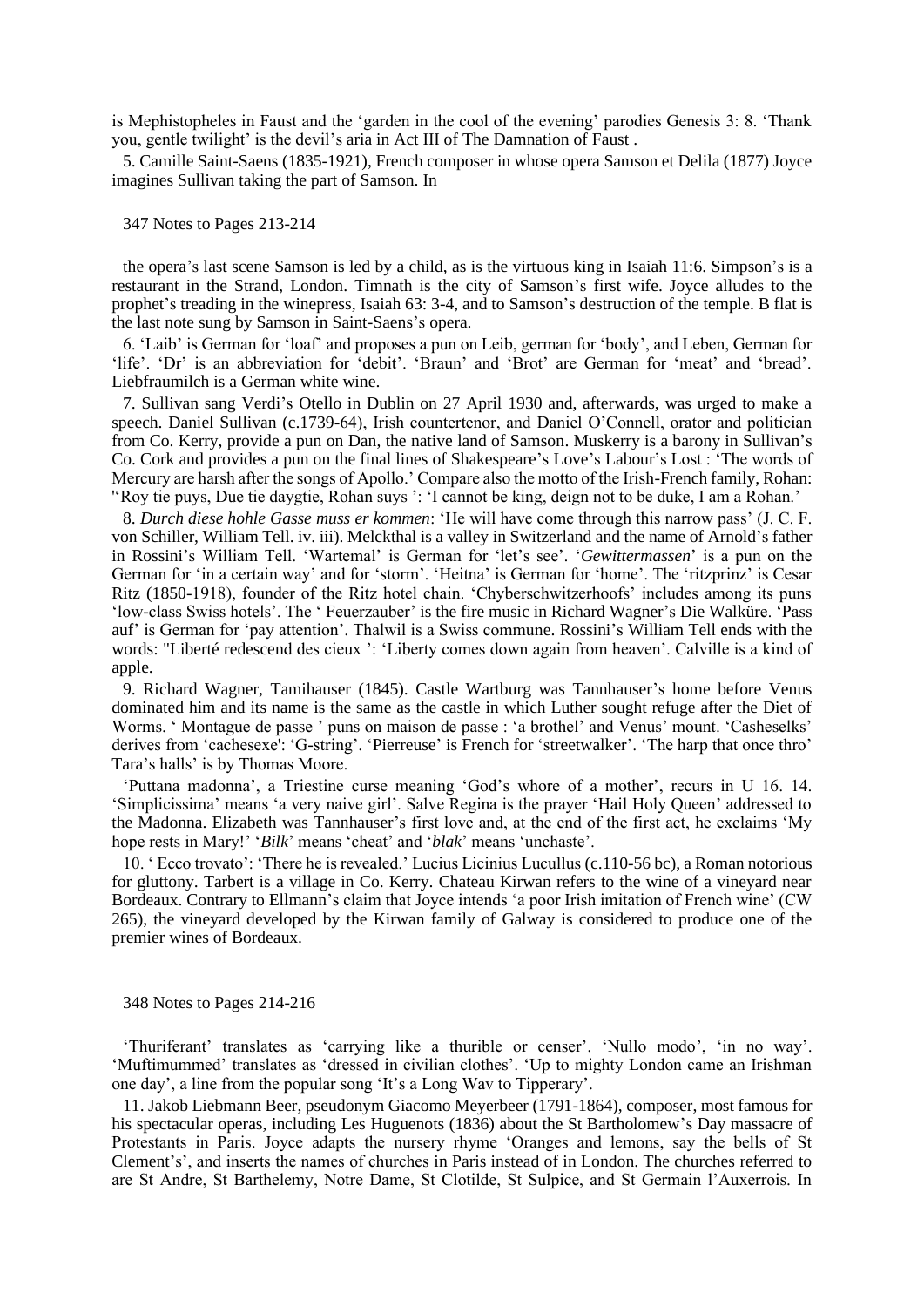is Mephistopheles in Faust and the 'garden in the cool of the evening' parodies Genesis 3: 8. 'Thank you, gentle twilight' is the devil's aria in Act III of The Damnation of Faust .

5. Camille Saint-Saens (1835-1921), French composer in whose opera Samson et Delila (1877) Joyce imagines Sullivan taking the part of Samson. In

347 Notes to Pages 213-214

the opera's last scene Samson is led by a child, as is the virtuous king in Isaiah 11:6. Simpson's is a restaurant in the Strand, London. Timnath is the city of Samson's first wife. Joyce alludes to the prophet's treading in the winepress, Isaiah 63: 3-4, and to Samson's destruction of the temple. B flat is the last note sung by Samson in Saint-Saens's opera.

6. 'Laib' is German for 'loaf' and proposes a pun on Leib, german for 'body', and Leben, German for 'life'. 'Dr' is an abbreviation for 'debit'. 'Braun' and 'Brot' are German for 'meat' and 'bread'. Liebfraumilch is a German white wine.

7. Sullivan sang Verdi's Otello in Dublin on 27 April 1930 and, afterwards, was urged to make a speech. Daniel Sullivan (c.1739-64), Irish countertenor, and Daniel O'Connell, orator and politician from Co. Kerry, provide a pun on Dan, the native land of Samson. Muskerry is a barony in Sullivan's Co. Cork and provides a pun on the final lines of Shakespeare's Love's Labour's Lost : 'The words of Mercury are harsh after the songs of Apollo.' Compare also the motto of the Irish-French family, Rohan: "Roy tie puys, Due tie daygtie, Rohan suys ': 'I cannot be king, deign not to be duke, I am a Rohan.'

8. *Durch diese hohle Gasse muss er kommen*: 'He will have come through this narrow pass' (J. C. F. von Schiller, William Tell. iv. iii). Melckthal is a valley in Switzerland and the name of Arnold's father in Rossini's William Tell. 'Wartemal' is German for 'let's see'. '*Gewittermassen*' is a pun on the German for 'in a certain way' and for 'storm'. 'Heitna' is German for 'home'. The 'ritzprinz' is Cesar Ritz (1850-1918), founder of the Ritz hotel chain. 'Chyberschwitzerhoofs' includes among its puns 'low-class Swiss hotels'. The ' Feuerzauber' is the fire music in Richard Wagner's Die Walküre. 'Pass auf' is German for 'pay attention'. Thalwil is a Swiss commune. Rossini's William Tell ends with the words: "Liberté redescend des cieux ': 'Liberty comes down again from heaven'. Calville is a kind of apple.

9. Richard Wagner, Tamihauser (1845). Castle Wartburg was Tannhauser's home before Venus dominated him and its name is the same as the castle in which Luther sought refuge after the Diet of Worms. ' Montague de passe ' puns on maison de passe : 'a brothel' and Venus' mount. 'Casheselks' derives from 'cachesexe': 'G-string'. 'Pierreuse' is French for 'streetwalker'. 'The harp that once thro' Tara's halls' is by Thomas Moore.

'Puttana madonna', a Triestine curse meaning 'God's whore of a mother', recurs in U 16. 14. 'Simplicissima' means 'a very naive girl'. Salve Regina is the prayer 'Hail Holy Queen' addressed to the Madonna. Elizabeth was Tannhauser's first love and, at the end of the first act, he exclaims 'My hope rests in Mary!' '*Bilk*' means 'cheat' and '*blak*' means 'unchaste'.

10. ' Ecco trovato': 'There he is revealed.' Lucius Licinius Lucullus (c.110-56 bc), a Roman notorious for gluttony. Tarbert is a village in Co. Kerry. Chateau Kirwan refers to the wine of a vineyard near Bordeaux. Contrary to Ellmann's claim that Joyce intends 'a poor Irish imitation of French wine' (CW 265), the vineyard developed by the Kirwan family of Galway is considered to produce one of the premier wines of Bordeaux.

348 Notes to Pages 214-216

'Thuriferant' translates as 'carrying like a thurible or censer'. 'Nullo modo', 'in no way'. 'Muftimummed' translates as 'dressed in civilian clothes'. 'Up to mighty London came an Irishman one day', a line from the popular song 'It's a Long Wav to Tipperary'.

11. Jakob Liebmann Beer, pseudonym Giacomo Meyerbeer (1791-1864), composer, most famous for his spectacular operas, including Les Huguenots (1836) about the St Bartholomew's Day massacre of Protestants in Paris. Joyce adapts the nursery rhyme 'Oranges and lemons, say the bells of St Clement's', and inserts the names of churches in Paris instead of in London. The churches referred to are St Andre, St Barthelemy, Notre Dame, St Clotilde, St Sulpice, and St Germain l'Auxerrois. In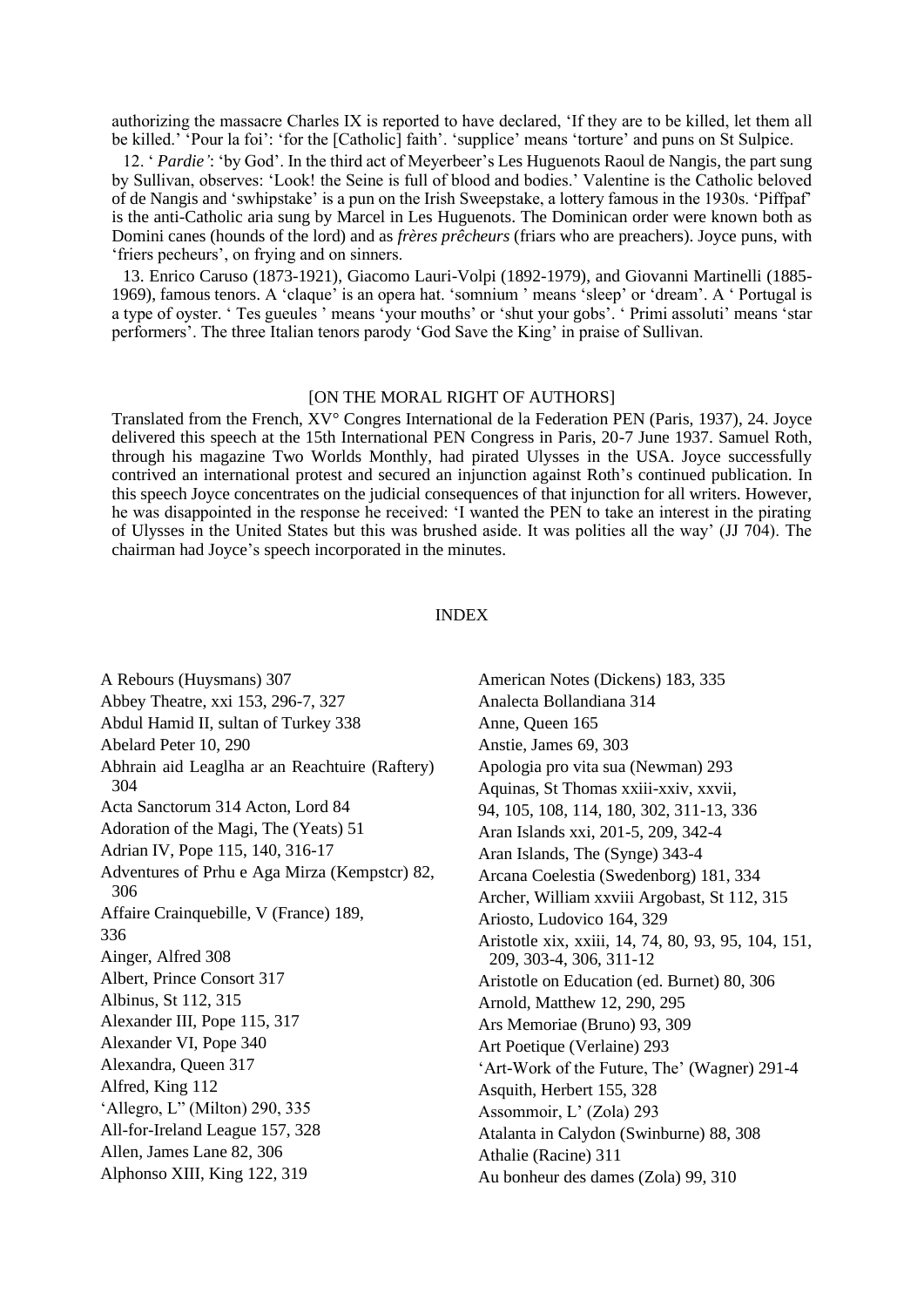authorizing the massacre Charles IX is reported to have declared, 'If they are to be killed, let them all be killed.' 'Pour la foi': 'for the [Catholic] faith'. 'supplice' means 'torture' and puns on St Sulpice.

12. '*Pardie'*: 'by God'. In the third act of Meyerbeer's Les Huguenots Raoul de Nangis, the part sung by Sullivan, observes: 'Look! the Seine is full of blood and bodies.' Valentine is the Catholic beloved of de Nangis and 'swhipstake' is a pun on the Irish Sweepstake, a lottery famous in the 1930s. 'Piffpaf' is the anti-Catholic aria sung by Marcel in Les Huguenots. The Dominican order were known both as Domini canes (hounds of the lord) and as *frères prêcheurs* (friars who are preachers). Joyce puns, with 'friers pecheurs', on frying and on sinners.

13. Enrico Caruso (1873-1921), Giacomo Lauri-Volpi (1892-1979), and Giovanni Martinelli (1885-1969), famous tenors. A 'claque' is an opera hat. 'somnium ' means 'sleep' or 'dream'. A ' Portugal is a type of oyster. ' Tes gueules ' means 'your mouths' or 'shut your gobs'. ' Primi assoluti' means 'star performers'. The three Italian tenors parody 'God Save the King' in praise of Sullivan.

## [ON THE MORAL RIGHT OF AUTHORS]

Translated from the French, XV° Congres International de la Federation PEN (Paris, 1937), 24. Joyce delivered this speech at the 15th International PEN Congress in Paris, 20-7 June 1937. Samuel Roth, through his magazine Two Worlds Monthly, had pirated Ulysses in the USA. Joyce successfully contrived an international protest and secured an injunction against Roth's continued publication. In this speech Joyce concentrates on the judicial consequences of that injunction for all writers. However, he was disappointed in the response he received: 'I wanted the PEN to take an interest in the pirating of Ulysses in the United States but this was brushed aside. It was polities all the way' (JJ 704). The chairman had Joyce's speech incorporated in the minutes.

## INDEX

A Rebours (Huysmans) 307
Abbey Theatre, xxi 153, 296-7, 327
Abdul Hamid II, sultan of Turkey 338
Abelard Peter 10, 290
Abhrain aid Leaglha ar an Reachtuire (Raftery) 304
Acta Sanctorum 314 Acton, Lord 84
Adoration of the Magi, The (Yeats) 51
Adrian IV, Pope 115, 140, 316-17
Adventures of Prhu e Aga Mirza (Kempstcr) 82, 306
Affaire Crainquebille, V (France) 189, 336
Ainger, Alfred 308
Albert, Prince Consort 317
Albinus, St 112, 315
Alexander III, Pope 115, 317
Alexander VI, Pope 340
Alexandra, Queen 317
Alfred, King 112
'Allegro, L" (Milton) 290, 335
All-for-Ireland League 157, 328
Allen, James Lane 82, 306
Alphonso XIII, King 122, 319
American Notes (Dickens) 183, 335
Analecta Bollandiana 314
Anne, Queen 165
Anstie, James 69, 303
Apologia pro vita sua (Newman) 293
Aquinas, St Thomas xxiii-xxiv, xxvii, 94, 105, 108, 114, 180, 302, 311-13, 336
Aran Islands xxi, 201-5, 209, 342-4
Aran Islands, The (Synge) 343-4
Arcana Coelestia (Swedenborg) 181, 334
Archer, William xxviii Argobast, St 112, 315
Ariosto, Ludovico 164, 329
Aristotle xix, xxiii, 14, 74, 80, 93, 95, 104, 151, 209, 303-4, 306, 311-12
Aristotle on Education (ed. Burnet) 80, 306
Arnold, Matthew 12, 290, 295
Ars Memoriae (Bruno) 93, 309
Art Poetique (Verlaine) 293
'Art-Work of the Future, The' (Wagner) 291-4
Asquith, Herbert 155, 328
Assommoir, L' (Zola) 293
Atalanta in Calydon (Swinburne) 88, 308
Athalie (Racine) 311
Au bonheur des dames (Zola) 99, 310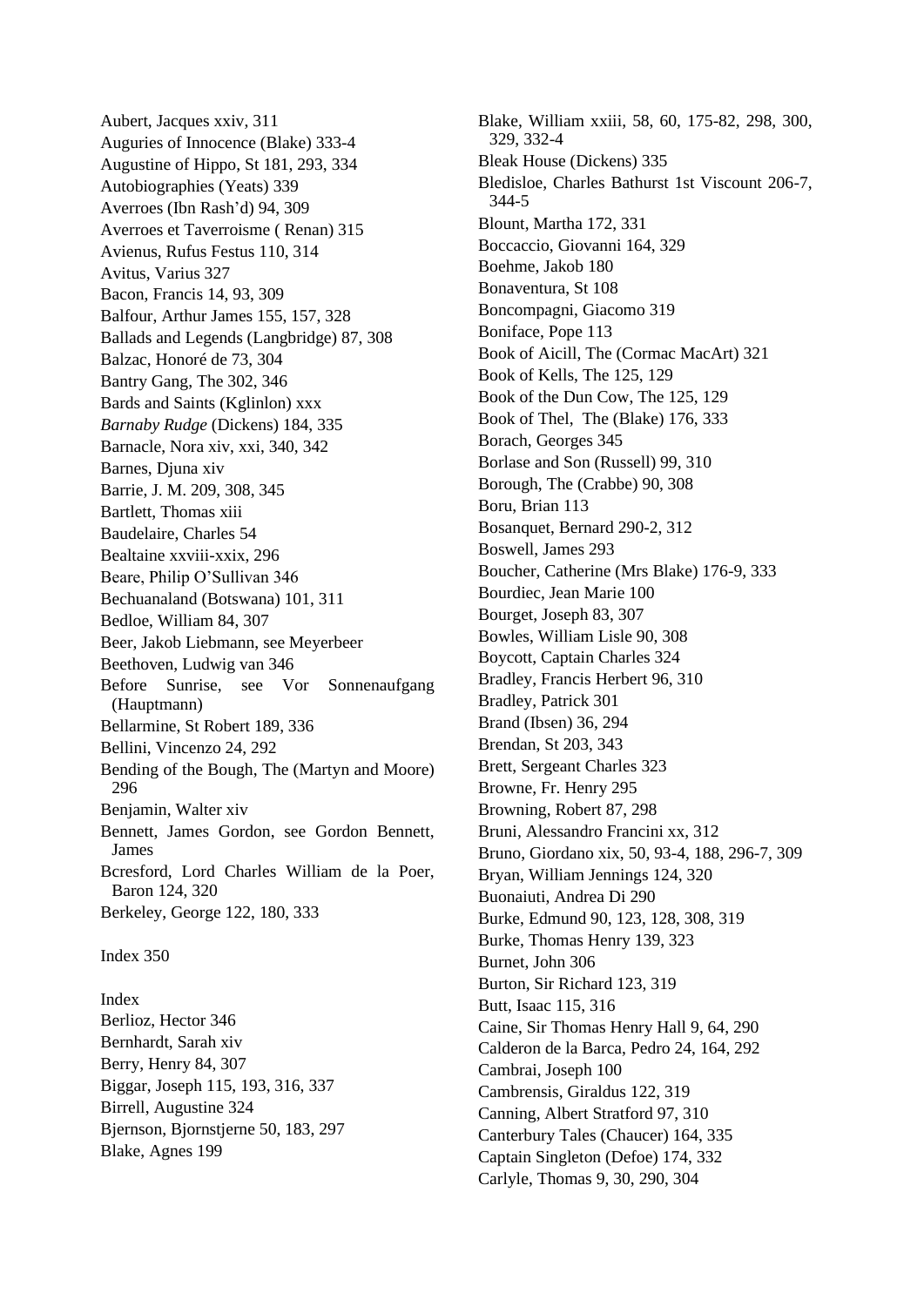Aubert, Jacques xxiv, 311
Auguries of Innocence (Blake) 333-4
Augustine of Hippo, St 181, 293, 334
Autobiographies (Yeats) 339
Averroes (Ibn Rash'd) 94, 309
Averroes et Taverroisme ( Renan) 315
Avienus, Rufus Festus 110, 314
Avitus, Varius 327
Bacon, Francis 14, 93, 309
Balfour, Arthur James 155, 157, 328
Ballads and Legends (Langbridge) 87, 308
Balzac, Honoré de 73, 304
Bantry Gang, The 302, 346
Bards and Saints (Kglinlon) xxx
*Barnaby Rudge* (Dickens) 184, 335
Barnacle, Nora xiv, xxi, 340, 342
Barnes, Djuna xiv
Barrie, J. M. 209, 308, 345
Bartlett, Thomas xiii
Baudelaire, Charles 54
Bealtaine xxviii-xxix, 296
Beare, Philip O'Sullivan 346
Bechuanaland (Botswana) 101, 311
Bedloe, William 84, 307
Beer, Jakob Liebmann, see Meyerbeer
Beethoven, Ludwig van 346
Before Sunrise, see Vor Sonnenaufgang (Hauptmann)
Bellarmine, St Robert 189, 336
Bellini, Vincenzo 24, 292
Bending of the Bough, The (Martyn and Moore) 296
Benjamin, Walter xiv
Bennett, James Gordon, see Gordon Bennett, James
Bcresford, Lord Charles William de la Poer, Baron 124, 320
Berkeley, George 122, 180, 333

Index 350

Index
Berlioz, Hector 346
Bernhardt, Sarah xiv
Berry, Henry 84, 307
Biggar, Joseph 115, 193, 316, 337
Birrell, Augustine 324
Bjernson, Bjornstjerne 50, 183, 297
Blake, Agnes 199
Blake, William xxiii, 58, 60, 175-82, 298, 300, 329, 332-4
Bleak House (Dickens) 335
Bledisloe, Charles Bathurst 1st Viscount 206-7, 344-5
Blount, Martha 172, 331
Boccaccio, Giovanni 164, 329
Boehme, Jakob 180
Bonaventura, St 108
Boncompagni, Giacomo 319
Boniface, Pope 113
Book of Aicill, The (Cormac MacArt) 321
Book of Kells, The 125, 129
Book of the Dun Cow, The 125, 129
Book of Thel, The (Blake) 176, 333
Borach, Georges 345
Borlase and Son (Russell) 99, 310
Borough, The (Crabbe) 90, 308
Boru, Brian 113
Bosanquet, Bernard 290-2, 312
Boswell, James 293
Boucher, Catherine (Mrs Blake) 176-9, 333
Bourdiec, Jean Marie 100
Bourget, Joseph 83, 307
Bowles, William Lisle 90, 308
Boycott, Captain Charles 324
Bradley, Francis Herbert 96, 310
Bradley, Patrick 301
Brand (Ibsen) 36, 294
Brendan, St 203, 343
Brett, Sergeant Charles 323
Browne, Fr. Henry 295
Browning, Robert 87, 298
Bruni, Alessandro Francini xx, 312
Bruno, Giordano xix, 50, 93-4, 188, 296-7, 309
Bryan, William Jennings 124, 320
Buonaiuti, Andrea Di 290
Burke, Edmund 90, 123, 128, 308, 319
Burke, Thomas Henry 139, 323
Burnet, John 306
Burton, Sir Richard 123, 319
Butt, Isaac 115, 316
Caine, Sir Thomas Henry Hall 9, 64, 290
Calderon de la Barca, Pedro 24, 164, 292
Cambrai, Joseph 100
Cambrensis, Giraldus 122, 319
Canning, Albert Stratford 97, 310
Canterbury Tales (Chaucer) 164, 335
Captain Singleton (Defoe) 174, 332
Carlyle, Thomas 9, 30, 290, 304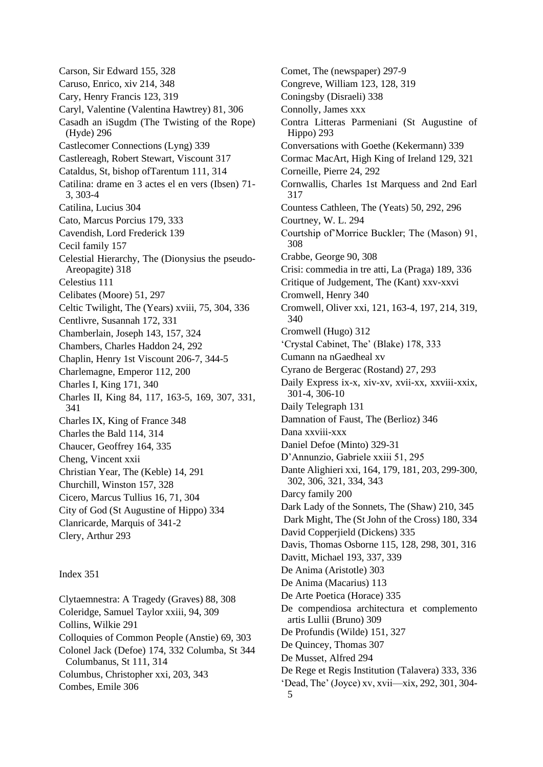Carson, Sir Edward 155, 328
Caruso, Enrico, xiv 214, 348
Cary, Henry Francis 123, 319
Caryl, Valentine (Valentina Hawtrey) 81, 306
Casadh an iSugdm (The Twisting of the Rope) (Hyde) 296
Castlecomer Connections (Lyng) 339
Castlereagh, Robert Stewart, Viscount 317
Cataldus, St, bishop ofTarentum 111, 314
Catilina: drame en 3 actes el en vers (Ibsen) 71-3, 303-4
Catilina, Lucius 304
Cato, Marcus Porcius 179, 333
Cavendish, Lord Frederick 139
Cecil family 157
Celestial Hierarchy, The (Dionysius the pseudo-Areopagite) 318
Celestius 111
Celibates (Moore) 51, 297
Celtic Twilight, The (Years) xviii, 75, 304, 336
Centlivre, Susannah 172, 331
Chamberlain, Joseph 143, 157, 324
Chambers, Charles Haddon 24, 292
Chaplin, Henry 1st Viscount 206-7, 344-5
Charlemagne, Emperor 112, 200
Charles I, King 171, 340
Charles II, King 84, 117, 163-5, 169, 307, 331, 341
Charles IX, King of France 348
Charles the Bald 114, 314
Chaucer, Geoffrey 164, 335
Cheng, Vincent xxii
Christian Year, The (Keble) 14, 291
Churchill, Winston 157, 328
Cicero, Marcus Tullius 16, 71, 304
City of God (St Augustine of Hippo) 334
Clanricarde, Marquis of 341-2
Clery, Arthur 293

Index 351

Clytaemnestra: A Tragedy (Graves) 88, 308
Coleridge, Samuel Taylor xxiii, 94, 309
Collins, Wilkie 291
Colloquies of Common People (Anstie) 69, 303
Colonel Jack (Defoe) 174, 332 Columba, St 344
Columbanus, St 111, 314
Columbus, Christopher xxi, 203, 343
Combes, Emile 306
Comet, The (newspaper) 297-9
Congreve, William 123, 128, 319
Coningsby (Disraeli) 338
Connolly, James xxx
Contra Litteras Parmeniani (St Augustine of Hippo) 293
Conversations with Goethe (Kekermann) 339
Cormac MacArt, High King of Ireland 129, 321
Corneille, Pierre 24, 292
Cornwallis, Charles 1st Marquess and 2nd Earl 317
Countess Cathleen, The (Yeats) 50, 292, 296
Courtney, W. L. 294
Courtship of'Morrice Buckler; The (Mason) 91, 308
Crabbe, George 90, 308
Crisi: commedia in tre atti, La (Praga) 189, 336
Critique of Judgement, The (Kant) xxv-xxvi
Cromwell, Henry 340
Cromwell, Oliver xxi, 121, 163-4, 197, 214, 319, 340
Cromwell (Hugo) 312
'Crystal Cabinet, The' (Blake) 178, 333
Cumann na nGaedheal xv
Cyrano de Bergerac (Rostand) 27, 293
Daily Express ix-x, xiv-xv, xvii-xx, xxviii-xxix, 301-4, 306-10
Daily Telegraph 131
Damnation of Faust, The (Berlioz) 346
Dana xxviii-xxx
Daniel Defoe (Minto) 329-31
D'Annunzio, Gabriele xxiii 51, 295
Dante Alighieri xxi, 164, 179, 181, 203, 299-300, 302, 306, 321, 334, 343
Darcy family 200
Dark Lady of the Sonnets, The (Shaw) 210, 345
Dark Might, The (St John of the Cross) 180, 334
David Copperjield (Dickens) 335
Davis, Thomas Osborne 115, 128, 298, 301, 316
Davitt, Michael 193, 337, 339
De Anima (Aristotle) 303
De Anima (Macarius) 113
De Arte Poetica (Horace) 335
De compendiosa architectura et complemento artis Lullii (Bruno) 309
De Profundis (Wilde) 151, 327
De Quincey, Thomas 307
De Musset, Alfred 294
De Rege et Regis Institution (Talavera) 333, 336
'Dead, The' (Joyce) xv, xvii—xix, 292, 301, 304-5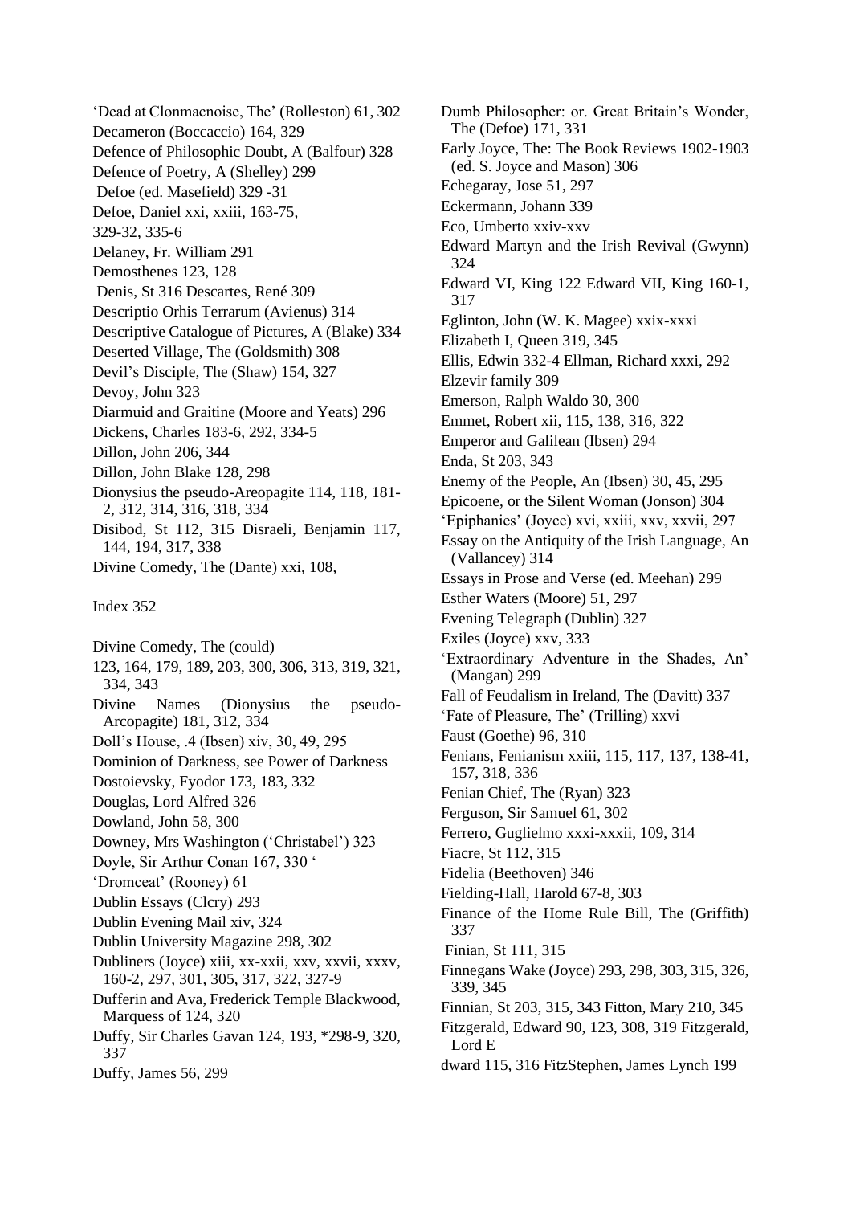'Dead at Clonmacnoise, The' (Rolleston) 61, 302
Decameron (Boccaccio) 164, 329
Defence of Philosophic Doubt, A (Balfour) 328
Defence of Poetry, A (Shelley) 299
Defoe (ed. Masefield) 329 -31
Defoe, Daniel xxi, xxiii, 163-75,
329-32, 335-6
Delaney, Fr. William 291
Demosthenes 123, 128
Denis, St 316 Descartes, René 309
Descriptio Orhis Terrarum (Avienus) 314
Descriptive Catalogue of Pictures, A (Blake) 334
Deserted Village, The (Goldsmith) 308
Devil's Disciple, The (Shaw) 154, 327
Devoy, John 323
Diarmuid and Graitine (Moore and Yeats) 296
Dickens, Charles 183-6, 292, 334-5
Dillon, John 206, 344
Dillon, John Blake 128, 298
Dionysius the pseudo-Areopagite 114, 118, 181-2, 312, 314, 316, 318, 334
Disibod, St 112, 315 Disraeli, Benjamin 117, 144, 194, 317, 338
Divine Comedy, The (Dante) xxi, 108,

Index 352

Divine Comedy, The (could)
123, 164, 179, 189, 203, 300, 306, 313, 319, 321, 334, 343
Divine Names (Dionysius the pseudo-Arcopagite) 181, 312, 334
Doll's House, .4 (Ibsen) xiv, 30, 49, 295
Dominion of Darkness, see Power of Darkness
Dostoievsky, Fyodor 173, 183, 332
Douglas, Lord Alfred 326
Dowland, John 58, 300
Downey, Mrs Washington ('Christabel') 323
Doyle, Sir Arthur Conan 167, 330 '
'Dromceat' (Rooney) 61
Dublin Essays (Clcry) 293
Dublin Evening Mail xiv, 324
Dublin University Magazine 298, 302
Dubliners (Joyce) xiii, xx-xxii, xxv, xxvii, xxxv, 160-2, 297, 301, 305, 317, 322, 327-9
Dufferin and Ava, Frederick Temple Blackwood, Marquess of 124, 320
Duffy, Sir Charles Gavan 124, 193, *298-9, 320, 337
Duffy, James 56, 299
Dumb Philosopher: or. Great Britain's Wonder, The (Defoe) 171, 331
Early Joyce, The: The Book Reviews 1902-1903 (ed. S. Joyce and Mason) 306
Echegaray, Jose 51, 297
Eckermann, Johann 339
Eco, Umberto xxiv-xxv
Edward Martyn and the Irish Revival (Gwynn) 324
Edward VI, King 122 Edward VII, King 160-1, 317
Eglinton, John (W. K. Magee) xxix-xxxi
Elizabeth I, Queen 319, 345
Ellis, Edwin 332-4 Ellman, Richard xxxi, 292
Elzevir family 309
Emerson, Ralph Waldo 30, 300
Emmet, Robert xii, 115, 138, 316, 322
Emperor and Galilean (Ibsen) 294
Enda, St 203, 343
Enemy of the People, An (Ibsen) 30, 45, 295
Epicoene, or the Silent Woman (Jonson) 304
'Epiphanies' (Joyce) xvi, xxiii, xxv, xxvii, 297
Essay on the Antiquity of the Irish Language, An (Vallancey) 314
Essays in Prose and Verse (ed. Meehan) 299
Esther Waters (Moore) 51, 297
Evening Telegraph (Dublin) 327
Exiles (Joyce) xxv, 333
'Extraordinary Adventure in the Shades, An' (Mangan) 299
Fall of Feudalism in Ireland, The (Davitt) 337
'Fate of Pleasure, The' (Trilling) xxvi
Faust (Goethe) 96, 310
Fenians, Fenianism xxiii, 115, 117, 137, 138-41, 157, 318, 336
Fenian Chief, The (Ryan) 323
Ferguson, Sir Samuel 61, 302
Ferrero, Guglielmo xxxi-xxxii, 109, 314
Fiacre, St 112, 315
Fidelia (Beethoven) 346
Fielding-Hall, Harold 67-8, 303
Finance of the Home Rule Bill, The (Griffith) 337
Finian, St 111, 315
Finnegans Wake (Joyce) 293, 298, 303, 315, 326, 339, 345
Finnian, St 203, 315, 343 Fitton, Mary 210, 345
Fitzgerald, Edward 90, 123, 308, 319 Fitzgerald, Lord E
dward 115, 316 FitzStephen, James Lynch 199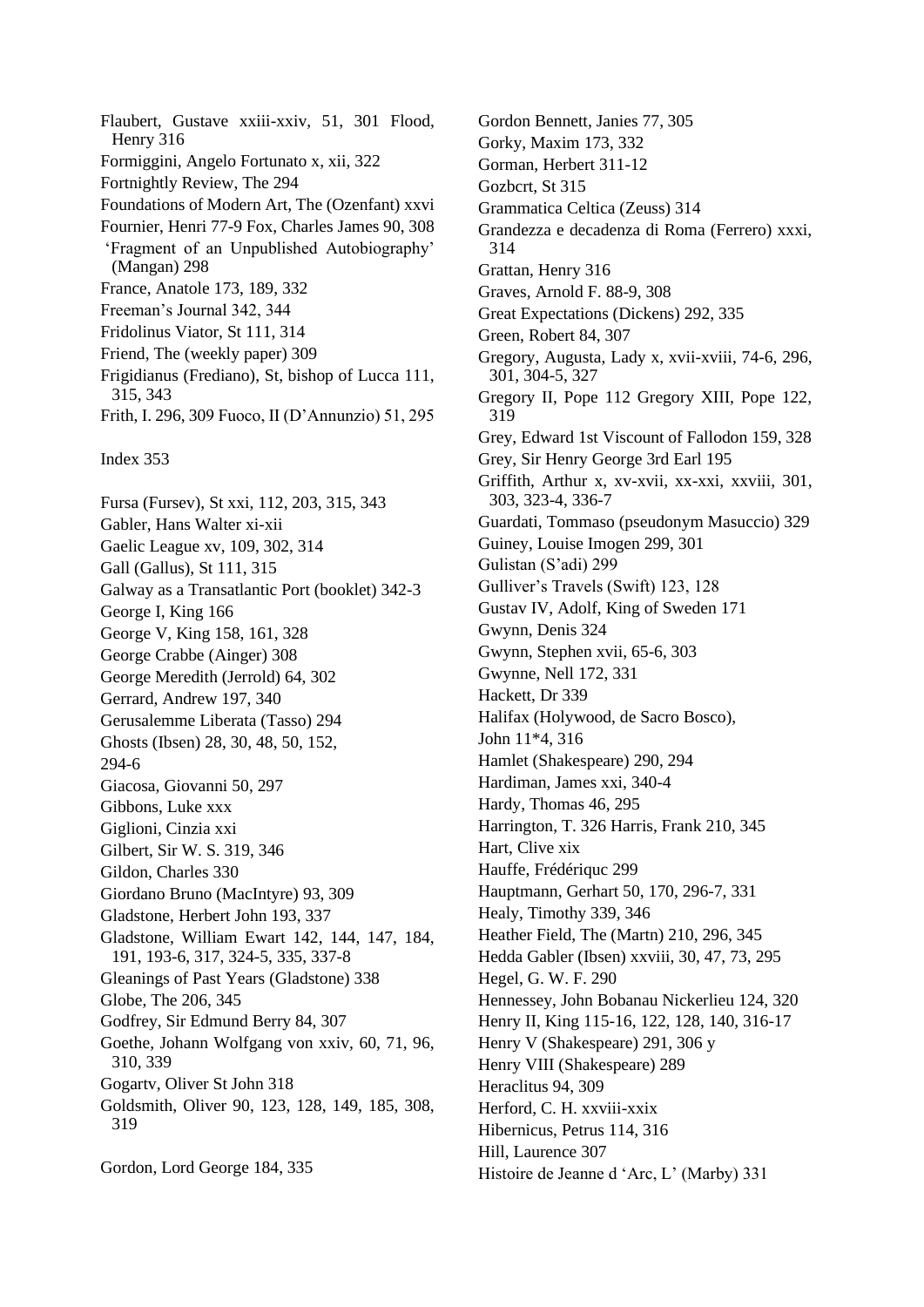Flaubert, Gustave xxiii-xxiv, 51, 301 Flood, Henry 316
Formiggini, Angelo Fortunato x, xii, 322
Fortnightly Review, The 294
Foundations of Modern Art, The (Ozenfant) xxvi
Fournier, Henri 77-9 Fox, Charles James 90, 308
'Fragment of an Unpublished Autobiography' (Mangan) 298
France, Anatole 173, 189, 332
Freeman's Journal 342, 344
Fridolinus Viator, St 111, 314
Friend, The (weekly paper) 309
Frigidianus (Frediano), St, bishop of Lucca 111, 315, 343
Frith, I. 296, 309 Fuoco, Il (D'Annunzio) 51, 295

Index 353

Fursa (Fursev), St xxi, 112, 203, 315, 343
Gabler, Hans Walter xi-xii
Gaelic League xv, 109, 302, 314
Gall (Gallus), St 111, 315
Galway as a Transatlantic Port (booklet) 342-3
George I, King 166
George V, King 158, 161, 328
George Crabbe (Ainger) 308
George Meredith (Jerrold) 64, 302
Gerrard, Andrew 197, 340
Gerusalemme Liberata (Tasso) 294
Ghosts (Ibsen) 28, 30, 48, 50, 152,
294-6
Giacosa, Giovanni 50, 297
Gibbons, Luke xxx
Giglioni, Cinzia xxi
Gilbert, Sir W. S. 319, 346
Gildon, Charles 330
Giordano Bruno (MacIntyre) 93, 309
Gladstone, Herbert John 193, 337
Gladstone, William Ewart 142, 144, 147, 184, 191, 193-6, 317, 324-5, 335, 337-8
Gleanings of Past Years (Gladstone) 338
Globe, The 206, 345
Godfrey, Sir Edmund Berry 84, 307
Goethe, Johann Wolfgang von xxiv, 60, 71, 96, 310, 339
Gogartv, Oliver St John 318
Goldsmith, Oliver 90, 123, 128, 149, 185, 308, 319

Gordon, Lord George 184, 335

Gordon Bennett, Janies 77, 305
Gorky, Maxim 173, 332
Gorman, Herbert 311-12
Gozbcrt, St 315
Grammatica Celtica (Zeuss) 314
Grandezza e decadenza di Roma (Ferrero) xxxi, 314
Grattan, Henry 316
Graves, Arnold F. 88-9, 308
Great Expectations (Dickens) 292, 335
Green, Robert 84, 307
Gregory, Augusta, Lady x, xvii-xviii, 74-6, 296, 301, 304-5, 327
Gregory II, Pope 112 Gregory XIII, Pope 122, 319
Grey, Edward 1st Viscount of Fallodon 159, 328
Grey, Sir Henry George 3rd Earl 195
Griffith, Arthur x, xv-xvii, xx-xxi, xxviii, 301, 303, 323-4, 336-7
Guardati, Tommaso (pseudonym Masuccio) 329
Guiney, Louise Imogen 299, 301
Gulistan (S'adi) 299
Gulliver's Travels (Swift) 123, 128
Gustav IV, Adolf, King of Sweden 171
Gwynn, Denis 324
Gwynn, Stephen xvii, 65-6, 303
Gwynne, Nell 172, 331
Hackett, Dr 339
Halifax (Holywood, de Sacro Bosco),
John 11*4, 316
Hamlet (Shakespeare) 290, 294
Hardiman, James xxi, 340-4
Hardy, Thomas 46, 295
Harrington, T. 326 Harris, Frank 210, 345
Hart, Clive xix
Hauffe, Frédériquc 299
Hauptmann, Gerhart 50, 170, 296-7, 331
Healy, Timothy 339, 346
Heather Field, The (Martn) 210, 296, 345
Hedda Gabler (Ibsen) xxviii, 30, 47, 73, 295
Hegel, G. W. F. 290
Hennessey, John Bobanau Nickerlieu 124, 320
Henry II, King 115-16, 122, 128, 140, 316-17
Henry V (Shakespeare) 291, 306 y
Henry VIII (Shakespeare) 289
Heraclitus 94, 309
Herford, C. H. xxviii-xxix
Hibernicus, Petrus 114, 316
Hill, Laurence 307
Histoire de Jeanne d 'Arc, L' (Marby) 331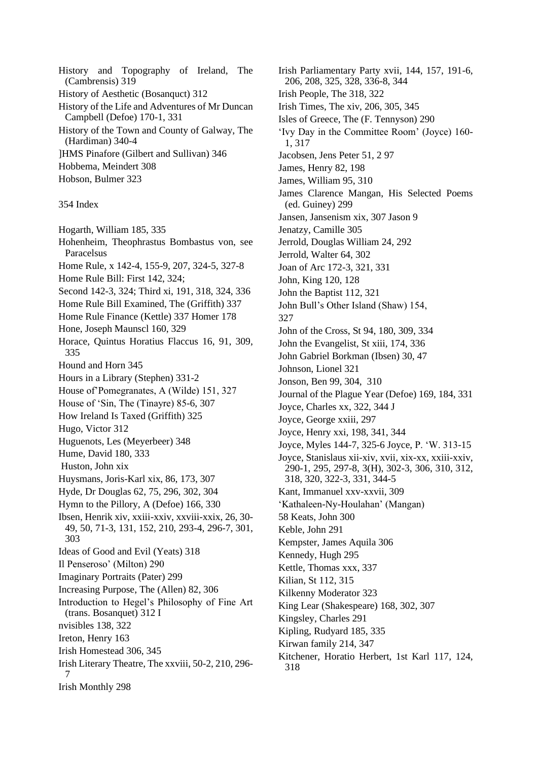History and Topography of Ireland, The (Cambrensis) 319
History of Aesthetic (Bosanquct) 312
History of the Life and Adventures of Mr Duncan Campbell (Defoe) 170-1, 331
History of the Town and County of Galway, The (Hardiman) 340-4
]HMS Pinafore (Gilbert and Sullivan) 346
Hobbema, Meindert 308
Hobson, Bulmer 323

354 Index

Hogarth, William 185, 335
Hohenheim, Theophrastus Bombastus von, see Paracelsus
Home Rule, x 142-4, 155-9, 207, 324-5, 327-8
Home Rule Bill: First 142, 324;
Second 142-3, 324; Third xi, 191, 318, 324, 336
Home Rule Bill Examined, The (Griffith) 337
Home Rule Finance (Kettle) 337 Homer 178
Hone, Joseph Maunscl 160, 329
Horace, Quintus Horatius Flaccus 16, 91, 309, 335
Hound and Horn 345
Hours in a Library (Stephen) 331-2
House of'Pomegranates, A (Wilde) 151, 327
House of 'Sin, The (Tinayre) 85-6, 307
How Ireland Is Taxed (Griffith) 325
Hugo, Victor 312
Huguenots, Les (Meyerbeer) 348
Hume, David 180, 333
Huston, John xix
Huysmans, Joris-Karl xix, 86, 173, 307
Hyde, Dr Douglas 62, 75, 296, 302, 304
Hymn to the Pillory, A (Defoe) 166, 330
Ibsen, Henrik xiv, xxiii-xxiv, xxviii-xxix, 26, 30-49, 50, 71-3, 131, 152, 210, 293-4, 296-7, 301, 303
Ideas of Good and Evil (Yeats) 318
Il Penseroso' (Milton) 290
Imaginary Portraits (Pater) 299
Increasing Purpose, The (Allen) 82, 306
Introduction to Hegel's Philosophy of Fine Art (trans. Bosanquet) 312 I
nvisibles 138, 322
Ireton, Henry 163
Irish Homestead 306, 345
Irish Literary Theatre, The xxviii, 50-2, 210, 296-7
Irish Monthly 298
Irish Parliamentary Party xvii, 144, 157, 191-6, 206, 208, 325, 328, 336-8, 344
Irish People, The 318, 322
Irish Times, The xiv, 206, 305, 345
Isles of Greece, The (F. Tennyson) 290
'Ivy Day in the Committee Room' (Joyce) 160-1, 317
Jacobsen, Jens Peter 51, 2 97
James, Henry 82, 198
James, William 95, 310
James Clarence Mangan, His Selected Poems (ed. Guiney) 299
Jansen, Jansenism xix, 307 Jason 9
Jenatzy, Camille 305
Jerrold, Douglas William 24, 292
Jerrold, Walter 64, 302
Joan of Arc 172-3, 321, 331
John, King 120, 128
John the Baptist 112, 321
John Bull's Other Island (Shaw) 154,
327
John of the Cross, St 94, 180, 309, 334
John the Evangelist, St xiii, 174, 336
John Gabriel Borkman (Ibsen) 30, 47
Johnson, Lionel 321
Jonson, Ben 99, 304, 310
Journal of the Plague Year (Defoe) 169, 184, 331
Joyce, Charles xx, 322, 344 J
Joyce, George xxiii, 297
Joyce, Henry xxi, 198, 341, 344
Joyce, Myles 144-7, 325-6 Joyce, P. 'W. 313-15
Joyce, Stanislaus xii-xiv, xvii, xix-xx, xxiii-xxiv, 290-1, 295, 297-8, 3(H), 302-3, 306, 310, 312, 318, 320, 322-3, 331, 344-5
Kant, Immanuel xxv-xxvii, 309
'Kathaleen-Ny-Houlahan' (Mangan)
58 Keats, John 300
Keble, John 291
Kempster, James Aquila 306
Kennedy, Hugh 295
Kettle, Thomas xxx, 337
Kilian, St 112, 315
Kilkenny Moderator 323
King Lear (Shakespeare) 168, 302, 307
Kingsley, Charles 291
Kipling, Rudyard 185, 335
Kirwan family 214, 347
Kitchener, Horatio Herbert, 1st Karl 117, 124, 318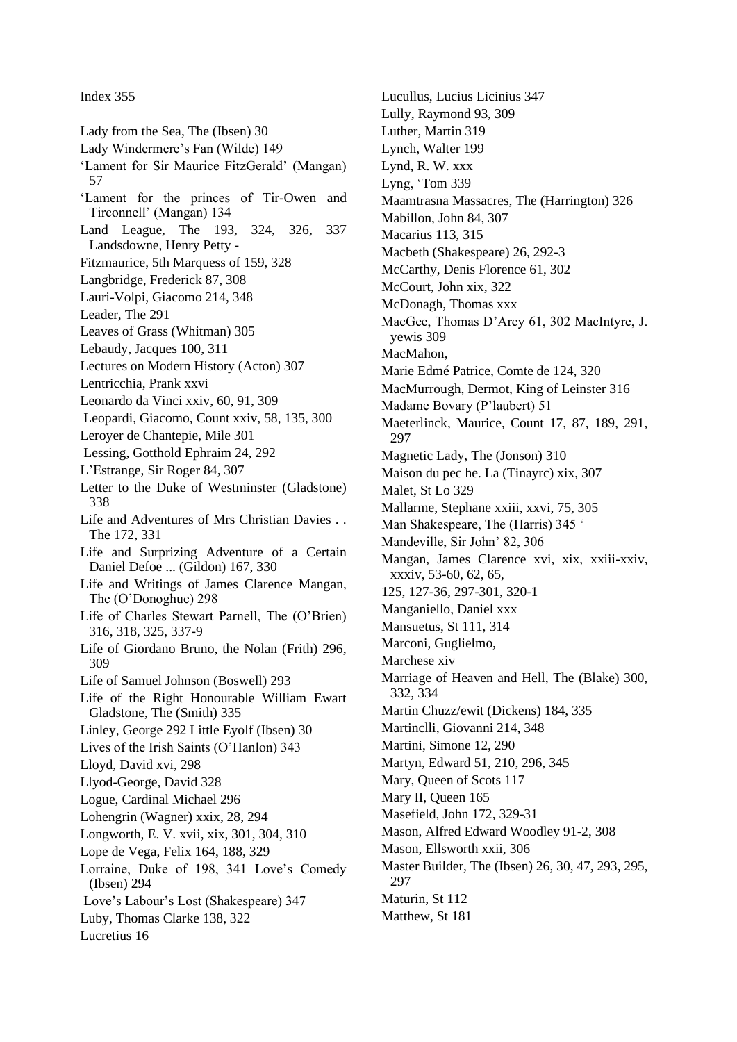Index 355

Lady from the Sea, The (Ibsen) 30

Lady Windermere's Fan (Wilde) 149

'Lament for Sir Maurice FitzGerald' (Mangan) 57

'Lament for the princes of Tir-Owen and Tirconnell' (Mangan) 134

Land League, The 193, 324, 326, 337 Landsdowne, Henry Petty -

Fitzmaurice, 5th Marquess of 159, 328

Langbridge, Frederick 87, 308

Lauri-Volpi, Giacomo 214, 348

Leader, The 291

Leaves of Grass (Whitman) 305

Lebaudy, Jacques 100, 311

Lectures on Modern History (Acton) 307

Lentricchia, Prank xxvi

Leonardo da Vinci xxiv, 60, 91, 309

Leopardi, Giacomo, Count xxiv, 58, 135, 300

Leroyer de Chantepie, Mile 301

Lessing, Gotthold Ephraim 24, 292

L'Estrange, Sir Roger 84, 307

Letter to the Duke of Westminster (Gladstone) 338

Life and Adventures of Mrs Christian Davies . . The 172, 331

Life and Surprizing Adventure of a Certain Daniel Defoe ... (Gildon) 167, 330

Life and Writings of James Clarence Mangan, The (O'Donoghue) 298

Life of Charles Stewart Parnell, The (O'Brien) 316, 318, 325, 337-9

Life of Giordano Bruno, the Nolan (Frith) 296, 309

Life of Samuel Johnson (Boswell) 293

Life of the Right Honourable William Ewart Gladstone, The (Smith) 335

Linley, George 292 Little Eyolf (Ibsen) 30

Lives of the Irish Saints (O'Hanlon) 343

Lloyd, David xvi, 298

Llyod-George, David 328

Logue, Cardinal Michael 296

Lohengrin (Wagner) xxix, 28, 294

Longworth, E. V. xvii, xix, 301, 304, 310

Lope de Vega, Felix 164, 188, 329

Lorraine, Duke of 198, 341 Love's Comedy (Ibsen) 294

Love's Labour's Lost (Shakespeare) 347

Luby, Thomas Clarke 138, 322

Lucretius 16

Lucullus, Lucius Licinius 347

Lully, Raymond 93, 309

Luther, Martin 319

Lynch, Walter 199

Lynd, R. W. xxx

Lyng, 'Tom 339

Maamtrasna Massacres, The (Harrington) 326

Mabillon, John 84, 307

Macarius 113, 315

Macbeth (Shakespeare) 26, 292-3

McCarthy, Denis Florence 61, 302

McCourt, John xix, 322

McDonagh, Thomas xxx

MacGee, Thomas D'Arcy 61, 302 MacIntyre, J. yewis 309

MacMahon,

Marie Edmé Patrice, Comte de 124, 320

MacMurrough, Dermot, King of Leinster 316

Madame Bovary (P'laubert) 51

Maeterlinck, Maurice, Count 17, 87, 189, 291, 297

Magnetic Lady, The (Jonson) 310

Maison du pec he. La (Tinayrc) xix, 307

Malet, St Lo 329

Mallarme, Stephane xxiii, xxvi, 75, 305

Man Shakespeare, The (Harris) 345 '

Mandeville, Sir John' 82, 306

Mangan, James Clarence xvi, xix, xxiii-xxiv, xxxiv, 53-60, 62, 65,

125, 127-36, 297-301, 320-1

Manganiello, Daniel xxx

Mansuetus, St 111, 314

Marconi, Guglielmo,

Marchese xiv

Marriage of Heaven and Hell, The (Blake) 300, 332, 334

Martin Chuzz/ewit (Dickens) 184, 335

Martinclli, Giovanni 214, 348

Martini, Simone 12, 290

Martyn, Edward 51, 210, 296, 345

Mary, Queen of Scots 117

Mary II, Queen 165

Masefield, John 172, 329-31

Mason, Alfred Edward Woodley 91-2, 308

Mason, Ellsworth xxii, 306

Master Builder, The (Ibsen) 26, 30, 47, 293, 295, 297

Maturin, St 112

Matthew, St 181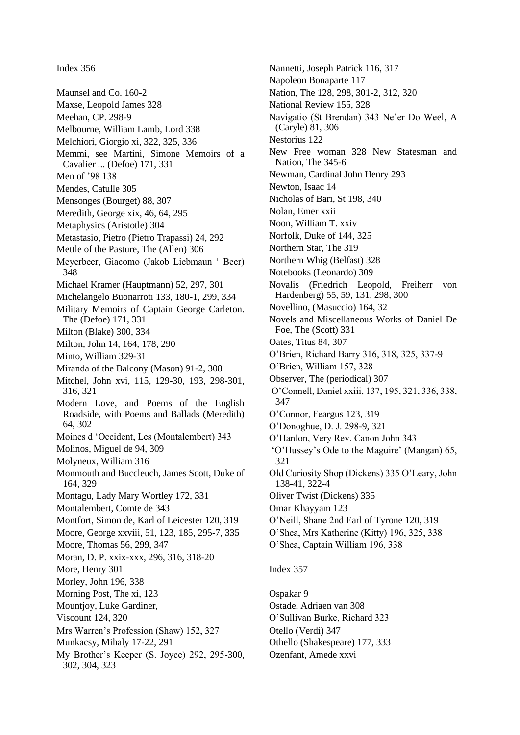Maunsel and Co. 160-2

Maxse, Leopold James 328

Meehan, CP. 298-9

Melbourne, William Lamb, Lord 338

Melchiori, Giorgio xi, 322, 325, 336

Memmi, see Martini, Simone Memoirs of a Cavalier ... (Defoe) 171, 331

Men of '98 138

Mendes, Catulle 305

Mensonges (Bourget) 88, 307

Meredith, George xix, 46, 64, 295

Metaphysics (Aristotle) 304

Metastasio, Pietro (Pietro Trapassi) 24, 292

Mettle of the Pasture, The (Allen) 306

Meyerbeer, Giacomo (Jakob Liebmaun ' Beer) 348

Michael Kramer (Hauptmann) 52, 297, 301

Michelangelo Buonarroti 133, 180-1, 299, 334

Military Memoirs of Captain George Carleton. The (Defoe) 171, 331

Milton (Blake) 300, 334

Milton, John 14, 164, 178, 290

Minto, William 329-31

Miranda of the Balcony (Mason) 91-2, 308

Mitchel, John xvi, 115, 129-30, 193, 298-301, 316, 321

Modern Love, and Poems of the English Roadside, with Poems and Ballads (Meredith) 64, 302

Moines d 'Occident, Les (Montalembert) 343

Molinos, Miguel de 94, 309

Molyneux, William 316

Monmouth and Buccleuch, James Scott, Duke of 164, 329

Montagu, Lady Mary Wortley 172, 331

Montalembert, Comte de 343

Montfort, Simon de, Karl of Leicester 120, 319

Moore, George xxviii, 51, 123, 185, 295-7, 335

Moore, Thomas 56, 299, 347

Moran, D. P. xxix-xxx, 296, 316, 318-20

More, Henry 301

Morley, John 196, 338

Morning Post, The xi, 123

Mountjoy, Luke Gardiner,

Viscount 124, 320

Mrs Warren's Profession (Shaw) 152, 327

Munkacsy, Mihaly 17-22, 291

My Brother's Keeper (S. Joyce) 292, 295-300, 302, 304, 323

Nannetti, Joseph Patrick 116, 317

Napoleon Bonaparte 117

Nation, The 128, 298, 301-2, 312, 320

National Review 155, 328

Navigatio (St Brendan) 343 Ne'er Do Weel, A (Caryle) 81, 306

Nestorius 122

New Free woman 328 New Statesman and Nation, The 345-6

Newman, Cardinal John Henry 293

Newton, Isaac 14

Nicholas of Bari, St 198, 340

Nolan, Emer xxii

Noon, William T. xxiv

Norfolk, Duke of 144, 325

Northern Star, The 319

Northern Whig (Belfast) 328

Notebooks (Leonardo) 309

Novalis (Friedrich Leopold, Freiherr von Hardenberg) 55, 59, 131, 298, 300

Novellino, (Masuccio) 164, 32

Novels and Miscellaneous Works of Daniel De Foe, The (Scott) 331

Oates, Titus 84, 307

O'Brien, Richard Barry 316, 318, 325, 337-9

O'Brien, William 157, 328

Observer, The (periodical) 307

O'Connell, Daniel xxiii, 137, 195, 321, 336, 338, 347

O'Connor, Feargus 123, 319

O'Donoghue, D. J. 298-9, 321

O'Hanlon, Very Rev. Canon John 343

'O'Hussey's Ode to the Maguire' (Mangan) 65, 321

Old Curiosity Shop (Dickens) 335 O'Leary, John 138-41, 322-4

Oliver Twist (Dickens) 335

Omar Khayyam 123

O'Neill, Shane 2nd Earl of Tyrone 120, 319

O'Shea, Mrs Katherine (Kitty) 196, 325, 338

O'Shea, Captain William 196, 338

Ospakar 9

Ostade, Adriaen van 308

O'Sullivan Burke, Richard 323

Otello (Verdi) 347

Othello (Shakespeare) 177, 333

Ozenfant, Amede xxvi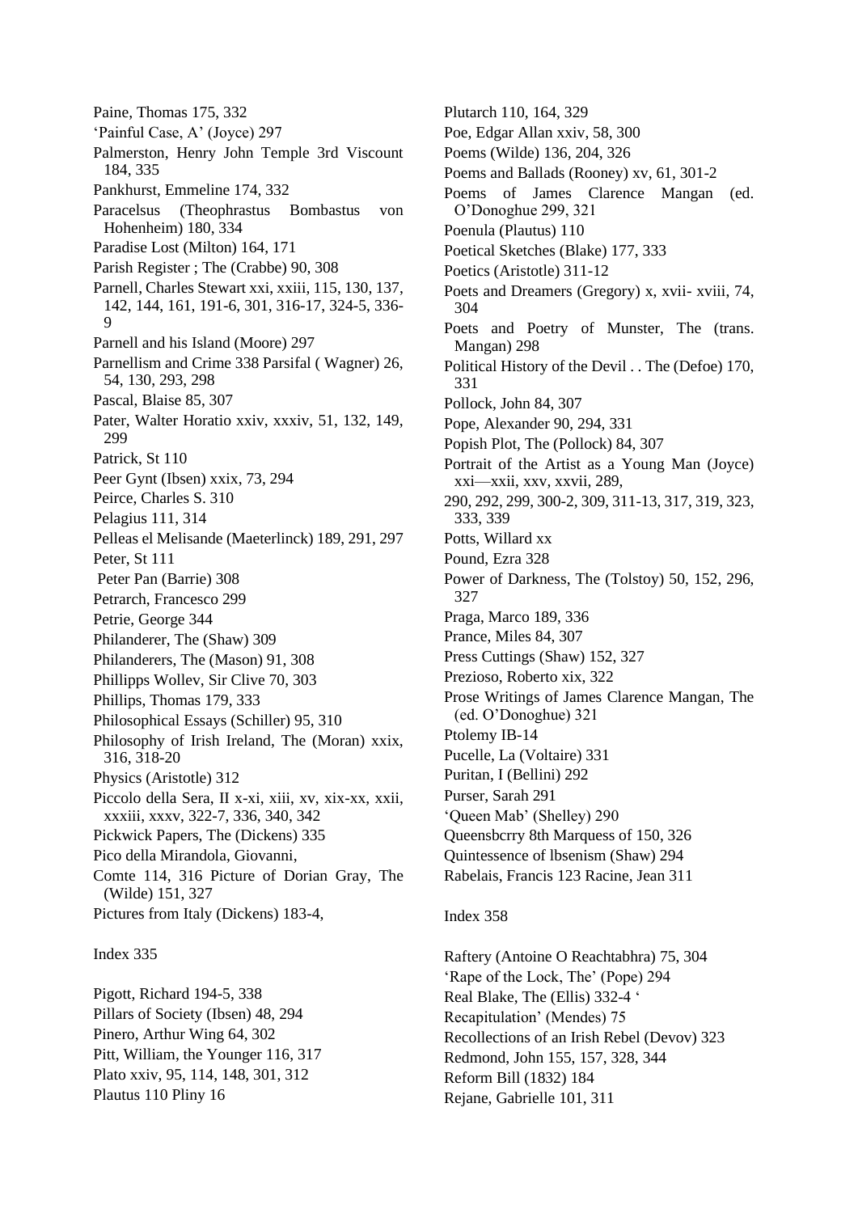Paine, Thomas 175, 332
'Painful Case, A' (Joyce) 297
Palmerston, Henry John Temple 3rd Viscount 184, 335
Pankhurst, Emmeline 174, 332
Paracelsus (Theophrastus Bombastus von Hohenheim) 180, 334
Paradise Lost (Milton) 164, 171
Parish Register ; The (Crabbe) 90, 308
Parnell, Charles Stewart xxi, xxiii, 115, 130, 137, 142, 144, 161, 191-6, 301, 316-17, 324-5, 336-9
Parnell and his Island (Moore) 297
Parnellism and Crime 338 Parsifal ( Wagner) 26, 54, 130, 293, 298
Pascal, Blaise 85, 307
Pater, Walter Horatio xxiv, xxxiv, 51, 132, 149, 299
Patrick, St 110
Peer Gynt (Ibsen) xxix, 73, 294
Peirce, Charles S. 310
Pelagius 111, 314
Pelleas el Melisande (Maeterlinck) 189, 291, 297
Peter, St 111
Peter Pan (Barrie) 308
Petrarch, Francesco 299
Petrie, George 344
Philanderer, The (Shaw) 309
Philanderers, The (Mason) 91, 308
Phillipps Wollev, Sir Clive 70, 303
Phillips, Thomas 179, 333
Philosophical Essays (Schiller) 95, 310
Philosophy of Irish Ireland, The (Moran) xxix, 316, 318-20
Physics (Aristotle) 312
Piccolo della Sera, Il x-xi, xiii, xv, xix-xx, xxii, xxxiii, xxxv, 322-7, 336, 340, 342
Pickwick Papers, The (Dickens) 335
Pico della Mirandola, Giovanni,
Comte 114, 316 Picture of Dorian Gray, The (Wilde) 151, 327
Pictures from Italy (Dickens) 183-4,

Index 335

Pigott, Richard 194-5, 338
Pillars of Society (Ibsen) 48, 294
Pinero, Arthur Wing 64, 302
Pitt, William, the Younger 116, 317
Plato xxiv, 95, 114, 148, 301, 312
Plautus 110 Pliny 16
Plutarch 110, 164, 329
Poe, Edgar Allan xxiv, 58, 300
Poems (Wilde) 136, 204, 326
Poems and Ballads (Rooney) xv, 61, 301-2
Poems of James Clarence Mangan (ed. O'Donoghue 299, 321
Poenula (Plautus) 110
Poetical Sketches (Blake) 177, 333
Poetics (Aristotle) 311-12
Poets and Dreamers (Gregory) x, xvii- xviii, 74, 304
Poets and Poetry of Munster, The (trans. Mangan) 298
Political History of the Devil . . The (Defoe) 170, 331
Pollock, John 84, 307
Pope, Alexander 90, 294, 331
Popish Plot, The (Pollock) 84, 307
Portrait of the Artist as a Young Man (Joyce) xxi—xxii, xxv, xxvii, 289,
290, 292, 299, 300-2, 309, 311-13, 317, 319, 323, 333, 339
Potts, Willard xx
Pound, Ezra 328
Power of Darkness, The (Tolstoy) 50, 152, 296, 327
Praga, Marco 189, 336
Prance, Miles 84, 307
Press Cuttings (Shaw) 152, 327
Prezioso, Roberto xix, 322
Prose Writings of James Clarence Mangan, The (ed. O'Donoghue) 321
Ptolemy IB-14
Pucelle, La (Voltaire) 331
Puritan, I (Bellini) 292
Purser, Sarah 291
'Queen Mab' (Shelley) 290
Queensbcrry 8th Marquess of 150, 326
Quintessence of lbsenism (Shaw) 294
Rabelais, Francis 123 Racine, Jean 311

Index 358

Raftery (Antoine O Reachtabhra) 75, 304
'Rape of the Lock, The' (Pope) 294
Real Blake, The (Ellis) 332-4 '
Recapitulation' (Mendes) 75
Recollections of an Irish Rebel (Devov) 323
Redmond, John 155, 157, 328, 344
Reform Bill (1832) 184
Rejane, Gabrielle 101, 311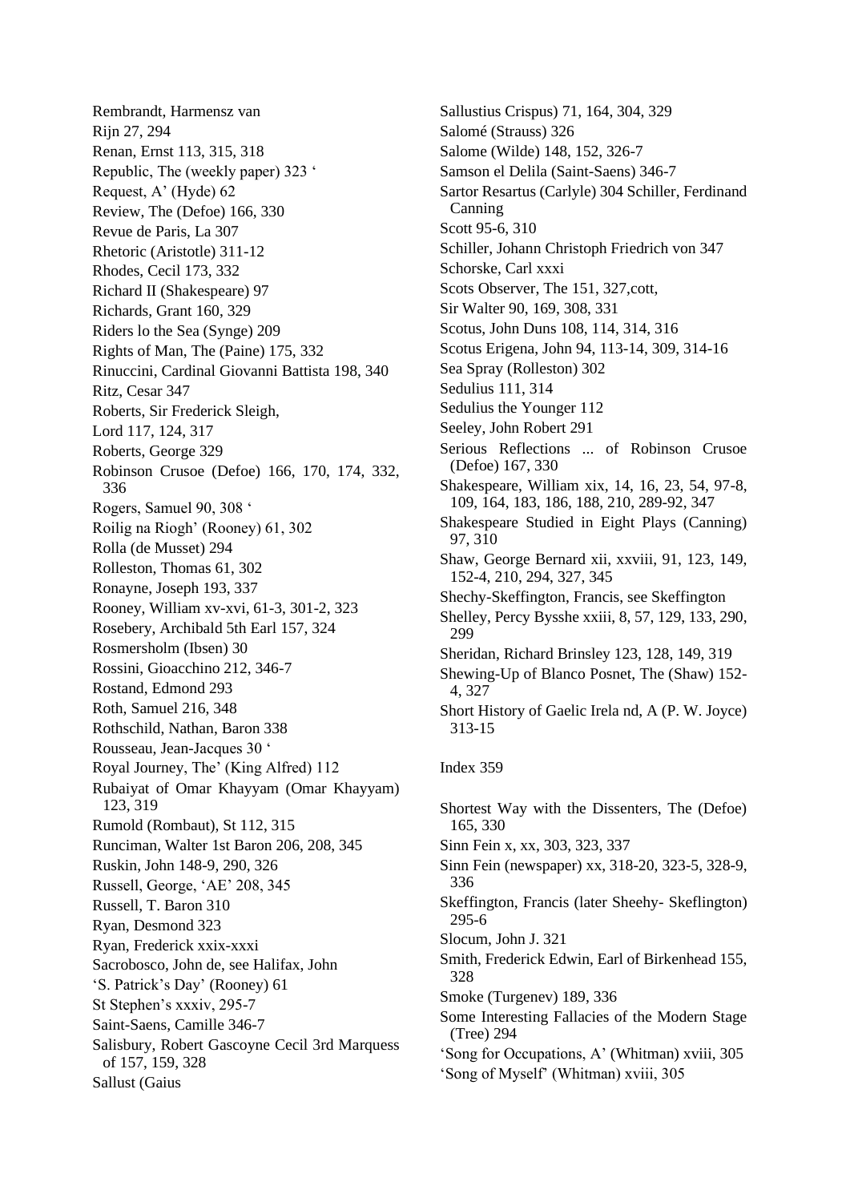Rembrandt, Harmensz van
Rijn 27, 294
Renan, Ernst 113, 315, 318
Republic, The (weekly paper) 323 '
Request, A' (Hyde) 62
Review, The (Defoe) 166, 330
Revue de Paris, La 307
Rhetoric (Aristotle) 311-12
Rhodes, Cecil 173, 332
Richard II (Shakespeare) 97
Richards, Grant 160, 329
Riders lo the Sea (Synge) 209
Rights of Man, The (Paine) 175, 332
Rinuccini, Cardinal Giovanni Battista 198, 340
Ritz, Cesar 347
Roberts, Sir Frederick Sleigh,
Lord 117, 124, 317
Roberts, George 329
Robinson Crusoe (Defoe) 166, 170, 174, 332, 336
Rogers, Samuel 90, 308 '
Roilig na Riogh' (Rooney) 61, 302
Rolla (de Musset) 294
Rolleston, Thomas 61, 302
Ronayne, Joseph 193, 337
Rooney, William xv-xvi, 61-3, 301-2, 323
Rosebery, Archibald 5th Earl 157, 324
Rosmersholm (Ibsen) 30
Rossini, Gioacchino 212, 346-7
Rostand, Edmond 293
Roth, Samuel 216, 348
Rothschild, Nathan, Baron 338
Rousseau, Jean-Jacques 30 '
Royal Journey, The' (King Alfred) 112
Rubaiyat of Omar Khayyam (Omar Khayyam) 123, 319
Rumold (Rombaut), St 112, 315
Runciman, Walter 1st Baron 206, 208, 345
Ruskin, John 148-9, 290, 326
Russell, George, 'AE' 208, 345
Russell, T. Baron 310
Ryan, Desmond 323
Ryan, Frederick xxix-xxxi
Sacrobosco, John de, see Halifax, John
'S. Patrick's Day' (Rooney) 61
St Stephen's xxxiv, 295-7
Saint-Saens, Camille 346-7
Salisbury, Robert Gascoyne Cecil 3rd Marquess of 157, 159, 328
Sallust (Gaius
Sallustius Crispus) 71, 164, 304, 329
Salomé (Strauss) 326
Salome (Wilde) 148, 152, 326-7
Samson el Delila (Saint-Saens) 346-7
Sartor Resartus (Carlyle) 304 Schiller, Ferdinand Canning
Scott 95-6, 310
Schiller, Johann Christoph Friedrich von 347
Schorske, Carl xxxi
Scots Observer, The 151, 327,cott,
Sir Walter 90, 169, 308, 331
Scotus, John Duns 108, 114, 314, 316
Scotus Erigena, John 94, 113-14, 309, 314-16
Sea Spray (Rolleston) 302
Sedulius 111, 314
Sedulius the Younger 112
Seeley, John Robert 291
Serious Reflections ... of Robinson Crusoe (Defoe) 167, 330
Shakespeare, William xix, 14, 16, 23, 54, 97-8, 109, 164, 183, 186, 188, 210, 289-92, 347
Shakespeare Studied in Eight Plays (Canning) 97, 310
Shaw, George Bernard xii, xxviii, 91, 123, 149, 152-4, 210, 294, 327, 345
Shechy-Skeffington, Francis, see Skeffington
Shelley, Percy Bysshe xxiii, 8, 57, 129, 133, 290, 299
Sheridan, Richard Brinsley 123, 128, 149, 319
Shewing-Up of Blanco Posnet, The (Shaw) 152-4, 327
Short History of Gaelic Irela nd, A (P. W. Joyce) 313-15

Index 359

Shortest Way with the Dissenters, The (Defoe) 165, 330
Sinn Fein x, xx, 303, 323, 337
Sinn Fein (newspaper) xx, 318-20, 323-5, 328-9, 336
Skeffington, Francis (later Sheehy- Skeflington) 295-6
Slocum, John J. 321
Smith, Frederick Edwin, Earl of Birkenhead 155, 328
Smoke (Turgenev) 189, 336
Some Interesting Fallacies of the Modern Stage (Tree) 294
'Song for Occupations, A' (Whitman) xviii, 305
'Song of Myself' (Whitman) xviii, 305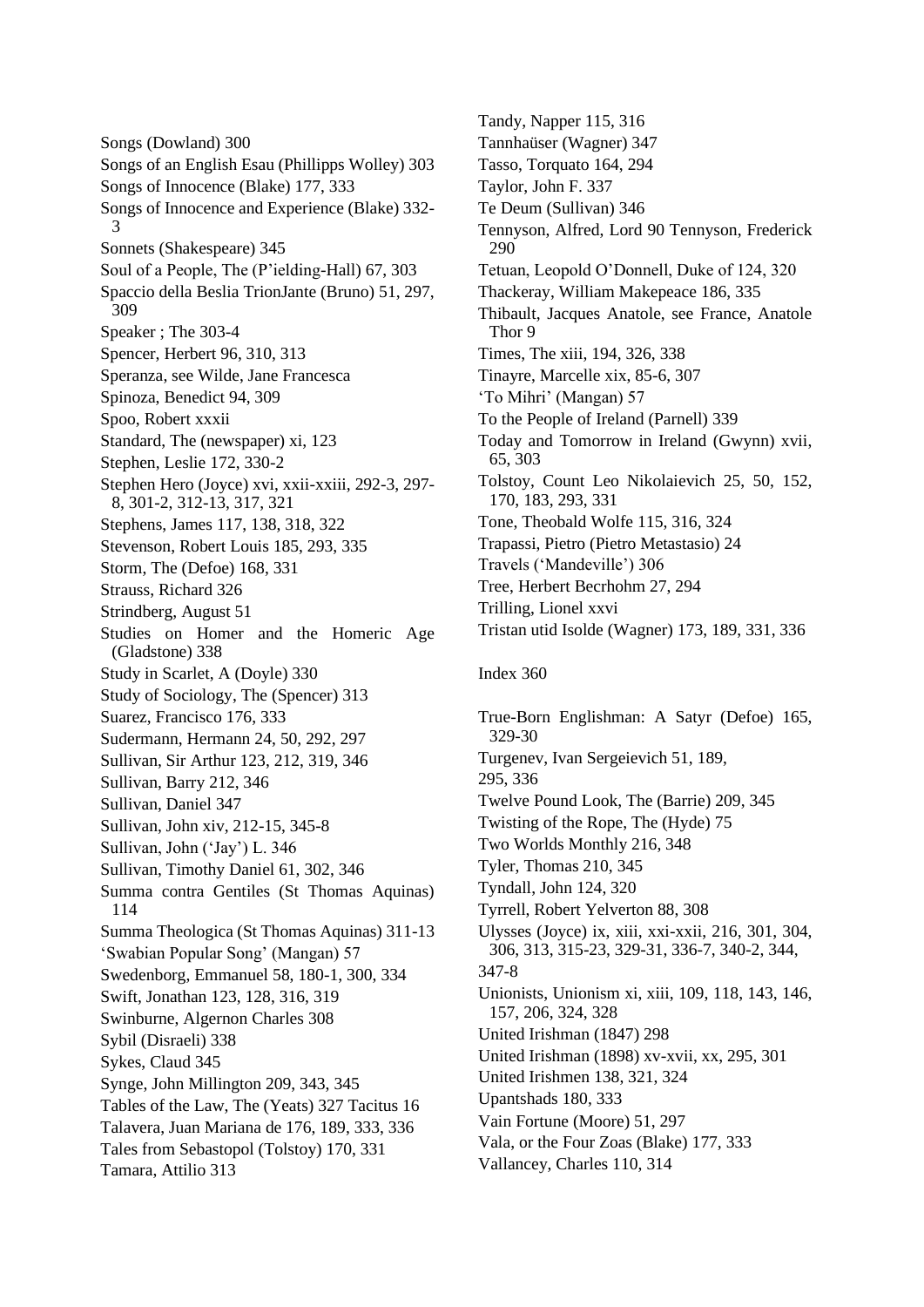Songs (Dowland) 300
Songs of an English Esau (Phillipps Wolley) 303
Songs of Innocence (Blake) 177, 333
Songs of Innocence and Experience (Blake) 332-3
Sonnets (Shakespeare) 345
Soul of a People, The (P'ielding-Hall) 67, 303
Spaccio della Beslia TrionJante (Bruno) 51, 297, 309
Speaker ; The 303-4
Spencer, Herbert 96, 310, 313
Speranza, see Wilde, Jane Francesca
Spinoza, Benedict 94, 309
Spoo, Robert xxxii
Standard, The (newspaper) xi, 123
Stephen, Leslie 172, 330-2
Stephen Hero (Joyce) xvi, xxii-xxiii, 292-3, 297-8, 301-2, 312-13, 317, 321
Stephens, James 117, 138, 318, 322
Stevenson, Robert Louis 185, 293, 335
Storm, The (Defoe) 168, 331
Strauss, Richard 326
Strindberg, August 51
Studies on Homer and the Homeric Age (Gladstone) 338
Study in Scarlet, A (Doyle) 330
Study of Sociology, The (Spencer) 313
Suarez, Francisco 176, 333
Sudermann, Hermann 24, 50, 292, 297
Sullivan, Sir Arthur 123, 212, 319, 346
Sullivan, Barry 212, 346
Sullivan, Daniel 347
Sullivan, John xiv, 212-15, 345-8
Sullivan, John ('Jay') L. 346
Sullivan, Timothy Daniel 61, 302, 346
Summa contra Gentiles (St Thomas Aquinas) 114
Summa Theologica (St Thomas Aquinas) 311-13
'Swabian Popular Song' (Mangan) 57
Swedenborg, Emmanuel 58, 180-1, 300, 334
Swift, Jonathan 123, 128, 316, 319
Swinburne, Algernon Charles 308
Sybil (Disraeli) 338
Sykes, Claud 345
Synge, John Millington 209, 343, 345
Tables of the Law, The (Yeats) 327 Tacitus 16
Talavera, Juan Mariana de 176, 189, 333, 336
Tales from Sebastopol (Tolstoy) 170, 331
Tamara, Attilio 313
Tandy, Napper 115, 316
Tannhaüser (Wagner) 347
Tasso, Torquato 164, 294
Taylor, John F. 337
Te Deum (Sullivan) 346
Tennyson, Alfred, Lord 90 Tennyson, Frederick 290
Tetuan, Leopold O'Donnell, Duke of 124, 320
Thackeray, William Makepeace 186, 335
Thibault, Jacques Anatole, see France, Anatole Thor 9
Times, The xiii, 194, 326, 338
Tinayre, Marcelle xix, 85-6, 307
'To Mihri' (Mangan) 57
To the People of Ireland (Parnell) 339
Today and Tomorrow in Ireland (Gwynn) xvii, 65, 303
Tolstoy, Count Leo Nikolaievich 25, 50, 152, 170, 183, 293, 331
Tone, Theobald Wolfe 115, 316, 324
Trapassi, Pietro (Pietro Metastasio) 24
Travels ('Mandeville') 306
Tree, Herbert Becrhohm 27, 294
Trilling, Lionel xxvi
Tristan utid Isolde (Wagner) 173, 189, 331, 336

True-Born Englishman: A Satyr (Defoe) 165, 329-30
Turgenev, Ivan Sergeievich 51, 189, 295, 336
Twelve Pound Look, The (Barrie) 209, 345
Twisting of the Rope, The (Hyde) 75
Two Worlds Monthly 216, 348
Tyler, Thomas 210, 345
Tyndall, John 124, 320
Tyrrell, Robert Yelverton 88, 308
Ulysses (Joyce) ix, xiii, xxi-xxii, 216, 301, 304, 306, 313, 315-23, 329-31, 336-7, 340-2, 344, 347-8
Unionists, Unionism xi, xiii, 109, 118, 143, 146, 157, 206, 324, 328
United Irishman (1847) 298
United Irishman (1898) xv-xvii, xx, 295, 301
United Irishmen 138, 321, 324
Upantshads 180, 333
Vain Fortune (Moore) 51, 297
Vala, or the Four Zoas (Blake) 177, 333
Vallancey, Charles 110, 314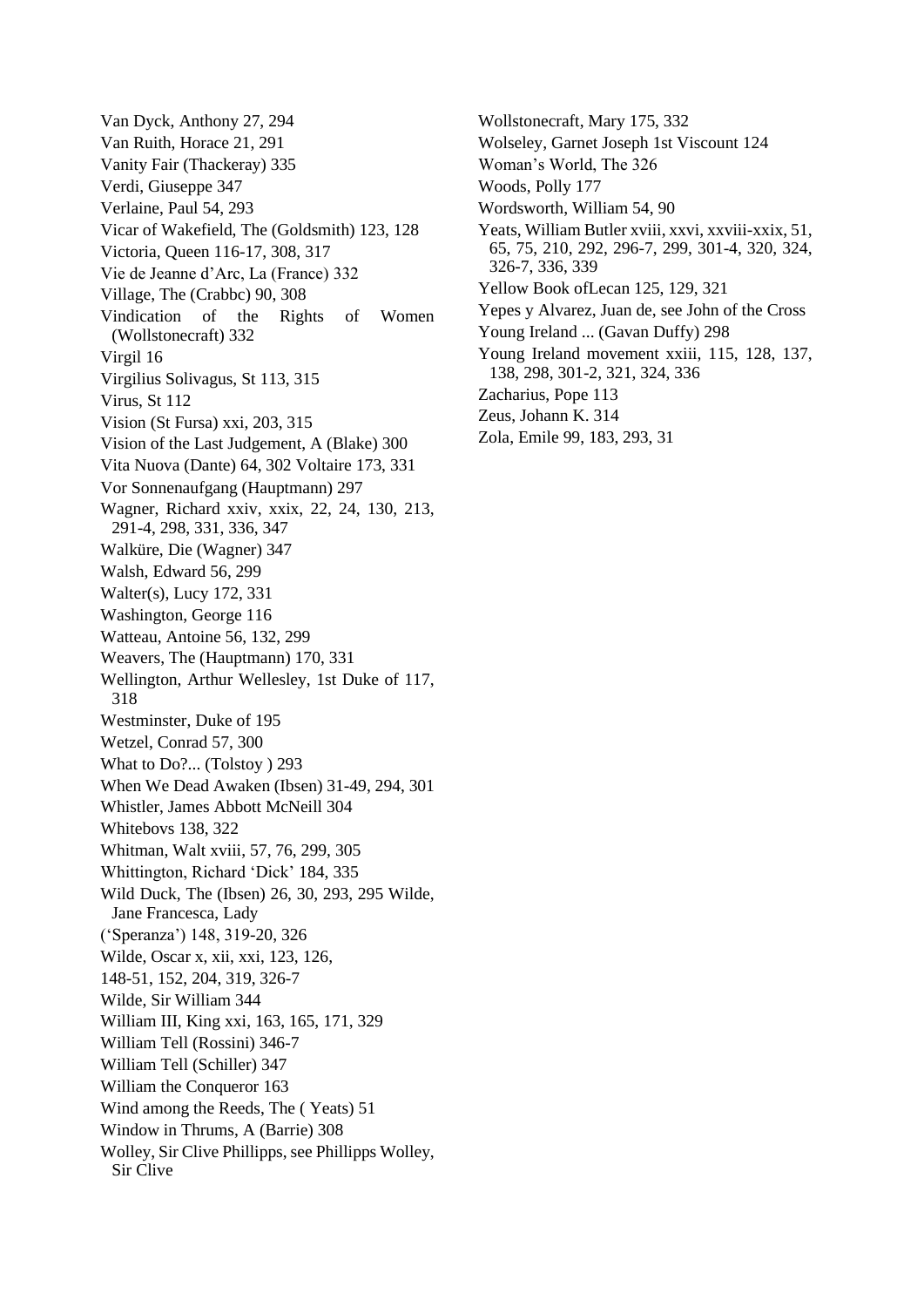Van Dyck, Anthony 27, 294
Van Ruith, Horace 21, 291
Vanity Fair (Thackeray) 335
Verdi, Giuseppe 347
Verlaine, Paul 54, 293
Vicar of Wakefield, The (Goldsmith) 123, 128
Victoria, Queen 116-17, 308, 317
Vie de Jeanne d'Arc, La (France) 332
Village, The (Crabbc) 90, 308
Vindication of the Rights of Women (Wollstonecraft) 332
Virgil 16
Virgilius Solivagus, St 113, 315
Virus, St 112
Vision (St Fursa) xxi, 203, 315
Vision of the Last Judgement, A (Blake) 300
Vita Nuova (Dante) 64, 302 Voltaire 173, 331
Vor Sonnenaufgang (Hauptmann) 297
Wagner, Richard xxiv, xxix, 22, 24, 130, 213, 291-4, 298, 331, 336, 347
Walküre, Die (Wagner) 347
Walsh, Edward 56, 299
Walter(s), Lucy 172, 331
Washington, George 116
Watteau, Antoine 56, 132, 299
Weavers, The (Hauptmann) 170, 331
Wellington, Arthur Wellesley, 1st Duke of 117, 318
Westminster, Duke of 195
Wetzel, Conrad 57, 300
What to Do?... (Tolstoy ) 293
When We Dead Awaken (Ibsen) 31-49, 294, 301
Whistler, James Abbott McNeill 304
Whitebovs 138, 322
Whitman, Walt xviii, 57, 76, 299, 305
Whittington, Richard 'Dick' 184, 335
Wild Duck, The (Ibsen) 26, 30, 293, 295 Wilde, Jane Francesca, Lady
('Speranza') 148, 319-20, 326
Wilde, Oscar x, xii, xxi, 123, 126,
148-51, 152, 204, 319, 326-7
Wilde, Sir William 344
William III, King xxi, 163, 165, 171, 329
William Tell (Rossini) 346-7
William Tell (Schiller) 347
William the Conqueror 163
Wind among the Reeds, The ( Yeats) 51
Window in Thrums, A (Barrie) 308
Wolley, Sir Clive Phillipps, see Phillipps Wolley, Sir Clive
Wollstonecraft, Mary 175, 332
Wolseley, Garnet Joseph 1st Viscount 124
Woman's World, The 326
Woods, Polly 177
Wordsworth, William 54, 90
Yeats, William Butler xviii, xxvi, xxviii-xxix, 51, 65, 75, 210, 292, 296-7, 299, 301-4, 320, 324, 326-7, 336, 339
Yellow Book ofLecan 125, 129, 321
Yepes y Alvarez, Juan de, see John of the Cross
Young Ireland ... (Gavan Duffy) 298
Young Ireland movement xxiii, 115, 128, 137, 138, 298, 301-2, 321, 324, 336
Zacharius, Pope 113
Zeus, Johann K. 314
Zola, Emile 99, 183, 293, 31